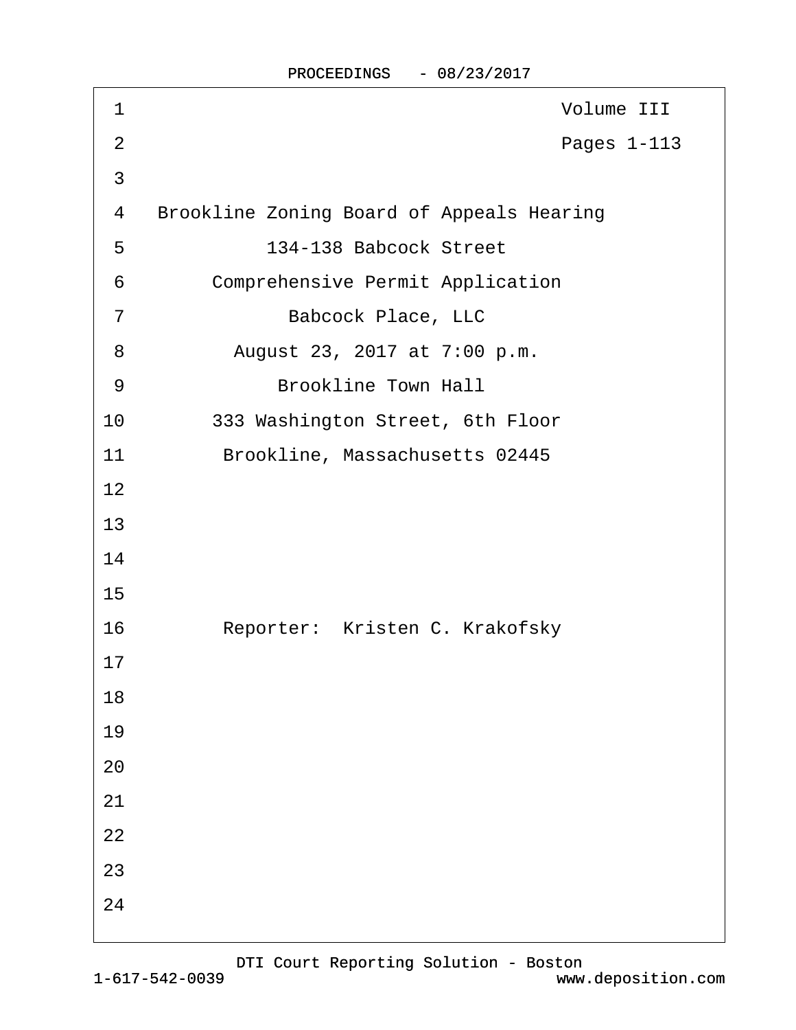Volume III

Pages 1-113

Brookline Zoning Board of Appeals Hearing

134-138 Babcock Street

Comprehensive Permit Application

Babcock Place, LLC

August 23, 2017 at 7:00 p.m.

Brookline Town Hall

333 Washington Street, 6th Floor

Brookline, Massachusetts 02445

Reporter: Kristen C. Krakofsky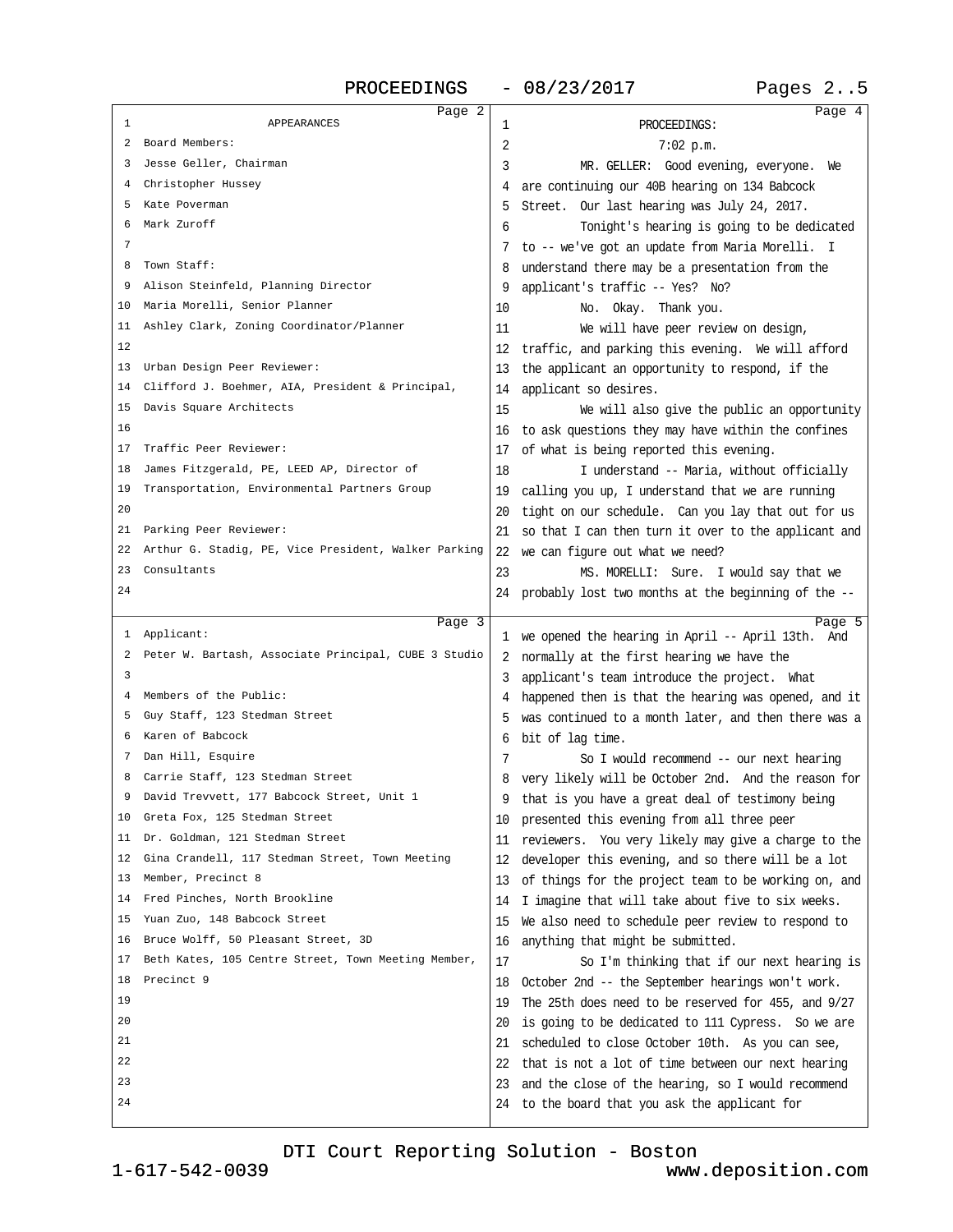APPEARANCES

Board Members:

Jesse Geller, Chairman
Christopher Hussey
Kate Poverman
Mark Zuroff

Town Staff:

Alison Steinfeld, Planning Director
Maria Morelli, Senior Planner
Ashley Clark, Zoning Coordinator/Planner

Urban Design Peer Reviewer:

Clifford J. Boehmer, AIA, President & Principal, Davis Square Architects

Traffic Peer Reviewer:

James Fitzgerald, PE, LEED AP, Director of Transportation, Environmental Partners Group

Parking Peer Reviewer:

Arthur G. Stadig, PE, Vice President, Walker Parking Consultants

Applicant:

Peter W. Bartash, Associate Principal, CUBE 3 Studio

Members of the Public:

Guy Staff, 123 Stedman Street
Karen of Babcock
Dan Hill, Esquire
Carrie Staff, 123 Stedman Street
David Trevvett, 177 Babcock Street, Unit 1
Greta Fox, 125 Stedman Street
Dr. Goldman, 121 Stedman Street
Gina Crandell, 117 Stedman Street, Town Meeting Member, Precinct 8
Fred Pinches, North Brookline
Yuan Zuo, 148 Babcock Street
Bruce Wolff, 50 Pleasant Street, 3D
Beth Kates, 105 Centre Street, Town Meeting Member, Precinct 9

PROCEEDINGS:

7:02 p.m.

MR. GELLER: Good evening, everyone. We are continuing our 40B hearing on 134 Babcock Street. Our last hearing was July 24, 2017.

Tonight's hearing is going to be dedicated to -- we've got an update from Maria Morelli. I understand there may be a presentation from the applicant's traffic -- Yes? No?

No. Okay. Thank you.

We will have peer review on design, traffic, and parking this evening. We will afford the applicant an opportunity to respond, if the applicant so desires.

We will also give the public an opportunity to ask questions they may have within the confines of what is being reported this evening.

I understand -- Maria, without officially calling you up, I understand that we are running tight on our schedule. Can you lay that out for us so that I can then turn it over to the applicant and we can figure out what we need?

MS. MORELLI: Sure. I would say that we probably lost two months at the beginning of the -- we opened the hearing in April -- April 13th. And normally at the first hearing we have the applicant's team introduce the project. What happened then is that the hearing was opened, and it was continued to a month later, and then there was a bit of lag time.

So I would recommend -- our next hearing very likely will be October 2nd. And the reason for that is you have a great deal of testimony being presented this evening from all three peer reviewers. You very likely may give a charge to the developer this evening, and so there will be a lot of things for the project team to be working on, and I imagine that will take about five to six weeks. We also need to schedule peer review to respond to anything that might be submitted.

So I'm thinking that if our next hearing is October 2nd -- the September hearings won't work. The 25th does need to be reserved for 455, and 9/27 is going to be dedicated to 111 Cypress. So we are scheduled to close October 10th. As you can see, that is not a lot of time between our next hearing and the close of the hearing, so I would recommend to the board that you ask the applicant for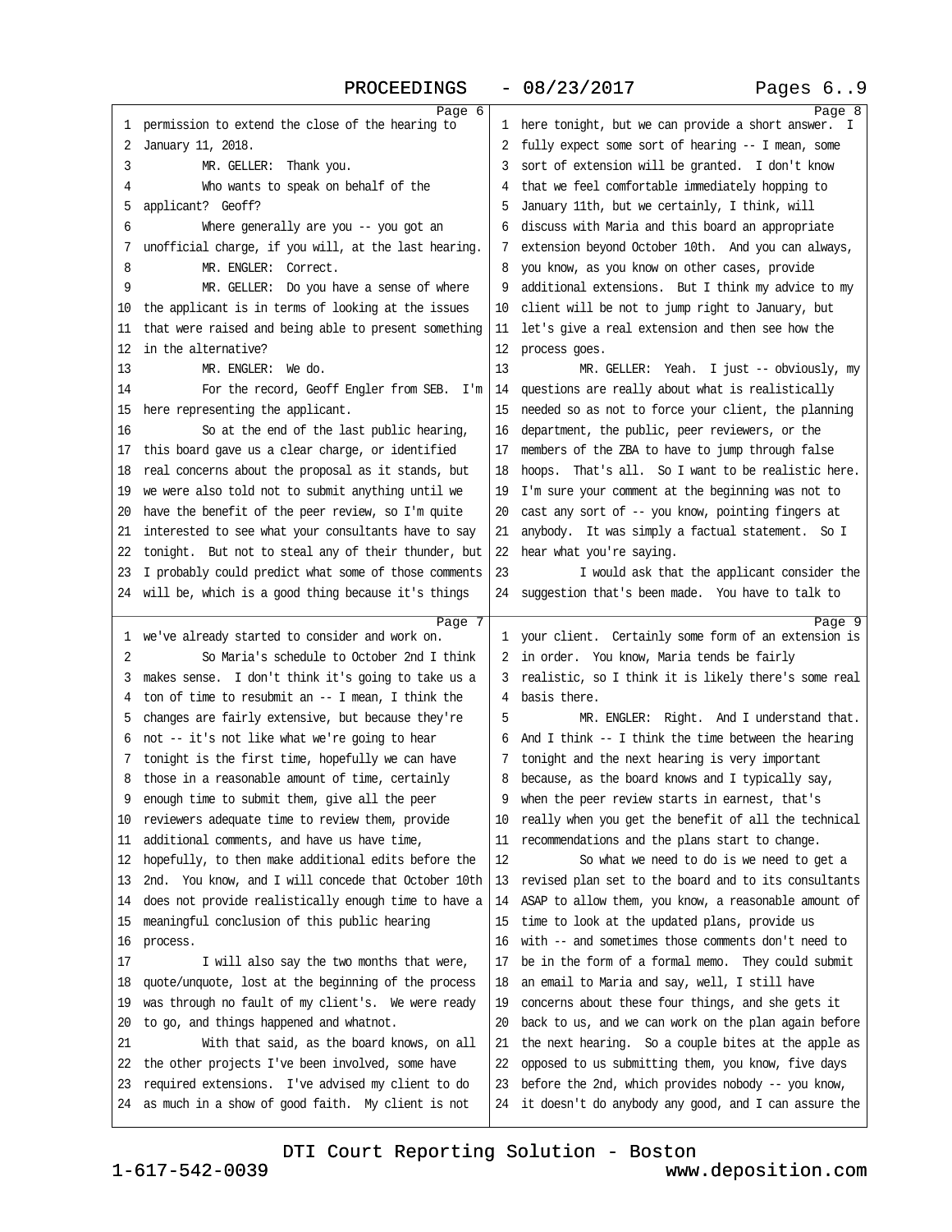Page 6

1 permission to extend the close of the hearing to
2 January 11, 2018.
3 MR. GELLER: Thank you.
4 Who wants to speak on behalf of the
5 applicant? Geoff?
6 Where generally are you -- you got an
7 unofficial charge, if you will, at the last hearing.
8 MR. ENGLER: Correct.
9 MR. GELLER: Do you have a sense of where
10 the applicant is in terms of looking at the issues
11 that were raised and being able to present something
12 in the alternative?
13 MR. ENGLER: We do.
14 For the record, Geoff Engler from SEB. I'm
15 here representing the applicant.
16 So at the end of the last public hearing,
17 this board gave us a clear charge, or identified
18 real concerns about the proposal as it stands, but
19 we were also told not to submit anything until we
20 have the benefit of the peer review, so I'm quite
21 interested to see what your consultants have to say
22 tonight. But not to steal any of their thunder, but
23 I probably could predict what some of those comments
24 will be, which is a good thing because it's things

Page 7

1 we've already started to consider and work on.
2 So Maria's schedule to October 2nd I think
3 makes sense. I don't think it's going to take us a
4 ton of time to resubmit an -- I mean, I think the
5 changes are fairly extensive, but because they're
6 not -- it's not like what we're going to hear
7 tonight is the first time, hopefully we can have
8 those in a reasonable amount of time, certainly
9 enough time to submit them, give all the peer
10 reviewers adequate time to review them, provide
11 additional comments, and have us have time,
12 hopefully, to then make additional edits before the
13 2nd. You know, and I will concede that October 10th
14 does not provide realistically enough time to have a
15 meaningful conclusion of this public hearing
16 process.
17 I will also say the two months that were,
18 quote/unquote, lost at the beginning of the process
19 was through no fault of my client's. We were ready
20 to go, and things happened and whatnot.
21 With that said, as the board knows, on all
22 the other projects I've been involved, some have
23 required extensions. I've advised my client to do
24 as much in a show of good faith. My client is not

Page 8

1 here tonight, but we can provide a short answer. I
2 fully expect some sort of hearing -- I mean, some
3 sort of extension will be granted. I don't know
4 that we feel comfortable immediately hopping to
5 January 11th, but we certainly, I think, will
6 discuss with Maria and this board an appropriate
7 extension beyond October 10th. And you can always,
8 you know, as you know on other cases, provide
9 additional extensions. But I think my advice to my
10 client will be not to jump right to January, but
11 let's give a real extension and then see how the
12 process goes.
13 MR. GELLER: Yeah. I just -- obviously, my
14 questions are really about what is realistically
15 needed so as not to force your client, the planning
16 department, the public, peer reviewers, or the
17 members of the ZBA to have to jump through false
18 hoops. That's all. So I want to be realistic here.
19 I'm sure your comment at the beginning was not to
20 cast any sort of -- you know, pointing fingers at
21 anybody. It was simply a factual statement. So I
22 hear what you're saying.
23 I would ask that the applicant consider the
24 suggestion that's been made. You have to talk to

Page 9

1 your client. Certainly some form of an extension is
2 in order. You know, Maria tends be fairly
3 realistic, so I think it is likely there's some real
4 basis there.
5 MR. ENGLER: Right. And I understand that.
6 And I think -- I think the time between the hearing
7 tonight and the next hearing is very important
8 because, as the board knows and I typically say,
9 when the peer review starts in earnest, that's
10 really when you get the benefit of all the technical
11 recommendations and the plans start to change.
12 So what we need to do is we need to get a
13 revised plan set to the board and to its consultants
14 ASAP to allow them, you know, a reasonable amount of
15 time to look at the updated plans, provide us
16 with -- and sometimes those comments don't need to
17 be in the form of a formal memo. They could submit
18 an email to Maria and say, well, I still have
19 concerns about these four things, and she gets it
20 back to us, and we can work on the plan again before
21 the next hearing. So a couple bites at the apple as
22 opposed to us submitting them, you know, five days
23 before the 2nd, which provides nobody -- you know,
24 it doesn't do anybody any good, and I can assure the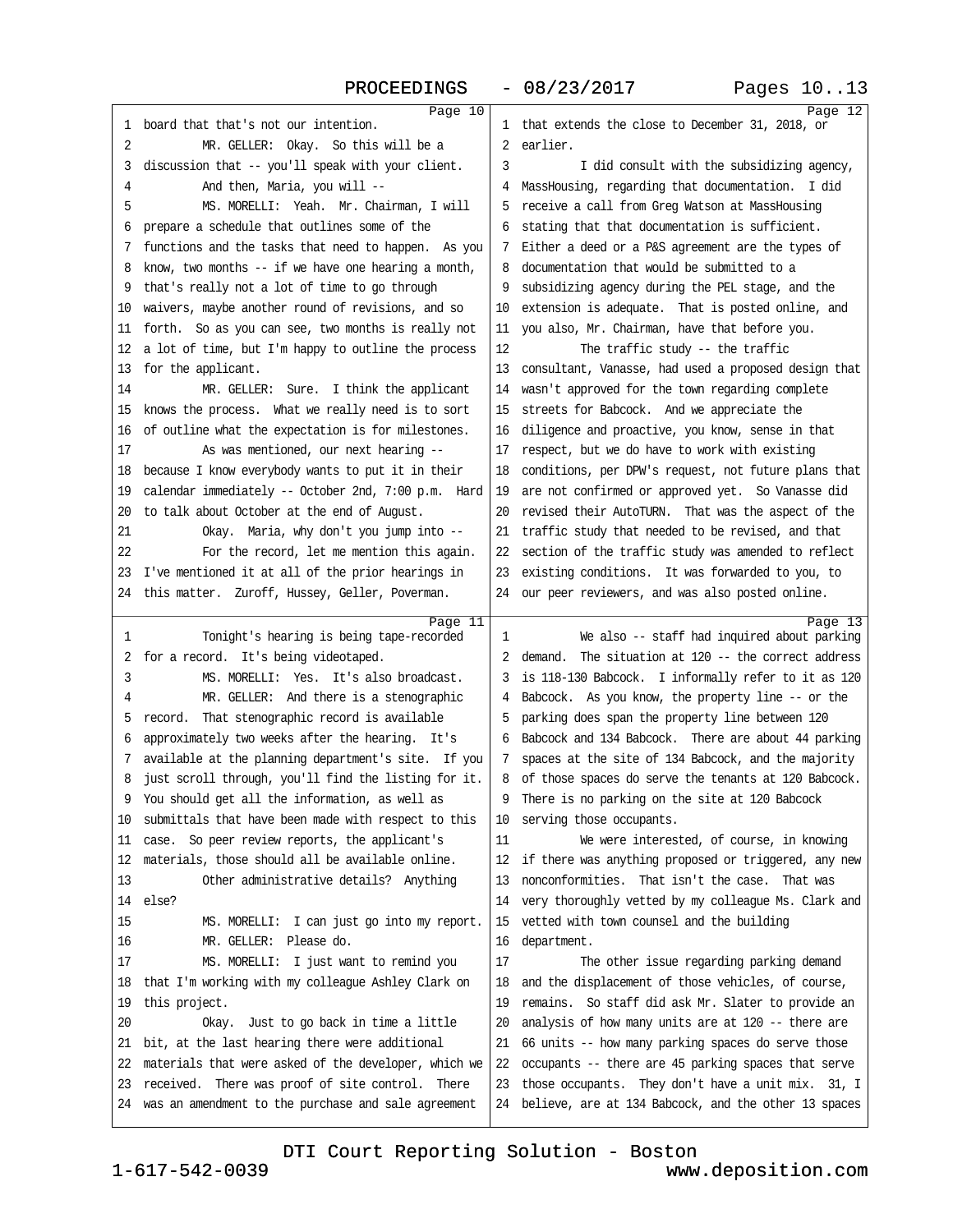## Page 10

1 board that that's not our intention.
2 MR. GELLER: Okay. So this will be a
3 discussion that -- you'll speak with your client.
4 And then, Maria, you will --
5 MS. MORELLI: Yeah. Mr. Chairman, I will
6 prepare a schedule that outlines some of the
7 functions and the tasks that need to happen. As you
8 know, two months -- if we have one hearing a month,
9 that's really not a lot of time to go through
10 waivers, maybe another round of revisions, and so
11 forth. So as you can see, two months is really not
12 a lot of time, but I'm happy to outline the process
13 for the applicant.
14 MR. GELLER: Sure. I think the applicant
15 knows the process. What we really need is to sort
16 of outline what the expectation is for milestones.
17 As was mentioned, our next hearing --
18 because I know everybody wants to put it in their
19 calendar immediately -- October 2nd, 7:00 p.m. Hard
20 to talk about October at the end of August.
21 Okay. Maria, why don't you jump into --
22 For the record, let me mention this again.
23 I've mentioned it at all of the prior hearings in
24 this matter. Zuroff, Hussey, Geller, Poverman.

## Page 11

1 Tonight's hearing is being tape-recorded
2 for a record. It's being videotaped.
3 MS. MORELLI: Yes. It's also broadcast.
4 MR. GELLER: And there is a stenographic
5 record. That stenographic record is available
6 approximately two weeks after the hearing. It's
7 available at the planning department's site. If you
8 just scroll through, you'll find the listing for it.
9 You should get all the information, as well as
10 submittals that have been made with respect to this
11 case. So peer review reports, the applicant's
12 materials, those should all be available online.
13 Other administrative details? Anything
14 else?
15 MS. MORELLI: I can just go into my report.
16 MR. GELLER: Please do.
17 MS. MORELLI: I just want to remind you
18 that I'm working with my colleague Ashley Clark on
19 this project.
20 Okay. Just to go back in time a little
21 bit, at the last hearing there were additional
22 materials that were asked of the developer, which we
23 received. There was proof of site control. There
24 was an amendment to the purchase and sale agreement

## Page 12

1 that extends the close to December 31, 2018, or
2 earlier.
3 I did consult with the subsidizing agency,
4 MassHousing, regarding that documentation. I did
5 receive a call from Greg Watson at MassHousing
6 stating that that documentation is sufficient.
7 Either a deed or a P&S agreement are the types of
8 documentation that would be submitted to a
9 subsidizing agency during the PEL stage, and the
10 extension is adequate. That is posted online, and
11 you also, Mr. Chairman, have that before you.
12 The traffic study -- the traffic
13 consultant, Vanasse, had used a proposed design that
14 wasn't approved for the town regarding complete
15 streets for Babcock. And we appreciate the
16 diligence and proactive, you know, sense in that
17 respect, but we do have to work with existing
18 conditions, per DPW's request, not future plans that
19 are not confirmed or approved yet. So Vanasse did
20 revised their AutoTURN. That was the aspect of the
21 traffic study that needed to be revised, and that
22 section of the traffic study was amended to reflect
23 existing conditions. It was forwarded to you, to
24 our peer reviewers, and was also posted online.

## Page 13

1 We also -- staff had inquired about parking
2 demand. The situation at 120 -- the correct address
3 is 118-130 Babcock. I informally refer to it as 120
4 Babcock. As you know, the property line -- or the
5 parking does span the property line between 120
6 Babcock and 134 Babcock. There are about 44 parking
7 spaces at the site of 134 Babcock, and the majority
8 of those spaces do serve the tenants at 120 Babcock.
9 There is no parking on the site at 120 Babcock
10 serving those occupants.
11 We were interested, of course, in knowing
12 if there was anything proposed or triggered, any new
13 nonconformities. That isn't the case. That was
14 very thoroughly vetted by my colleague Ms. Clark and
15 vetted with town counsel and the building
16 department.
17 The other issue regarding parking demand
18 and the displacement of those vehicles, of course,
19 remains. So staff did ask Mr. Slater to provide an
20 analysis of how many units are at 120 -- there are
21 66 units -- how many parking spaces do serve those
22 occupants -- there are 45 parking spaces that serve
23 those occupants. They don't have a unit mix. 31, I
24 believe, are at 134 Babcock, and the other 13 spaces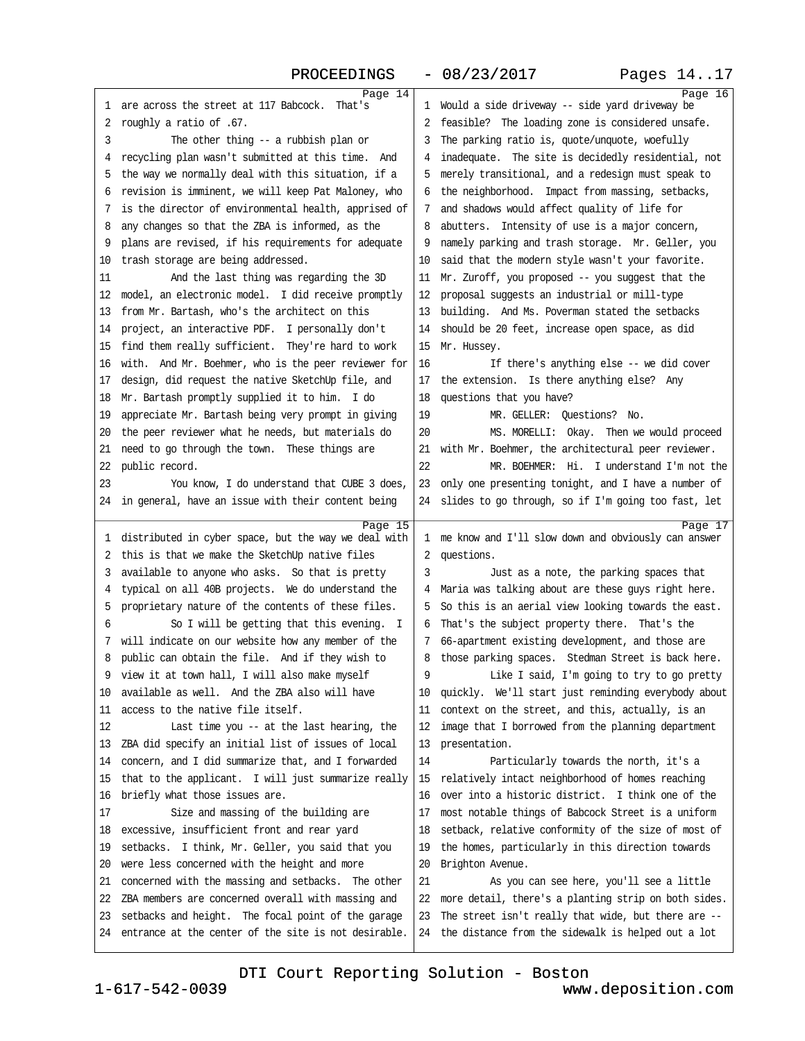Page 14

1 are across the street at 117 Babcock. That's
2 roughly a ratio of .67.
3 The other thing -- a rubbish plan or
4 recycling plan wasn't submitted at this time. And
5 the way we normally deal with this situation, if a
6 revision is imminent, we will keep Pat Maloney, who
7 is the director of environmental health, apprised of
8 any changes so that the ZBA is informed, as the
9 plans are revised, if his requirements for adequate
10 trash storage are being addressed.
11 And the last thing was regarding the 3D
12 model, an electronic model. I did receive promptly
13 from Mr. Bartash, who's the architect on this
14 project, an interactive PDF. I personally don't
15 find them really sufficient. They're hard to work
16 with. And Mr. Boehmer, who is the peer reviewer for
17 design, did request the native SketchUp file, and
18 Mr. Bartash promptly supplied it to him. I do
19 appreciate Mr. Bartash being very prompt in giving
20 the peer reviewer what he needs, but materials do
21 need to go through the town. These things are
22 public record.
23 You know, I do understand that CUBE 3 does,
24 in general, have an issue with their content being

Page 15

1 distributed in cyber space, but the way we deal with
2 this is that we make the SketchUp native files
3 available to anyone who asks. So that is pretty
4 typical on all 40B projects. We do understand the
5 proprietary nature of the contents of these files.
6 So I will be getting that this evening. I
7 will indicate on our website how any member of the
8 public can obtain the file. And if they wish to
9 view it at town hall, I will also make myself
10 available as well. And the ZBA also will have
11 access to the native file itself.
12 Last time you -- at the last hearing, the
13 ZBA did specify an initial list of issues of local
14 concern, and I did summarize that, and I forwarded
15 that to the applicant. I will just summarize really
16 briefly what those issues are.
17 Size and massing of the building are
18 excessive, insufficient front and rear yard
19 setbacks. I think, Mr. Geller, you said that you
20 were less concerned with the height and more
21 concerned with the massing and setbacks. The other
22 ZBA members are concerned overall with massing and
23 setbacks and height. The focal point of the garage
24 entrance at the center of the site is not desirable.

Page 16

1 Would a side driveway -- side yard driveway be
2 feasible? The loading zone is considered unsafe.
3 The parking ratio is, quote/unquote, woefully
4 inadequate. The site is decidedly residential, not
5 merely transitional, and a redesign must speak to
6 the neighborhood. Impact from massing, setbacks,
7 and shadows would affect quality of life for
8 abutters. Intensity of use is a major concern,
9 namely parking and trash storage. Mr. Geller, you
10 said that the modern style wasn't your favorite.
11 Mr. Zuroff, you proposed -- you suggest that the
12 proposal suggests an industrial or mill-type
13 building. And Ms. Poverman stated the setbacks
14 should be 20 feet, increase open space, as did
15 Mr. Hussey.
16 If there's anything else -- we did cover
17 the extension. Is there anything else? Any
18 questions that you have?
19 MR. GELLER: Questions? No.
20 MS. MORELLI: Okay. Then we would proceed
21 with Mr. Boehmer, the architectural peer reviewer.
22 MR. BOEHMER: Hi. I understand I'm not the
23 only one presenting tonight, and I have a number of
24 slides to go through, so if I'm going too fast, let

Page 17

1 me know and I'll slow down and obviously can answer
2 questions.
3 Just as a note, the parking spaces that
4 Maria was talking about are these guys right here.
5 So this is an aerial view looking towards the east.
6 That's the subject property there. That's the
7 66-apartment existing development, and those are
8 those parking spaces. Stedman Street is back here.
9 Like I said, I'm going to try to go pretty
10 quickly. We'll start just reminding everybody about
11 context on the street, and this, actually, is an
12 image that I borrowed from the planning department
13 presentation.
14 Particularly towards the north, it's a
15 relatively intact neighborhood of homes reaching
16 over into a historic district. I think one of the
17 most notable things of Babcock Street is a uniform
18 setback, relative conformity of the size of most of
19 the homes, particularly in this direction towards
20 Brighton Avenue.
21 As you can see here, you'll see a little
22 more detail, there's a planting strip on both sides.
23 The street isn't really that wide, but there are --
24 the distance from the sidewalk is helped out a lot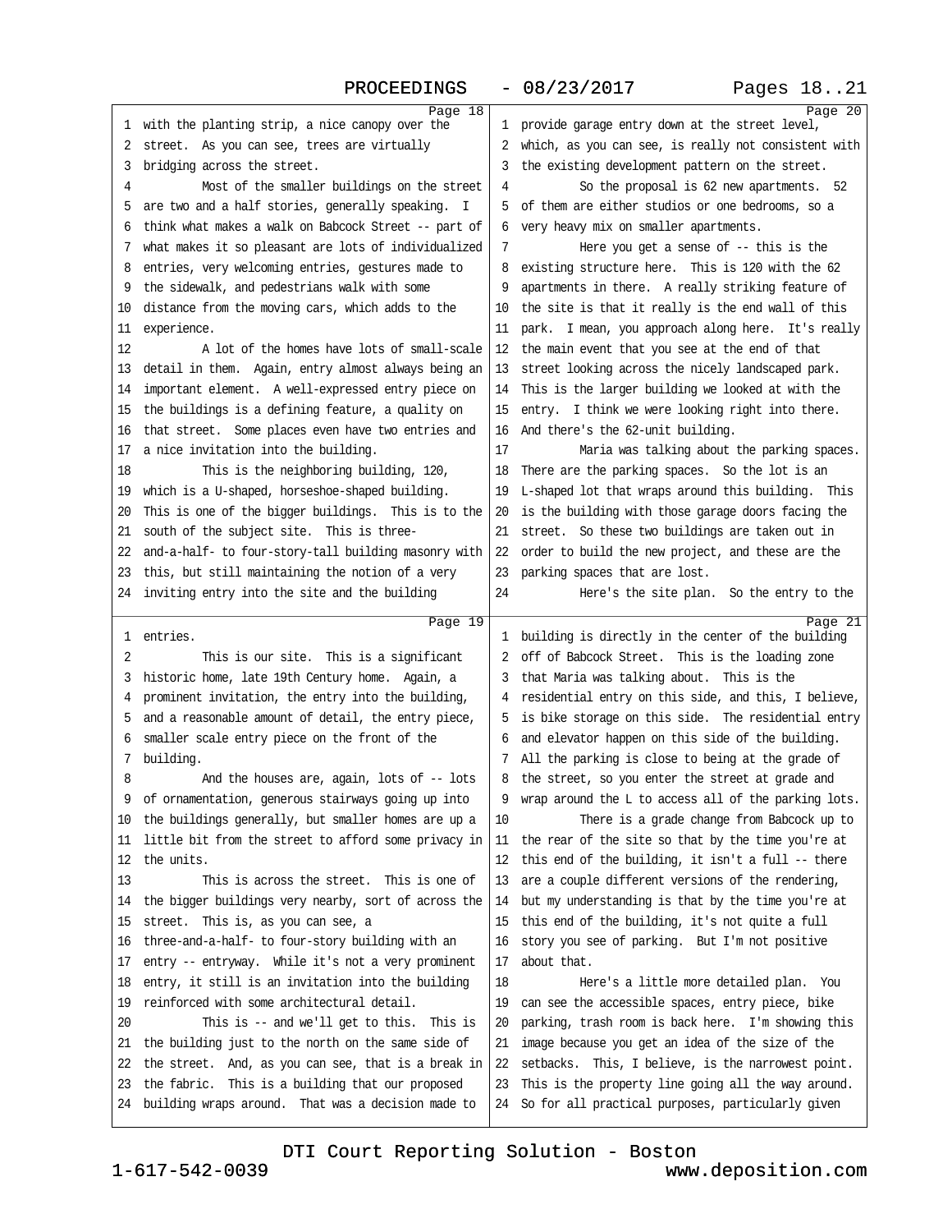Page 18

1 with the planting strip, a nice canopy over the
2 street. As you can see, trees are virtually
3 bridging across the street.
4 Most of the smaller buildings on the street
5 are two and a half stories, generally speaking. I
6 think what makes a walk on Babcock Street -- part of
7 what makes it so pleasant are lots of individualized
8 entries, very welcoming entries, gestures made to
9 the sidewalk, and pedestrians walk with some
10 distance from the moving cars, which adds to the
11 experience.
12 A lot of the homes have lots of small-scale
13 detail in them. Again, entry almost always being an
14 important element. A well-expressed entry piece on
15 the buildings is a defining feature, a quality on
16 that street. Some places even have two entries and
17 a nice invitation into the building.
18 This is the neighboring building, 120,
19 which is a U-shaped, horseshoe-shaped building.
20 This is one of the bigger buildings. This is to the
21 south of the subject site. This is three-
22 and-a-half- to four-story-tall building masonry with
23 this, but still maintaining the notion of a very
24 inviting entry into the site and the building

Page 19

1 entries.
2 This is our site. This is a significant
3 historic home, late 19th Century home. Again, a
4 prominent invitation, the entry into the building,
5 and a reasonable amount of detail, the entry piece,
6 smaller scale entry piece on the front of the
7 building.
8 And the houses are, again, lots of -- lots
9 of ornamentation, generous stairways going up into
10 the buildings generally, but smaller homes are up a
11 little bit from the street to afford some privacy in
12 the units.
13 This is across the street. This is one of
14 the bigger buildings very nearby, sort of across the
15 street. This is, as you can see, a
16 three-and-a-half- to four-story building with an
17 entry -- entryway. While it's not a very prominent
18 entry, it still is an invitation into the building
19 reinforced with some architectural detail.
20 This is -- and we'll get to this. This is
21 the building just to the north on the same side of
22 the street. And, as you can see, that is a break in
23 the fabric. This is a building that our proposed
24 building wraps around. That was a decision made to

Page 20

1 provide garage entry down at the street level,
2 which, as you can see, is really not consistent with
3 the existing development pattern on the street.
4 So the proposal is 62 new apartments. 52
5 of them are either studios or one bedrooms, so a
6 very heavy mix on smaller apartments.
7 Here you get a sense of -- this is the
8 existing structure here. This is 120 with the 62
9 apartments in there. A really striking feature of
10 the site is that it really is the end wall of this
11 park. I mean, you approach along here. It's really
12 the main event that you see at the end of that
13 street looking across the nicely landscaped park.
14 This is the larger building we looked at with the
15 entry. I think we were looking right into there.
16 And there's the 62-unit building.
17 Maria was talking about the parking spaces.
18 There are the parking spaces. So the lot is an
19 L-shaped lot that wraps around this building. This
20 is the building with those garage doors facing the
21 street. So these two buildings are taken out in
22 order to build the new project, and these are the
23 parking spaces that are lost.
24 Here's the site plan. So the entry to the

Page 21

1 building is directly in the center of the building
2 off of Babcock Street. This is the loading zone
3 that Maria was talking about. This is the
4 residential entry on this side, and this, I believe,
5 is bike storage on this side. The residential entry
6 and elevator happen on this side of the building.
7 All the parking is close to being at the grade of
8 the street, so you enter the street at grade and
9 wrap around the L to access all of the parking lots.
10 There is a grade change from Babcock up to
11 the rear of the site so that by the time you're at
12 this end of the building, it isn't a full -- there
13 are a couple different versions of the rendering,
14 but my understanding is that by the time you're at
15 this end of the building, it's not quite a full
16 story you see of parking. But I'm not positive
17 about that.
18 Here's a little more detailed plan. You
19 can see the accessible spaces, entry piece, bike
20 parking, trash room is back here. I'm showing this
21 image because you get an idea of the size of the
22 setbacks. This, I believe, is the narrowest point.
23 This is the property line going all the way around.
24 So for all practical purposes, particularly given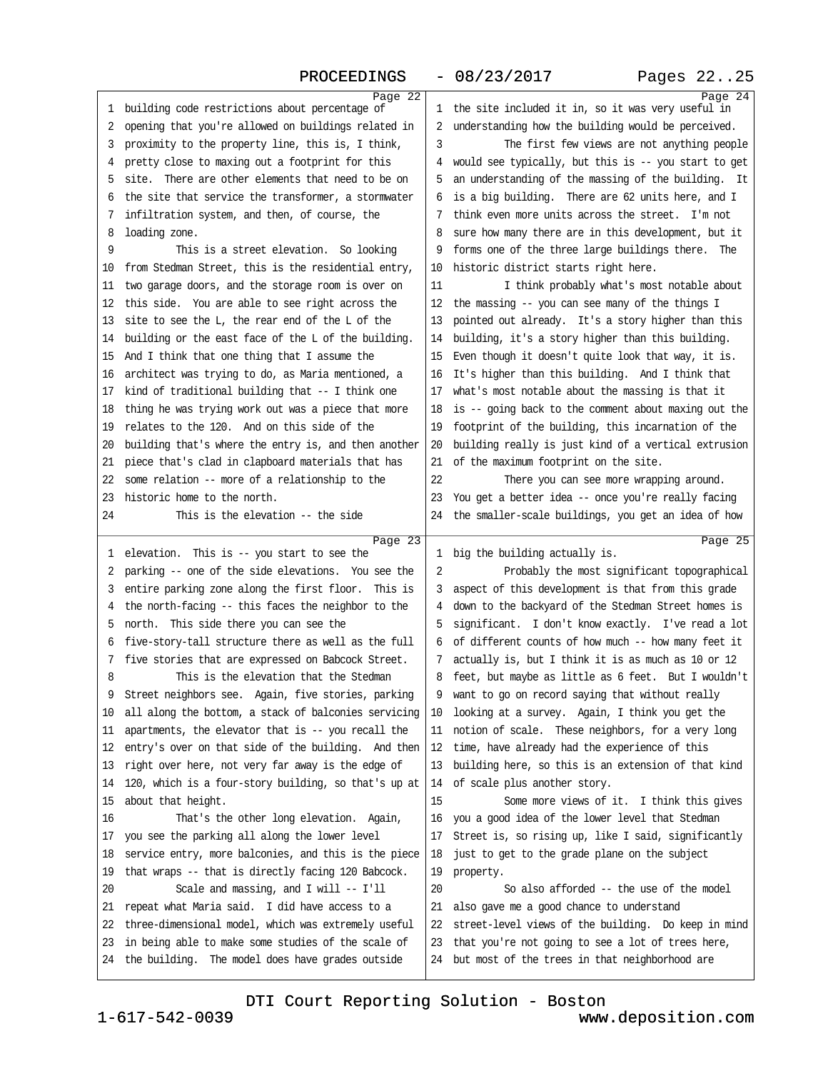Page 22

1 building code restrictions about percentage of
2 opening that you're allowed on buildings related in
3 proximity to the property line, this is, I think,
4 pretty close to maxing out a footprint for this
5 site. There are other elements that need to be on
6 the site that service the transformer, a stormwater
7 infiltration system, and then, of course, the
8 loading zone.
9 This is a street elevation. So looking
10 from Stedman Street, this is the residential entry,
11 two garage doors, and the storage room is over on
12 this side. You are able to see right across the
13 site to see the L, the rear end of the L of the
14 building or the east face of the L of the building.
15 And I think that one thing that I assume the
16 architect was trying to do, as Maria mentioned, a
17 kind of traditional building that -- I think one
18 thing he was trying work out was a piece that more
19 relates to the 120. And on this side of the
20 building that's where the entry is, and then another
21 piece that's clad in clapboard materials that has
22 some relation -- more of a relationship to the
23 historic home to the north.
24 This is the elevation -- the side

Page 23

1 elevation. This is -- you start to see the
2 parking -- one of the side elevations. You see the
3 entire parking zone along the first floor. This is
4 the north-facing -- this faces the neighbor to the
5 north. This side there you can see the
6 five-story-tall structure there as well as the full
7 five stories that are expressed on Babcock Street.
8 This is the elevation that the Stedman
9 Street neighbors see. Again, five stories, parking
10 all along the bottom, a stack of balconies servicing
11 apartments, the elevator that is -- you recall the
12 entry's over on that side of the building. And then
13 right over here, not very far away is the edge of
14 120, which is a four-story building, so that's up at
15 about that height.
16 That's the other long elevation. Again,
17 you see the parking all along the lower level
18 service entry, more balconies, and this is the piece
19 that wraps -- that is directly facing 120 Babcock.
20 Scale and massing, and I will -- I'll
21 repeat what Maria said. I did have access to a
22 three-dimensional model, which was extremely useful
23 in being able to make some studies of the scale of
24 the building. The model does have grades outside

Page 24

1 the site included it in, so it was very useful in
2 understanding how the building would be perceived.
3 The first few views are not anything people
4 would see typically, but this is -- you start to get
5 an understanding of the massing of the building. It
6 is a big building. There are 62 units here, and I
7 think even more units across the street. I'm not
8 sure how many there are in this development, but it
9 forms one of the three large buildings there. The
10 historic district starts right here.
11 I think probably what's most notable about
12 the massing -- you can see many of the things I
13 pointed out already. It's a story higher than this
14 building, it's a story higher than this building.
15 Even though it doesn't quite look that way, it is.
16 It's higher than this building. And I think that
17 what's most notable about the massing is that it
18 is -- going back to the comment about maxing out the
19 footprint of the building, this incarnation of the
20 building really is just kind of a vertical extrusion
21 of the maximum footprint on the site.
22 There you can see more wrapping around.
23 You get a better idea -- once you're really facing
24 the smaller-scale buildings, you get an idea of how

Page 25

1 big the building actually is.
2 Probably the most significant topographical
3 aspect of this development is that from this grade
4 down to the backyard of the Stedman Street homes is
5 significant. I don't know exactly. I've read a lot
6 of different counts of how much -- how many feet it
7 actually is, but I think it is as much as 10 or 12
8 feet, but maybe as little as 6 feet. But I wouldn't
9 want to go on record saying that without really
10 looking at a survey. Again, I think you get the
11 notion of scale. These neighbors, for a very long
12 time, have already had the experience of this
13 building here, so this is an extension of that kind
14 of scale plus another story.
15 Some more views of it. I think this gives
16 you a good idea of the lower level that Stedman
17 Street is, so rising up, like I said, significantly
18 just to get to the grade plane on the subject
19 property.
20 So also afforded -- the use of the model
21 also gave me a good chance to understand
22 street-level views of the building. Do keep in mind
23 that you're not going to see a lot of trees here,
24 but most of the trees in that neighborhood are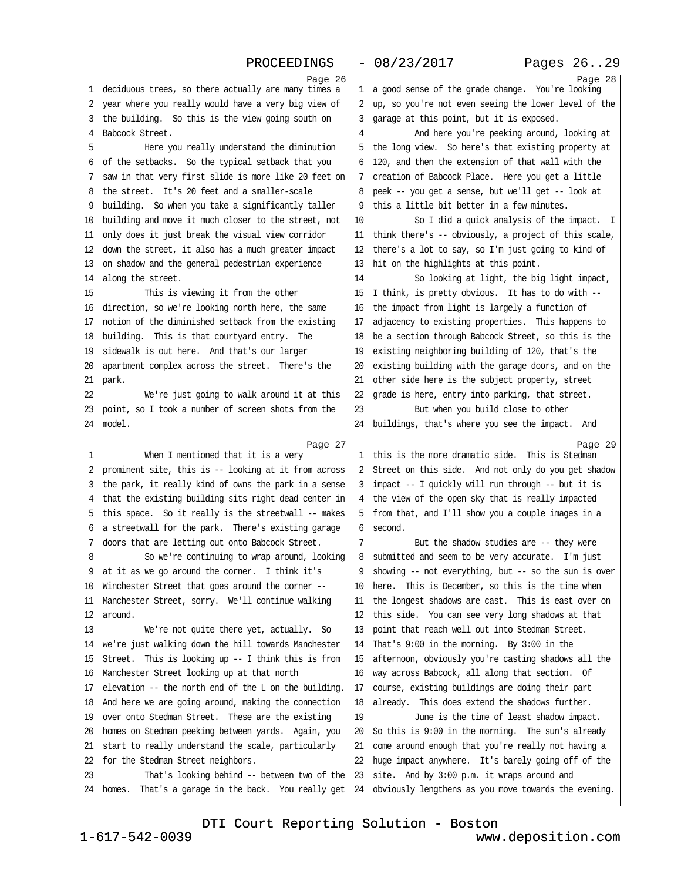Page 26

1 deciduous trees, so there actually are many times a
2 year where you really would have a very big view of
3 the building. So this is the view going south on
4 Babcock Street.
5 Here you really understand the diminution
6 of the setbacks. So the typical setback that you
7 saw in that very first slide is more like 20 feet on
8 the street. It's 20 feet and a smaller-scale
9 building. So when you take a significantly taller
10 building and move it much closer to the street, not
11 only does it just break the visual view corridor
12 down the street, it also has a much greater impact
13 on shadow and the general pedestrian experience
14 along the street.
15 This is viewing it from the other
16 direction, so we're looking north here, the same
17 notion of the diminished setback from the existing
18 building. This is that courtyard entry. The
19 sidewalk is out here. And that's our larger
20 apartment complex across the street. There's the
21 park.
22 We're just going to walk around it at this
23 point, so I took a number of screen shots from the
24 model.

Page 27

1 When I mentioned that it is a very
2 prominent site, this is -- looking at it from across
3 the park, it really kind of owns the park in a sense
4 that the existing building sits right dead center in
5 this space. So it really is the streetwall -- makes
6 a streetwall for the park. There's existing garage
7 doors that are letting out onto Babcock Street.
8 So we're continuing to wrap around, looking
9 at it as we go around the corner. I think it's
10 Winchester Street that goes around the corner --
11 Manchester Street, sorry. We'll continue walking
12 around.
13 We're not quite there yet, actually. So
14 we're just walking down the hill towards Manchester
15 Street. This is looking up -- I think this is from
16 Manchester Street looking up at that north
17 elevation -- the north end of the L on the building.
18 And here we are going around, making the connection
19 over onto Stedman Street. These are the existing
20 homes on Stedman peeking between yards. Again, you
21 start to really understand the scale, particularly
22 for the Stedman Street neighbors.
23 That's looking behind -- between two of the
24 homes. That's a garage in the back. You really get

Page 28

1 a good sense of the grade change. You're looking
2 up, so you're not even seeing the lower level of the
3 garage at this point, but it is exposed.
4 And here you're peeking around, looking at
5 the long view. So here's that existing property at
6 120, and then the extension of that wall with the
7 creation of Babcock Place. Here you get a little
8 peek -- you get a sense, but we'll get -- look at
9 this a little bit better in a few minutes.
10 So I did a quick analysis of the impact. I
11 think there's -- obviously, a project of this scale,
12 there's a lot to say, so I'm just going to kind of
13 hit on the highlights at this point.
14 So looking at light, the big light impact,
15 I think, is pretty obvious. It has to do with --
16 the impact from light is largely a function of
17 adjacency to existing properties. This happens to
18 be a section through Babcock Street, so this is the
19 existing neighboring building of 120, that's the
20 existing building with the garage doors, and on the
21 other side here is the subject property, street
22 grade is here, entry into parking, that street.
23 But when you build close to other
24 buildings, that's where you see the impact. And

Page 29

1 this is the more dramatic side. This is Stedman
2 Street on this side. And not only do you get shadow
3 impact -- I quickly will run through -- but it is
4 the view of the open sky that is really impacted
5 from that, and I'll show you a couple images in a
6 second.
7 But the shadow studies are -- they were
8 submitted and seem to be very accurate. I'm just
9 showing -- not everything, but -- so the sun is over
10 here. This is December, so this is the time when
11 the longest shadows are cast. This is east over on
12 this side. You can see very long shadows at that
13 point that reach well out into Stedman Street.
14 That's 9:00 in the morning. By 3:00 in the
15 afternoon, obviously you're casting shadows all the
16 way across Babcock, all along that section. Of
17 course, existing buildings are doing their part
18 already. This does extend the shadows further.
19 June is the time of least shadow impact.
20 So this is 9:00 in the morning. The sun's already
21 come around enough that you're really not having a
22 huge impact anywhere. It's barely going off of the
23 site. And by 3:00 p.m. it wraps around and
24 obviously lengthens as you move towards the evening.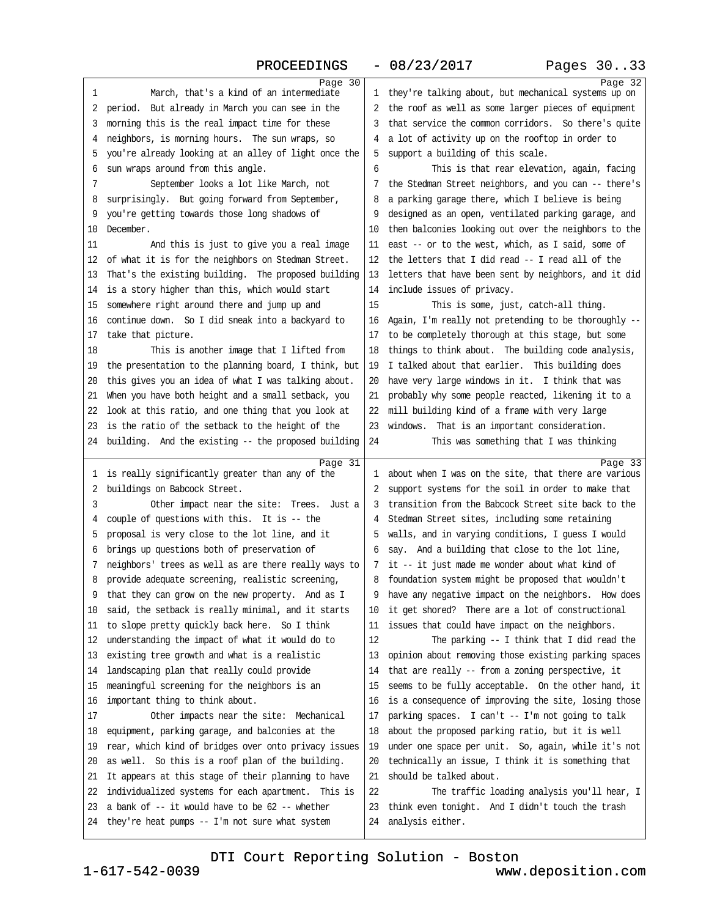Page 30

1 March, that's a kind of an intermediate
2 period. But already in March you can see in the
3 morning this is the real impact time for these
4 neighbors, is morning hours. The sun wraps, so
5 you're already looking at an alley of light once the
6 sun wraps around from this angle.
7 September looks a lot like March, not
8 surprisingly. But going forward from September,
9 you're getting towards those long shadows of
10 December.
11 And this is just to give you a real image
12 of what it is for the neighbors on Stedman Street.
13 That's the existing building. The proposed building
14 is a story higher than this, which would start
15 somewhere right around there and jump up and
16 continue down. So I did sneak into a backyard to
17 take that picture.
18 This is another image that I lifted from
19 the presentation to the planning board, I think, but
20 this gives you an idea of what I was talking about.
21 When you have both height and a small setback, you
22 look at this ratio, and one thing that you look at
23 is the ratio of the setback to the height of the
24 building. And the existing -- the proposed building

Page 31

1 is really significantly greater than any of the
2 buildings on Babcock Street.
3 Other impact near the site: Trees. Just a
4 couple of questions with this. It is -- the
5 proposal is very close to the lot line, and it
6 brings up questions both of preservation of
7 neighbors' trees as well as are there really ways to
8 provide adequate screening, realistic screening,
9 that they can grow on the new property. And as I
10 said, the setback is really minimal, and it starts
11 to slope pretty quickly back here. So I think
12 understanding the impact of what it would do to
13 existing tree growth and what is a realistic
14 landscaping plan that really could provide
15 meaningful screening for the neighbors is an
16 important thing to think about.
17 Other impacts near the site: Mechanical
18 equipment, parking garage, and balconies at the
19 rear, which kind of bridges over onto privacy issues
20 as well. So this is a roof plan of the building.
21 It appears at this stage of their planning to have
22 individualized systems for each apartment. This is
23 a bank of -- it would have to be 62 -- whether
24 they're heat pumps -- I'm not sure what system

Page 32

1 they're talking about, but mechanical systems up on
2 the roof as well as some larger pieces of equipment
3 that service the common corridors. So there's quite
4 a lot of activity up on the rooftop in order to
5 support a building of this scale.
6 This is that rear elevation, again, facing
7 the Stedman Street neighbors, and you can -- there's
8 a parking garage there, which I believe is being
9 designed as an open, ventilated parking garage, and
10 then balconies looking out over the neighbors to the
11 east -- or to the west, which, as I said, some of
12 the letters that I did read -- I read all of the
13 letters that have been sent by neighbors, and it did
14 include issues of privacy.
15 This is some, just, catch-all thing.
16 Again, I'm really not pretending to be thoroughly --
17 to be completely thorough at this stage, but some
18 things to think about. The building code analysis,
19 I talked about that earlier. This building does
20 have very large windows in it. I think that was
21 probably why some people reacted, likening it to a
22 mill building kind of a frame with very large
23 windows. That is an important consideration.
24 This was something that I was thinking

Page 33

1 about when I was on the site, that there are various
2 support systems for the soil in order to make that
3 transition from the Babcock Street site back to the
4 Stedman Street sites, including some retaining
5 walls, and in varying conditions, I guess I would
6 say. And a building that close to the lot line,
7 it -- it just made me wonder about what kind of
8 foundation system might be proposed that wouldn't
9 have any negative impact on the neighbors. How does
10 it get shored? There are a lot of constructional
11 issues that could have impact on the neighbors.
12 The parking -- I think that I did read the
13 opinion about removing those existing parking spaces
14 that are really -- from a zoning perspective, it
15 seems to be fully acceptable. On the other hand, it
16 is a consequence of improving the site, losing those
17 parking spaces. I can't -- I'm not going to talk
18 about the proposed parking ratio, but it is well
19 under one space per unit. So, again, while it's not
20 technically an issue, I think it is something that
21 should be talked about.
22 The traffic loading analysis you'll hear, I
23 think even tonight. And I didn't touch the trash
24 analysis either.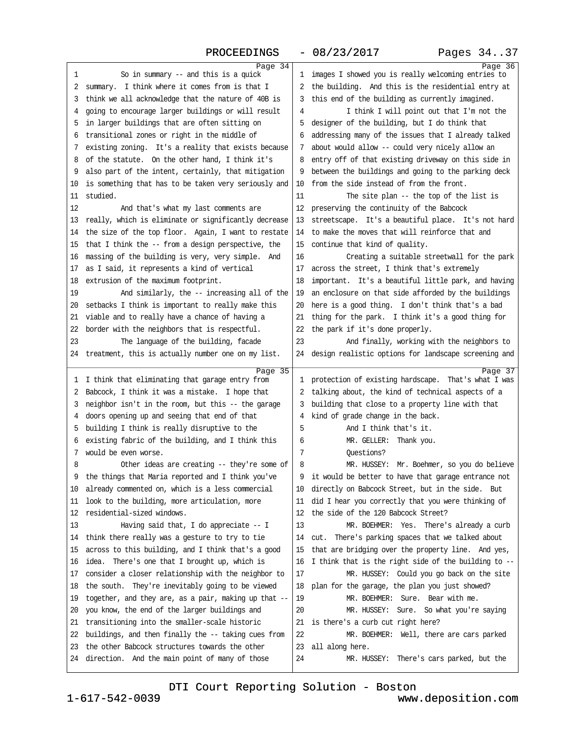Page 34

1 So in summary -- and this is a quick
2 summary. I think where it comes from is that I
3 think we all acknowledge that the nature of 40B is
4 going to encourage larger buildings or will result
5 in larger buildings that are often sitting on
6 transitional zones or right in the middle of
7 existing zoning. It's a reality that exists because
8 of the statute. On the other hand, I think it's
9 also part of the intent, certainly, that mitigation
10 is something that has to be taken very seriously and
11 studied.
12 And that's what my last comments are
13 really, which is eliminate or significantly decrease
14 the size of the top floor. Again, I want to restate
15 that I think the -- from a design perspective, the
16 massing of the building is very, very simple. And
17 as I said, it represents a kind of vertical
18 extrusion of the maximum footprint.
19 And similarly, the -- increasing all of the
20 setbacks I think is important to really make this
21 viable and to really have a chance of having a
22 border with the neighbors that is respectful.
23 The language of the building, facade
24 treatment, this is actually number one on my list.

Page 35

1 I think that eliminating that garage entry from
2 Babcock, I think it was a mistake. I hope that
3 neighbor isn't in the room, but this -- the garage
4 doors opening up and seeing that end of that
5 building I think is really disruptive to the
6 existing fabric of the building, and I think this
7 would be even worse.
8 Other ideas are creating -- they're some of
9 the things that Maria reported and I think you've
10 already commented on, which is a less commercial
11 look to the building, more articulation, more
12 residential-sized windows.
13 Having said that, I do appreciate -- I
14 think there really was a gesture to try to tie
15 across to this building, and I think that's a good
16 idea. There's one that I brought up, which is
17 consider a closer relationship with the neighbor to
18 the south. They're inevitably going to be viewed
19 together, and they are, as a pair, making up that --
20 you know, the end of the larger buildings and
21 transitioning into the smaller-scale historic
22 buildings, and then finally the -- taking cues from
23 the other Babcock structures towards the other
24 direction. And the main point of many of those

Page 36

1 images I showed you is really welcoming entries to
2 the building. And this is the residential entry at
3 this end of the building as currently imagined.
4 I think I will point out that I'm not the
5 designer of the building, but I do think that
6 addressing many of the issues that I already talked
7 about would allow -- could very nicely allow an
8 entry off of that existing driveway on this side in
9 between the buildings and going to the parking deck
10 from the side instead of from the front.
11 The site plan -- the top of the list is
12 preserving the continuity of the Babcock
13 streetscape. It's a beautiful place. It's not hard
14 to make the moves that will reinforce that and
15 continue that kind of quality.
16 Creating a suitable streetwall for the park
17 across the street, I think that's extremely
18 important. It's a beautiful little park, and having
19 an enclosure on that side afforded by the buildings
20 here is a good thing. I don't think that's a bad
21 thing for the park. I think it's a good thing for
22 the park if it's done properly.
23 And finally, working with the neighbors to
24 design realistic options for landscape screening and

Page 37

1 protection of existing hardscape. That's what I was
2 talking about, the kind of technical aspects of a
3 building that close to a property line with that
4 kind of grade change in the back.
5 And I think that's it.
6 MR. GELLER: Thank you.
7 Questions?
8 MR. HUSSEY: Mr. Boehmer, so you do believe
9 it would be better to have that garage entrance not
10 directly on Babcock Street, but in the side. But
11 did I hear you correctly that you were thinking of
12 the side of the 120 Babcock Street?
13 MR. BOEHMER: Yes. There's already a curb
14 cut. There's parking spaces that we talked about
15 that are bridging over the property line. And yes,
16 I think that is the right side of the building to --
17 MR. HUSSEY: Could you go back on the site
18 plan for the garage, the plan you just showed?
19 MR. BOEHMER: Sure. Bear with me.
20 MR. HUSSEY: Sure. So what you're saying
21 is there's a curb cut right here?
22 MR. BOEHMER: Well, there are cars parked
23 all along here.
24 MR. HUSSEY: There's cars parked, but the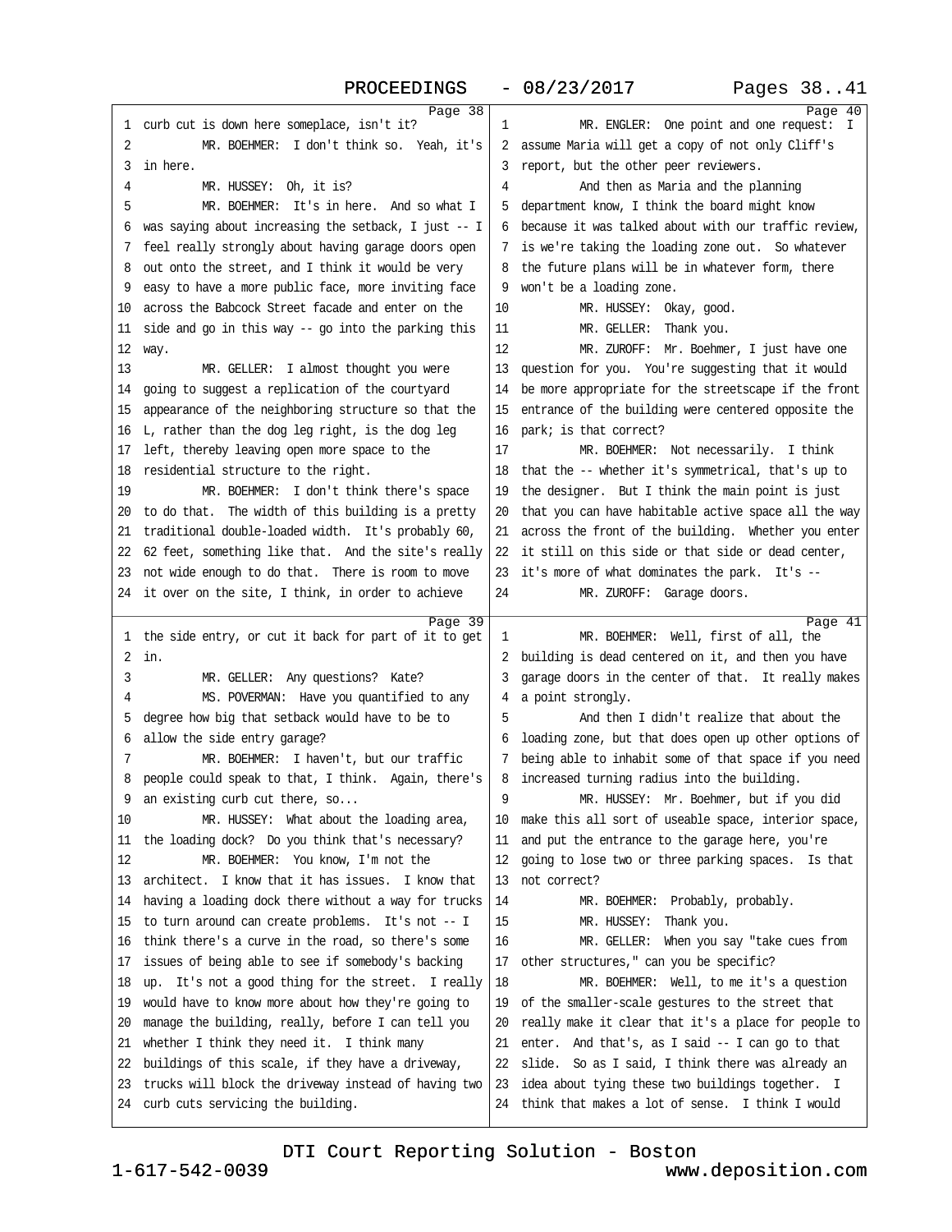Page 38

1 curb cut is down here someplace, isn't it?
2 MR. BOEHMER: I don't think so. Yeah, it's
3 in here.
4 MR. HUSSEY: Oh, it is?
5 MR. BOEHMER: It's in here. And so what I
6 was saying about increasing the setback, I just -- I
7 feel really strongly about having garage doors open
8 out onto the street, and I think it would be very
9 easy to have a more public face, more inviting face
10 across the Babcock Street facade and enter on the
11 side and go in this way -- go into the parking this
12 way.
13 MR. GELLER: I almost thought you were
14 going to suggest a replication of the courtyard
15 appearance of the neighboring structure so that the
16 L, rather than the dog leg right, is the dog leg
17 left, thereby leaving open more space to the
18 residential structure to the right.
19 MR. BOEHMER: I don't think there's space
20 to do that. The width of this building is a pretty
21 traditional double-loaded width. It's probably 60,
22 62 feet, something like that. And the site's really
23 not wide enough to do that. There is room to move
24 it over on the site, I think, in order to achieve

Page 39

1 the side entry, or cut it back for part of it to get
2 in.
3 MR. GELLER: Any questions? Kate?
4 MS. POVERMAN: Have you quantified to any
5 degree how big that setback would have to be to
6 allow the side entry garage?
7 MR. BOEHMER: I haven't, but our traffic
8 people could speak to that, I think. Again, there's
9 an existing curb cut there, so...
10 MR. HUSSEY: What about the loading area,
11 the loading dock? Do you think that's necessary?
12 MR. BOEHMER: You know, I'm not the
13 architect. I know that it has issues. I know that
14 having a loading dock there without a way for trucks
15 to turn around can create problems. It's not -- I
16 think there's a curve in the road, so there's some
17 issues of being able to see if somebody's backing
18 up. It's not a good thing for the street. I really
19 would have to know more about how they're going to
20 manage the building, really, before I can tell you
21 whether I think they need it. I think many
22 buildings of this scale, if they have a driveway,
23 trucks will block the driveway instead of having two
24 curb cuts servicing the building.

Page 40

1 MR. ENGLER: One point and one request: I
2 assume Maria will get a copy of not only Cliff's
3 report, but the other peer reviewers.
4 And then as Maria and the planning
5 department know, I think the board might know
6 because it was talked about with our traffic review,
7 is we're taking the loading zone out. So whatever
8 the future plans will be in whatever form, there
9 won't be a loading zone.
10 MR. HUSSEY: Okay, good.
11 MR. GELLER: Thank you.
12 MR. ZUROFF: Mr. Boehmer, I just have one
13 question for you. You're suggesting that it would
14 be more appropriate for the streetscape if the front
15 entrance of the building were centered opposite the
16 park; is that correct?
17 MR. BOEHMER: Not necessarily. I think
18 that the -- whether it's symmetrical, that's up to
19 the designer. But I think the main point is just
20 that you can have habitable active space all the way
21 across the front of the building. Whether you enter
22 it still on this side or that side or dead center,
23 it's more of what dominates the park. It's --
24 MR. ZUROFF: Garage doors.

Page 41

1 MR. BOEHMER: Well, first of all, the
2 building is dead centered on it, and then you have
3 garage doors in the center of that. It really makes
4 a point strongly.
5 And then I didn't realize that about the
6 loading zone, but that does open up other options of
7 being able to inhabit some of that space if you need
8 increased turning radius into the building.
9 MR. HUSSEY: Mr. Boehmer, but if you did
10 make this all sort of useable space, interior space,
11 and put the entrance to the garage here, you're
12 going to lose two or three parking spaces. Is that
13 not correct?
14 MR. BOEHMER: Probably, probably.
15 MR. HUSSEY: Thank you.
16 MR. GELLER: When you say "take cues from
17 other structures," can you be specific?
18 MR. BOEHMER: Well, to me it's a question
19 of the smaller-scale gestures to the street that
20 really make it clear that it's a place for people to
21 enter. And that's, as I said -- I can go to that
22 slide. So as I said, I think there was already an
23 idea about tying these two buildings together. I
24 think that makes a lot of sense. I think I would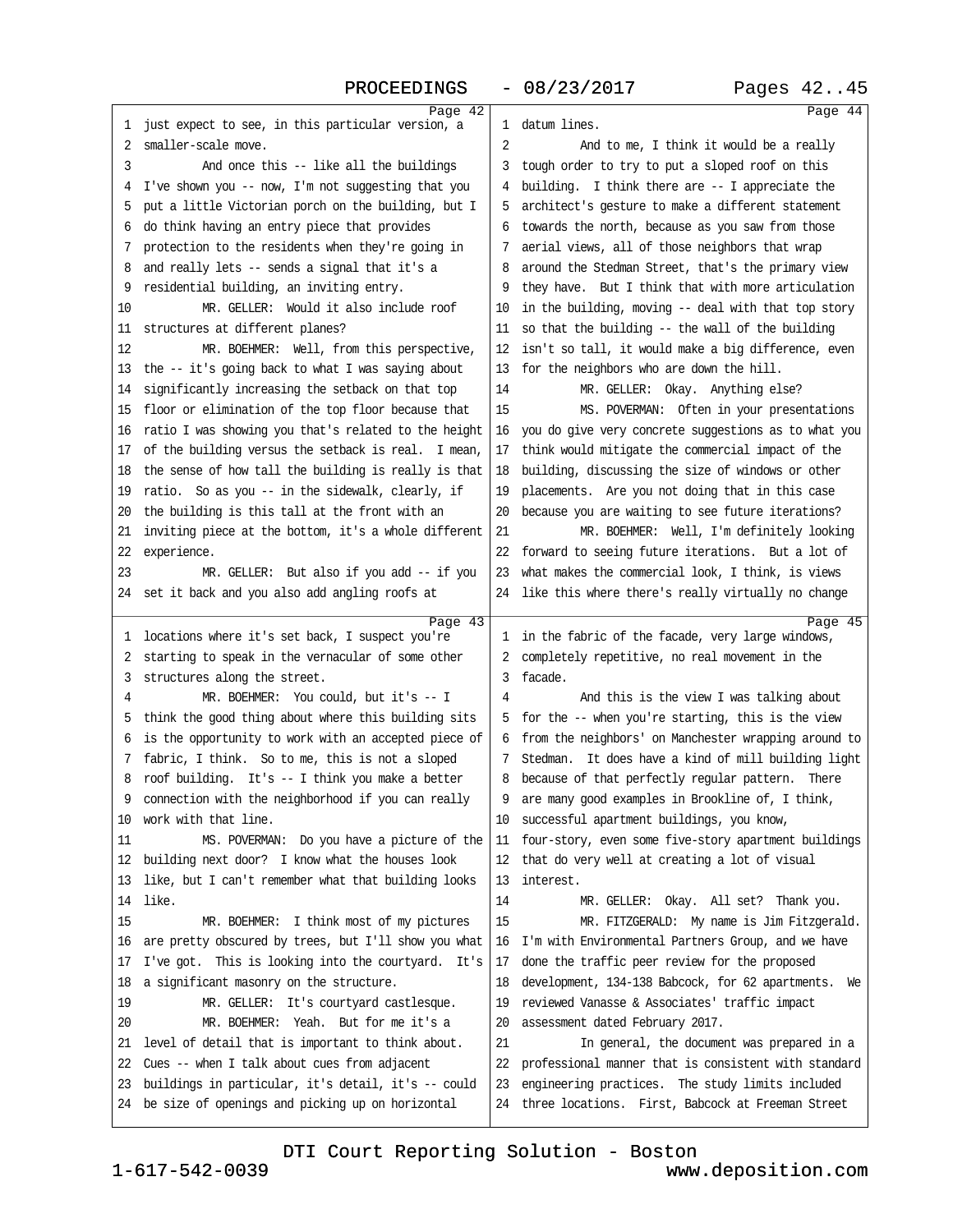Page 42

1 just expect to see, in this particular version, a
2 smaller-scale move.
3 And once this -- like all the buildings
4 I've shown you -- now, I'm not suggesting that you
5 put a little Victorian porch on the building, but I
6 do think having an entry piece that provides
7 protection to the residents when they're going in
8 and really lets -- sends a signal that it's a
9 residential building, an inviting entry.
10 MR. GELLER: Would it also include roof
11 structures at different planes?
12 MR. BOEHMER: Well, from this perspective,
13 the -- it's going back to what I was saying about
14 significantly increasing the setback on that top
15 floor or elimination of the top floor because that
16 ratio I was showing you that's related to the height
17 of the building versus the setback is real. I mean,
18 the sense of how tall the building is really is that
19 ratio. So as you -- in the sidewalk, clearly, if
20 the building is this tall at the front with an
21 inviting piece at the bottom, it's a whole different
22 experience.
23 MR. GELLER: But also if you add -- if you
24 set it back and you also add angling roofs at

Page 43

1 locations where it's set back, I suspect you're
2 starting to speak in the vernacular of some other
3 structures along the street.
4 MR. BOEHMER: You could, but it's -- I
5 think the good thing about where this building sits
6 is the opportunity to work with an accepted piece of
7 fabric, I think. So to me, this is not a sloped
8 roof building. It's -- I think you make a better
9 connection with the neighborhood if you can really
10 work with that line.
11 MS. POVERMAN: Do you have a picture of the
12 building next door? I know what the houses look
13 like, but I can't remember what that building looks
14 like.
15 MR. BOEHMER: I think most of my pictures
16 are pretty obscured by trees, but I'll show you what
17 I've got. This is looking into the courtyard. It's
18 a significant masonry on the structure.
19 MR. GELLER: It's courtyard castlesque.
20 MR. BOEHMER: Yeah. But for me it's a
21 level of detail that is important to think about.
22 Cues -- when I talk about cues from adjacent
23 buildings in particular, it's detail, it's -- could
24 be size of openings and picking up on horizontal

Page 44

1 datum lines.
2 And to me, I think it would be a really
3 tough order to try to put a sloped roof on this
4 building. I think there are -- I appreciate the
5 architect's gesture to make a different statement
6 towards the north, because as you saw from those
7 aerial views, all of those neighbors that wrap
8 around the Stedman Street, that's the primary view
9 they have. But I think that with more articulation
10 in the building, moving -- deal with that top story
11 so that the building -- the wall of the building
12 isn't so tall, it would make a big difference, even
13 for the neighbors who are down the hill.
14 MR. GELLER: Okay. Anything else?
15 MS. POVERMAN: Often in your presentations
16 you do give very concrete suggestions as to what you
17 think would mitigate the commercial impact of the
18 building, discussing the size of windows or other
19 placements. Are you not doing that in this case
20 because you are waiting to see future iterations?
21 MR. BOEHMER: Well, I'm definitely looking
22 forward to seeing future iterations. But a lot of
23 what makes the commercial look, I think, is views
24 like this where there's really virtually no change

Page 45

1 in the fabric of the facade, very large windows,
2 completely repetitive, no real movement in the
3 facade.
4 And this is the view I was talking about
5 for the -- when you're starting, this is the view
6 from the -- neighbors' on Manchester wrapping around to
7 Stedman. It does have a kind of mill building light
8 because of that perfectly regular pattern. There
9 are many good examples in Brookline of, I think,
10 successful apartment buildings, you know,
11 four-story, even some five-story apartment buildings
12 that do very well at creating a lot of visual
13 interest.
14 MR. GELLER: Okay. All set? Thank you.
15 MR. FITZGERALD: My name is Jim Fitzgerald.
16 I'm with Environmental Partners Group, and we have
17 done the traffic peer review for the proposed
18 development, 134-138 Babcock, for 62 apartments. We
19 reviewed Vanasse & Associates' traffic impact
20 assessment dated February 2017.
21 In general, the document was prepared in a
22 professional manner that is consistent with standard
23 engineering practices. The study limits included
24 three locations. First, Babcock at Freeman Street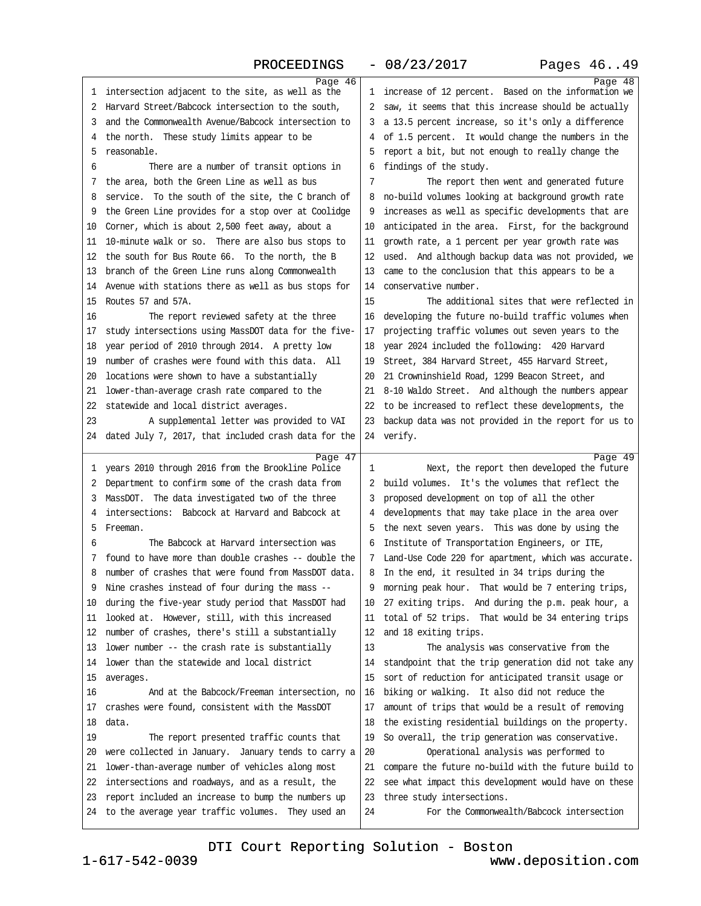Page 46

1 intersection adjacent to the site, as well as the
2 Harvard Street/Babcock intersection to the south,
3 and the Commonwealth Avenue/Babcock intersection to
4 the north. These study limits appear to be
5 reasonable.
6 There are a number of transit options in
7 the area, both the Green Line as well as bus
8 service. To the south of the site, the C branch of
9 the Green Line provides for a stop over at Coolidge
10 Corner, which is about 2,500 feet away, about a
11 10-minute walk or so. There are also bus stops to
12 the south for Bus Route 66. To the north, the B
13 branch of the Green Line runs along Commonwealth
14 Avenue with stations there as well as bus stops for
15 Routes 57 and 57A.
16 The report reviewed safety at the three
17 study intersections using MassDOT data for the five-
18 year period of 2010 through 2014. A pretty low
19 number of crashes were found with this data. All
20 locations were shown to have a substantially
21 lower-than-average crash rate compared to the
22 statewide and local district averages.
23 A supplemental letter was provided to VAI
24 dated July 7, 2017, that included crash data for the

Page 47

1 years 2010 through 2016 from the Brookline Police
2 Department to confirm some of the crash data from
3 MassDOT. The data investigated two of the three
4 intersections: Babcock at Harvard and Babcock at
5 Freeman.
6 The Babcock at Harvard intersection was
7 found to have more than double crashes -- double the
8 number of crashes that were found from MassDOT data.
9 Nine crashes instead of four during the mass --
10 during the five-year study period that MassDOT had
11 looked at. However, still, with this increased
12 number of crashes, there's still a substantially
13 lower number -- the crash rate is substantially
14 lower than the statewide and local district
15 averages.
16 And at the Babcock/Freeman intersection, no
17 crashes were found, consistent with the MassDOT
18 data.
19 The report presented traffic counts that
20 were collected in January. January tends to carry a
21 lower-than-average number of vehicles along most
22 intersections and roadways, and as a result, the
23 report included an increase to bump the numbers up
24 to the average year traffic volumes. They used an

Page 48

1 increase of 12 percent. Based on the information we
2 saw, it seems that this increase should be actually
3 a 13.5 percent increase, so it's only a difference
4 of 1.5 percent. It would change the numbers in the
5 report a bit, but not enough to really change the
6 findings of the study.
7 The report then went and generated future
8 no-build volumes looking at background growth rate
9 increases as well as specific developments that are
10 anticipated in the area. First, for the background
11 growth rate, a 1 percent per year growth rate was
12 used. And although backup data was not provided, we
13 came to the conclusion that this appears to be a
14 conservative number.
15 The additional sites that were reflected in
16 developing the future no-build traffic volumes when
17 projecting traffic volumes out seven years to the
18 year 2024 included the following: 420 Harvard
19 Street, 384 Harvard Street, 455 Harvard Street,
20 21 Crowninshield Road, 1299 Beacon Street, and
21 8-10 Waldo Street. And although the numbers appear
22 to be increased to reflect these developments, the
23 backup data was not provided in the report for us to
24 verify.

Page 49

1 Next, the report then developed the future
2 build volumes. It's the volumes that reflect the
3 proposed development on top of all the other
4 developments that may take place in the area over
5 the next seven years. This was done by using the
6 Institute of Transportation Engineers, or ITE,
7 Land-Use Code 220 for apartment, which was accurate.
8 In the end, it resulted in 34 trips during the
9 morning peak hour. That would be 7 entering trips,
10 27 exiting trips. And during the p.m. peak hour, a
11 total of 52 trips. That would be 34 entering trips
12 and 18 exiting trips.
13 The analysis was conservative from the
14 standpoint that the trip generation did not take any
15 sort of reduction for anticipated transit usage or
16 biking or walking. It also did not reduce the
17 amount of trips that would be a result of removing
18 the existing residential buildings on the property.
19 So overall, the trip generation was conservative.
20 Operational analysis was performed to
21 compare the future no-build with the future build to
22 see what impact this development would have on these
23 three study intersections.
24 For the Commonwealth/Babcock intersection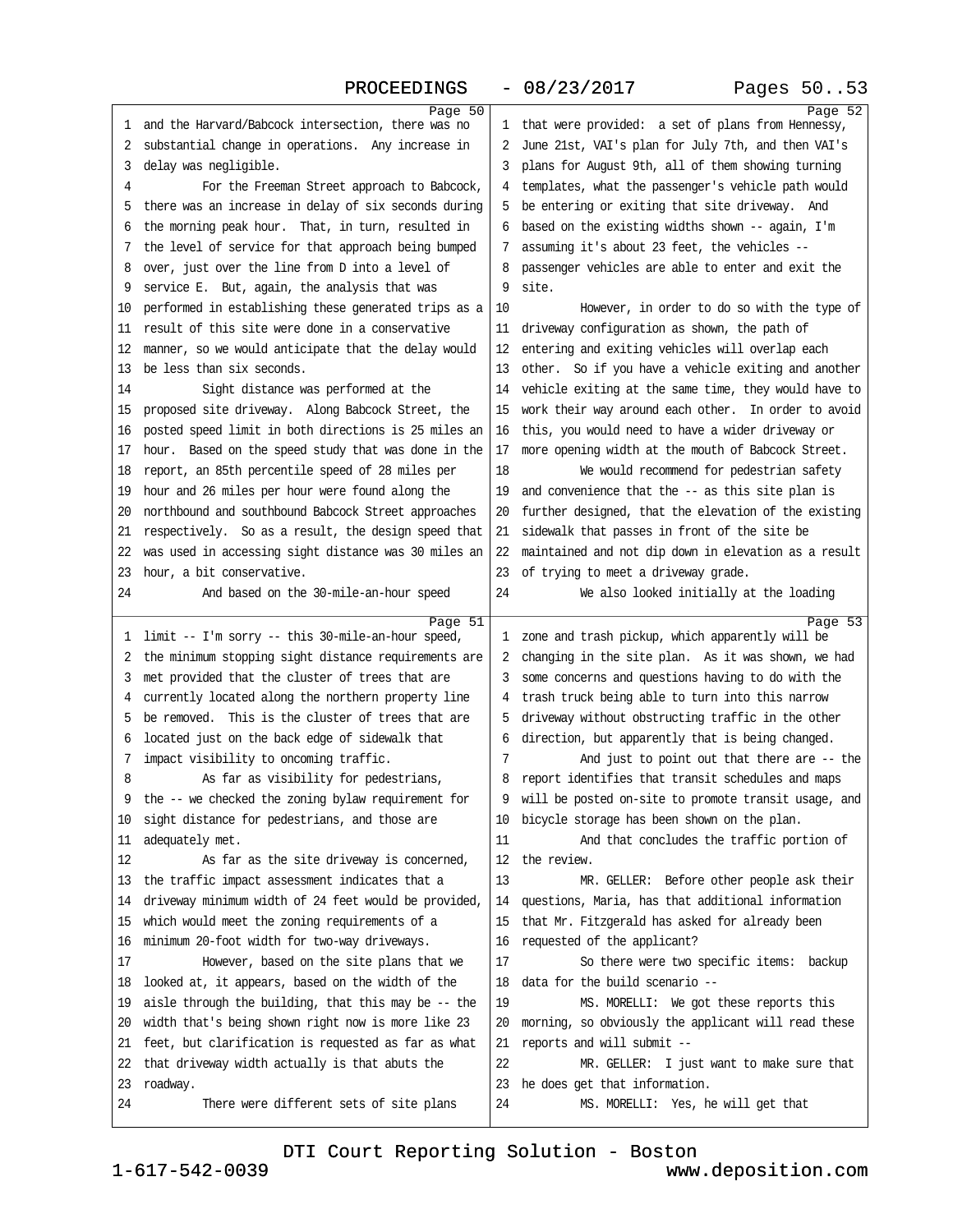Page 50

1 and the Harvard/Babcock intersection, there was no
2 substantial change in operations. Any increase in
3 delay was negligible.
4 For the Freeman Street approach to Babcock,
5 there was an increase in delay of six seconds during
6 the morning peak hour. That, in turn, resulted in
7 the level of service for that approach being bumped
8 over, just over the line from D into a level of
9 service E. But, again, the analysis that was
10 performed in establishing these generated trips as a
11 result of this site were done in a conservative
12 manner, so we would anticipate that the delay would
13 be less than six seconds.
14 Sight distance was performed at the
15 proposed site driveway. Along Babcock Street, the
16 posted speed limit in both directions is 25 miles an
17 hour. Based on the speed study that was done in the
18 report, an 85th percentile speed of 28 miles per
19 hour and 26 miles per hour were found along the
20 northbound and southbound Babcock Street approaches
21 respectively. So as a result, the design speed that
22 was used in accessing sight distance was 30 miles an
23 hour, a bit conservative.
24 And based on the 30-mile-an-hour speed

Page 51

1 limit -- I'm sorry -- this 30-mile-an-hour speed,
2 the minimum stopping sight distance requirements are
3 met provided that the cluster of trees that are
4 currently located along the northern property line
5 be removed. This is the cluster of trees that are
6 located just on the back edge of sidewalk that
7 impact visibility to oncoming traffic.
8 As far as visibility for pedestrians,
9 the -- we checked the zoning bylaw requirement for
10 sight distance for pedestrians, and those are
11 adequately met.
12 As far as the site driveway is concerned,
13 the traffic impact assessment indicates that a
14 driveway minimum width of 24 feet would be provided,
15 which would meet the zoning requirements of a
16 minimum 20-foot width for two-way driveways.
17 However, based on the site plans that we
18 looked at, it appears, based on the width of the
19 aisle through the building, that this may be -- the
20 width that's being shown right now is more like 23
21 feet, but clarification is requested as far as what
22 that driveway width actually is that abuts the
23 roadway.
24 There were different sets of site plans

Page 52

1 that were provided: a set of plans from Hennessy,
2 June 21st, VAI's plan for July 7th, and then VAI's
3 plans for August 9th, all of them showing turning
4 templates, what the passenger's vehicle path would
5 be entering or exiting that site driveway. And
6 based on the existing widths shown -- again, I'm
7 assuming it's about 23 feet, the vehicles --
8 passenger vehicles are able to enter and exit the
9 site.
10 However, in order to do so with the type of
11 driveway configuration as shown, the path of
12 entering and exiting vehicles will overlap each
13 other. So if you have a vehicle exiting and another
14 vehicle exiting at the same time, they would have to
15 work their way around each other. In order to avoid
16 this, you would need to have a wider driveway or
17 more opening width at the mouth of Babcock Street.
18 We would recommend for pedestrian safety
19 and convenience that the -- as this site plan is
20 further designed, that the elevation of the existing
21 sidewalk that passes in front of the site be
22 maintained and not dip down in elevation as a result
23 of trying to meet a driveway grade.
24 We also looked initially at the loading

Page 53

1 zone and trash pickup, which apparently will be
2 changing in the site plan. As it was shown, we had
3 some concerns and questions having to do with the
4 trash truck being able to turn into this narrow
5 driveway without obstructing traffic in the other
6 direction, but apparently that is being changed.
7 And just to point out that there are -- the
8 report identifies that transit schedules and maps
9 will be posted on-site to promote transit usage, and
10 bicycle storage has been shown on the plan.
11 And that concludes the traffic portion of
12 the review.
13 MR. GELLER: Before other people ask their
14 questions, Maria, has that additional information
15 that Mr. Fitzgerald has asked for already been
16 requested of the applicant?
17 So there were two specific items: backup
18 data for the build scenario --
19 MS. MORELLI: We got these reports this
20 morning, so obviously the applicant will read these
21 reports and will submit --
22 MR. GELLER: I just want to make sure that
23 he does get that information.
24 MS. MORELLI: Yes, he will get that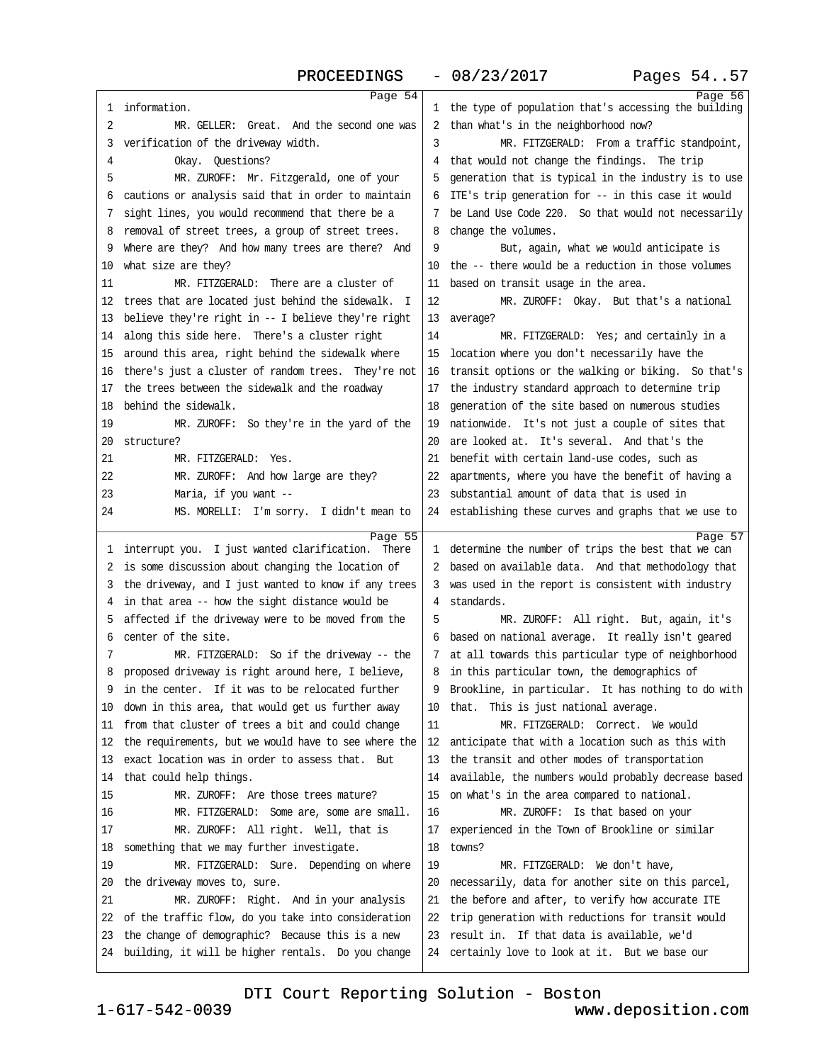information.

MR. GELLER: Great. And the second one was verification of the driveway width.

Okay. Questions?

MR. ZUROFF: Mr. Fitzgerald, one of your cautions or analysis said that in order to maintain sight lines, you would recommend that there be a removal of street trees, a group of street trees. Where are they? And how many trees are there? And what size are they?

MR. FITZGERALD: There are a cluster of trees that are located just behind the sidewalk. I believe they're right in -- I believe they're right along this side here. There's a cluster right around this area, right behind the sidewalk where there's just a cluster of random trees. They're not the trees between the sidewalk and the roadway behind the sidewalk.

MR. ZUROFF: So they're in the yard of the structure?

MR. FITZGERALD: Yes.

MR. ZUROFF: And how large are they?

Maria, if you want --

MS. MORELLI: I'm sorry. I didn't mean to interrupt you. I just wanted clarification. There is some discussion about changing the location of the driveway, and I just wanted to know if any trees in that area -- how the sight distance would be affected if the driveway were to be moved from the center of the site.

MR. FITZGERALD: So if the driveway -- the proposed driveway is right around here, I believe, in the center. If it was to be relocated further down in this area, that would get us further away from that cluster of trees a bit and could change the requirements, but we would have to see where the exact location was in order to assess that. But that could help things.

MR. ZUROFF: Are those trees mature?

MR. FITZGERALD: Some are, some are small.

MR. ZUROFF: All right. Well, that is something that we may further investigate.

MR. FITZGERALD: Sure. Depending on where the driveway moves to, sure.

MR. ZUROFF: Right. And in your analysis of the traffic flow, do you take into consideration the change of demographic? Because this is a new building, it will be higher rentals. Do you change the type of population that's accessing the building than what's in the neighborhood now?

MR. FITZGERALD: From a traffic standpoint, that would not change the findings. The trip generation that is typical in the industry is to use ITE's trip generation for -- in this case it would be Land Use Code 220. So that would not necessarily change the volumes.

But, again, what we would anticipate is the -- there would be a reduction in those volumes based on transit usage in the area.

MR. ZUROFF: Okay. But that's a national average?

MR. FITZGERALD: Yes; and certainly in a location where you don't necessarily have the transit options or the walking or biking. So that's the industry standard approach to determine trip generation of the site based on numerous studies nationwide. It's not just a couple of sites that are looked at. It's several. And that's the benefit with certain land-use codes, such as apartments, where you have the benefit of having a substantial amount of data that is used in establishing these curves and graphs that we use to determine the number of trips the best that we can based on available data. And that methodology that was used in the report is consistent with industry standards.

MR. ZUROFF: All right. But, again, it's based on national average. It really isn't geared at all towards this particular type of neighborhood in this particular town, the demographics of Brookline, in particular. It has nothing to do with that. This is just national average.

MR. FITZGERALD: Correct. We would anticipate that with a location such as this with the transit and other modes of transportation available, the numbers would probably decrease based on what's in the area compared to national.

MR. ZUROFF: Is that based on your experienced in the Town of Brookline or similar towns?

MR. FITZGERALD: We don't have, necessarily, data for another site on this parcel, the before and after, to verify how accurate ITE trip generation with reductions for transit would result in. If that data is available, we'd certainly love to look at it. But we base our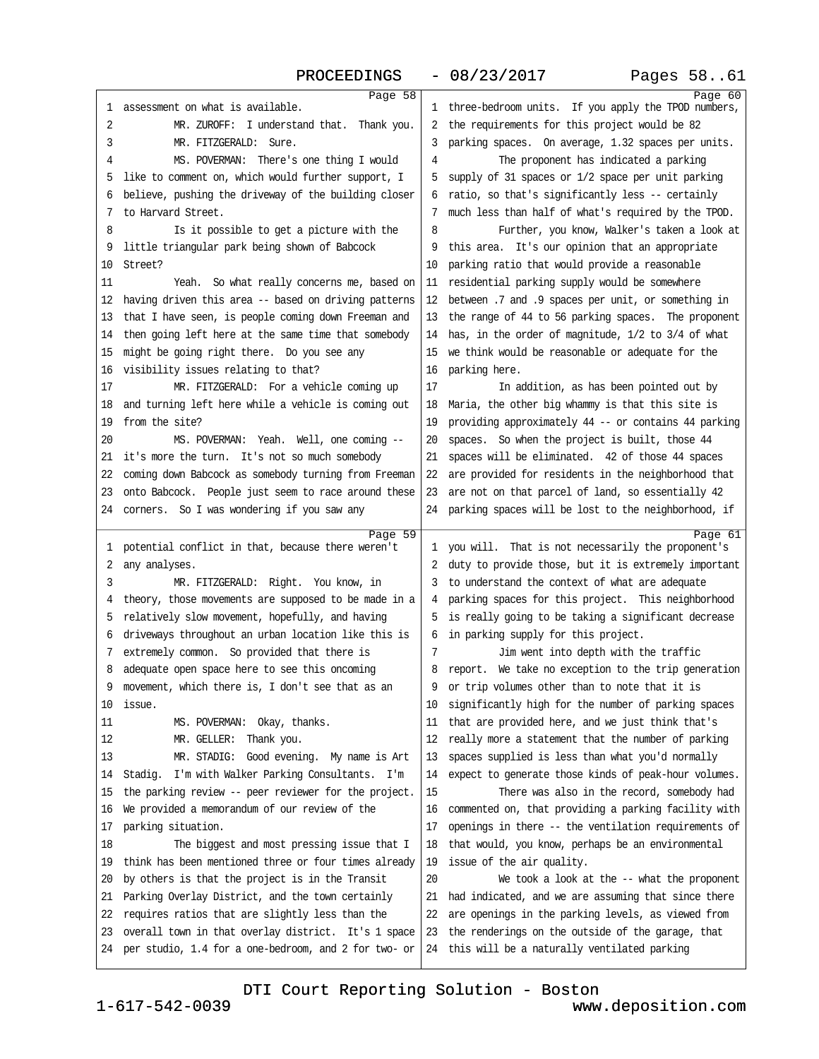Page 58

1 assessment on what is available.
2 MR. ZUROFF: I understand that. Thank you.
3 MR. FITZGERALD: Sure.
4 MS. POVERMAN: There's one thing I would
5 like to comment on, which would further support, I
6 believe, pushing the driveway of the building closer
7 to Harvard Street.
8 Is it possible to get a picture with the
9 little triangular park being shown of Babcock
10 Street?
11 Yeah. So what really concerns me, based on
12 having driven this area -- based on driving patterns
13 that I have seen, is people coming down Freeman and
14 then going left here at the same time that somebody
15 might be going right there. Do you see any
16 visibility issues relating to that?
17 MR. FITZGERALD: For a vehicle coming up
18 and turning left here while a vehicle is coming out
19 from the site?
20 MS. POVERMAN: Yeah. Well, one coming --
21 it's more the turn. It's not so much somebody
22 coming down Babcock as somebody turning from Freeman
23 onto Babcock. People just seem to race around these
24 corners. So I was wondering if you saw any

Page 59

1 potential conflict in that, because there weren't
2 any analyses.
3 MR. FITZGERALD: Right. You know, in
4 theory, those movements are supposed to be made in a
5 relatively slow movement, hopefully, and having
6 driveways throughout an urban location like this is
7 extremely common. So provided that there is
8 adequate open space here to see this oncoming
9 movement, which there is, I don't see that as an
10 issue.
11 MS. POVERMAN: Okay, thanks.
12 MR. GELLER: Thank you.
13 MR. STADIG: Good evening. My name is Art
14 Stadig. I'm with Walker Parking Consultants. I'm
15 the parking review -- peer reviewer for the project.
16 We provided a memorandum of our review of the
17 parking situation.
18 The biggest and most pressing issue that I
19 think has been mentioned three or four times already
20 by others is that the project is in the Transit
21 Parking Overlay District, and the town certainly
22 requires ratios that are slightly less than the
23 overall town in that overlay district. It's 1 space
24 per studio, 1.4 for a one-bedroom, and 2 for two- or

Page 60

1 three-bedroom units. If you apply the TPOD numbers,
2 the requirements for this project would be 82
3 parking spaces. On average, 1.32 spaces per units.
4 The proponent has indicated a parking
5 supply of 31 spaces or 1/2 space per unit parking
6 ratio, so that's significantly less -- certainly
7 much less than half of what's required by the TPOD.
8 Further, you know, Walker's taken a look at
9 this area. It's our opinion that an appropriate
10 parking ratio that would provide a reasonable
11 residential parking supply would be somewhere
12 between .7 and .9 spaces per unit, or something in
13 the range of 44 to 56 parking spaces. The proponent
14 has, in the order of magnitude, 1/2 to 3/4 of what
15 we think would be reasonable or adequate for the
16 parking here.
17 In addition, as has been pointed out by
18 Maria, the other big whammy is that this site is
19 providing approximately 44 -- or contains 44 parking
20 spaces. So when the project is built, those 44
21 spaces will be eliminated. 42 of those 44 spaces
22 are provided for residents in the neighborhood that
23 are not on that parcel of land, so essentially 42
24 parking spaces will be lost to the neighborhood, if

Page 61

1 you will. That is not necessarily the proponent's
2 duty to provide those, but it is extremely important
3 to understand the context of what are adequate
4 parking spaces for this project. This neighborhood
5 is really going to be taking a significant decrease
6 in parking supply for this project.
7 Jim went into depth with the traffic
8 report. We take no exception to the trip generation
9 or trip volumes other than to note that it is
10 significantly high for the number of parking spaces
11 that are provided here, and we just think that's
12 really more a statement that the number of parking
13 spaces supplied is less than what you'd normally
14 expect to generate those kinds of peak-hour volumes.
15 There was also in the record, somebody had
16 commented on, that providing a parking facility with
17 openings in there -- the ventilation requirements of
18 that would, you know, perhaps be an environmental
19 issue of the air quality.
20 We took a look at the -- what the proponent
21 had indicated, and we are assuming that since there
22 are openings in the parking levels, as viewed from
23 the renderings on the outside of the garage, that
24 this will be a naturally ventilated parking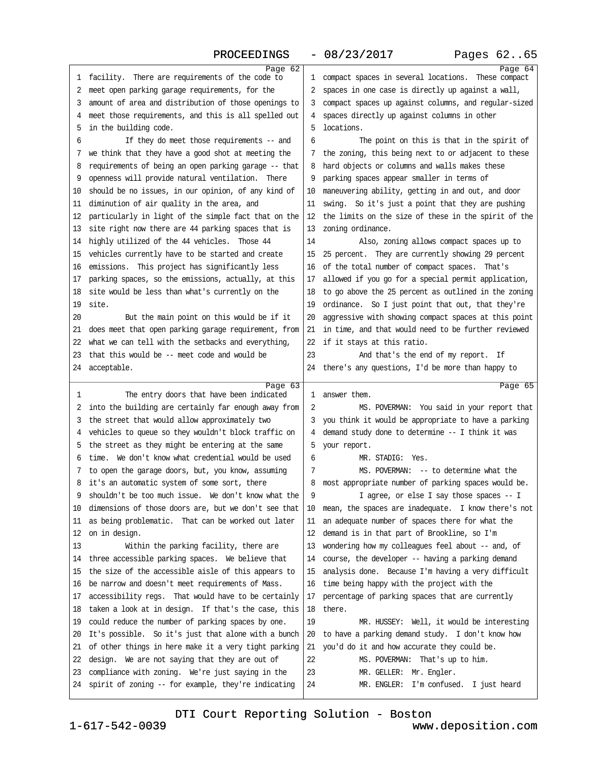**Page 62**

1 facility. There are requirements of the code to
2 meet open parking garage requirements, for the
3 amount of area and distribution of those openings to
4 meet those requirements, and this is all spelled out
5 in the building code.
6 If they do meet those requirements -- and
7 we think that they have a good shot at meeting the
8 requirements of being an open parking garage -- that
9 openness will provide natural ventilation. There
10 should be no issues, in our opinion, of any kind of
11 diminution of air quality in the area, and
12 particularly in light of the simple fact that on the
13 site right now there are 44 parking spaces that is
14 highly utilized of the 44 vehicles. Those 44
15 vehicles currently have to be started and create
16 emissions. This project has significantly less
17 parking spaces, so the emissions, actually, at this
18 site would be less than what's currently on the
19 site.
20 But the main point on this would be if it
21 does meet that open parking garage requirement, from
22 what we can tell with the setbacks and everything,
23 that this would be -- meet code and would be
24 acceptable.

**Page 63**

1 The entry doors that have been indicated
2 into the building are certainly far enough away from
3 the street that would allow approximately two
4 vehicles to queue so they wouldn't block traffic on
5 the street as they might be entering at the same
6 time. We don't know what credential would be used
7 to open the garage doors, but, you know, assuming
8 it's an automatic system of some sort, there
9 shouldn't be too much issue. We don't know what the
10 dimensions of those doors are, but we don't see that
11 as being problematic. That can be worked out later
12 on in design.
13 Within the parking facility, there are
14 three accessible parking spaces. We believe that
15 the size of the accessible aisle of this appears to
16 be narrow and doesn't meet requirements of Mass.
17 accessibility regs. That would have to be certainly
18 taken a look at in design. If that's the case, this
19 could reduce the number of parking spaces by one.
20 It's possible. So it's just that alone with a bunch
21 of other things in here make it a very tight parking
22 design. We are not saying that they are out of
23 compliance with zoning. We're just saying in the
24 spirit of zoning -- for example, they're indicating

**Page 64**

1 compact spaces in several locations. These compact
2 spaces in one case is directly up against a wall,
3 compact spaces up against columns, and regular-sized
4 spaces directly up against columns in other
5 locations.
6 The point on this is that in the spirit of
7 the zoning, this being next to or adjacent to these
8 hard objects or columns and walls makes these
9 parking spaces appear smaller in terms of
10 maneuvering ability, getting in and out, and door
11 swing. So it's just a point that they are pushing
12 the limits on the size of these in the spirit of the
13 zoning ordinance.
14 Also, zoning allows compact spaces up to
15 25 percent. They are currently showing 29 percent
16 of the total number of compact spaces. That's
17 allowed if you go for a special permit application,
18 to go above the 25 percent as outlined in the zoning
19 ordinance. So I just point that out, that they're
20 aggressive with showing compact spaces at this point
21 in time, and that would need to be further reviewed
22 if it stays at this ratio.
23 And that's the end of my report. If
24 there's any questions, I'd be more than happy to

**Page 65**

1 answer them.
2 MS. POVERMAN: You said in your report that
3 you think it would be appropriate to have a parking
4 demand study done to determine -- I think it was
5 your report.
6 MR. STADIG: Yes.
7 MS. POVERMAN: -- to determine what the
8 most appropriate number of parking spaces would be.
9 I agree, or else I say those spaces -- I
10 mean, the spaces are inadequate. I know there's not
11 an adequate number of spaces there for what the
12 demand is in that part of Brookline, so I'm
13 wondering how my colleagues feel about -- and, of
14 course, the developer -- having a parking demand
15 analysis done. Because I'm having a very difficult
16 time being happy with the project with the
17 percentage of parking spaces that are currently
18 there.
19 MR. HUSSEY: Well, it would be interesting
20 to have a parking demand study. I don't know how
21 you'd do it and how accurate they could be.
22 MS. POVERMAN: That's up to him.
23 MR. GELLER: Mr. Engler.
24 MR. ENGLER: I'm confused. I just heard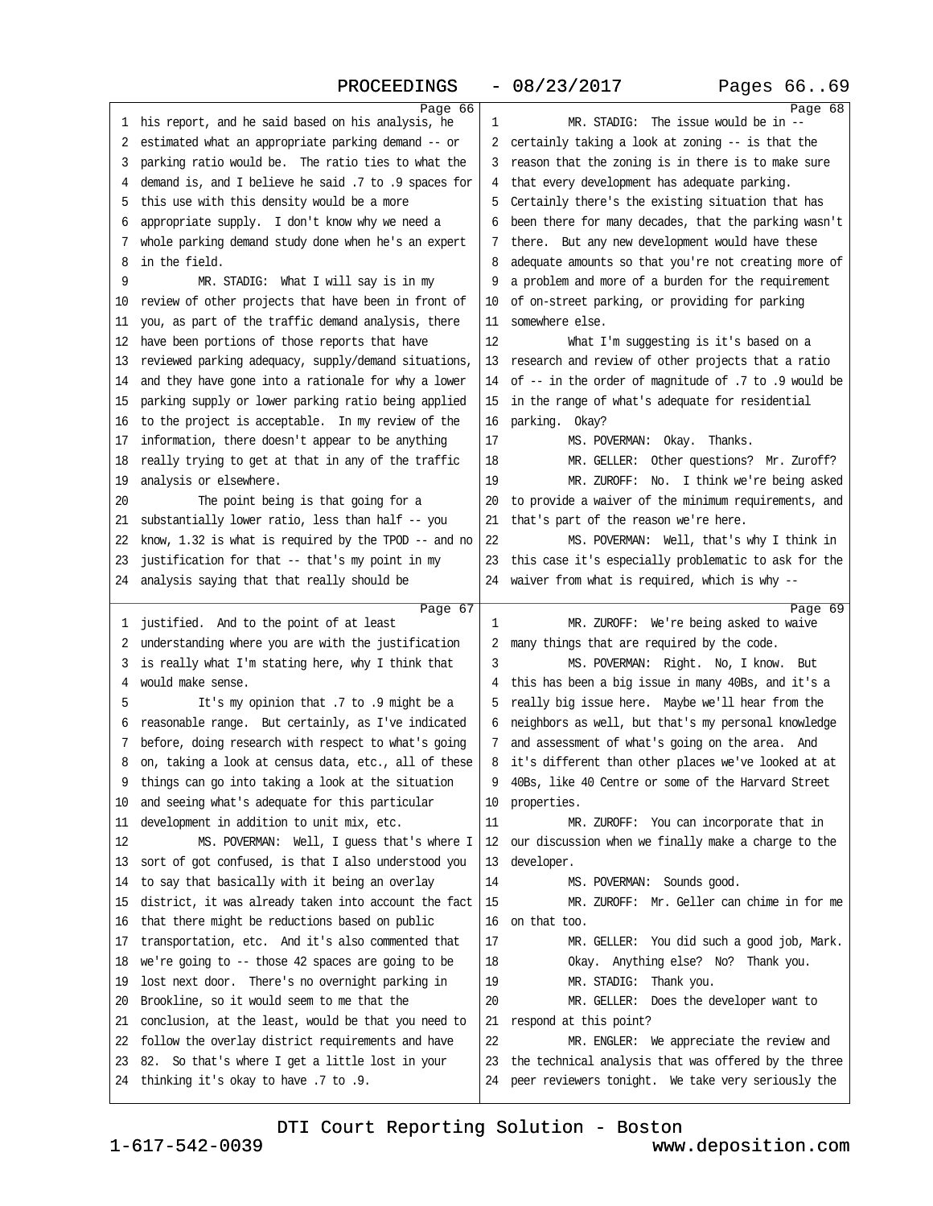Page 66

1 his report, and he said based on his analysis, he
2 estimated what an appropriate parking demand -- or
3 parking ratio would be. The ratio ties to what the
4 demand is, and I believe he said .7 to .9 spaces for
5 this use with this density would be a more
6 appropriate supply. I don't know why we need a
7 whole parking demand study done when he's an expert
8 in the field.
9 MR. STADIG: What I will say is in my
10 review of other projects that have been in front of
11 you, as part of the traffic demand analysis, there
12 have been portions of those reports that have
13 reviewed parking adequacy, supply/demand situations,
14 and they have gone into a rationale for why a lower
15 parking supply or lower parking ratio being applied
16 to the project is acceptable. In my review of the
17 information, there doesn't appear to be anything
18 really trying to get at that in any of the traffic
19 analysis or elsewhere.
20 The point being is that going for a
21 substantially lower ratio, less than half -- you
22 know, 1.32 is what is required by the TPOD -- and no
23 justification for that -- that's my point in my
24 analysis saying that that really should be

Page 67

1 justified. And to the point of at least
2 understanding where you are with the justification
3 is really what I'm stating here, why I think that
4 would make sense.
5 It's my opinion that .7 to .9 might be a
6 reasonable range. But certainly, as I've indicated
7 before, doing research with respect to what's going
8 on, taking a look at census data, etc., all of these
9 things can go into taking a look at the situation
10 and seeing what's adequate for this particular
11 development in addition to unit mix, etc.
12 MS. POVERMAN: Well, I guess that's where I
13 sort of got confused, is that I also understood you
14 to say that basically with it being an overlay
15 district, it was already taken into account the fact
16 that there might be reductions based on public
17 transportation, etc. And it's also commented that
18 we're going to -- those 42 spaces are going to be
19 lost next door. There's no overnight parking in
20 Brookline, so it would seem to me that the
21 conclusion, at the least, would be that you need to
22 follow the overlay district requirements and have
23 82. So that's where I get a little lost in your
24 thinking it's okay to have .7 to .9.

Page 68

1 MR. STADIG: The issue would be in --
2 certainly taking a look at zoning -- is that the
3 reason that the zoning is in there is to make sure
4 that every development has adequate parking.
5 Certainly there's the existing situation that has
6 been there for many decades, that the parking wasn't
7 there. But any new development would have these
8 adequate amounts so that you're not creating more of
9 a problem and more of a burden for the requirement
10 of on-street parking, or providing for parking
11 somewhere else.
12 What I'm suggesting is it's based on a
13 research and review of other projects that a ratio
14 of -- in the order of magnitude of .7 to .9 would be
15 in the range of what's adequate for residential
16 parking. Okay?
17 MS. POVERMAN: Okay. Thanks.
18 MR. GELLER: Other questions? Mr. Zuroff?
19 MR. ZUROFF: No. I think we're being asked
20 to provide a waiver of the minimum requirements, and
21 that's part of the reason we're here.
22 MS. POVERMAN: Well, that's why I think in
23 this case it's especially problematic to ask for the
24 waiver from what is required, which is why --

Page 69

1 MR. ZUROFF: We're being asked to waive
2 many things that are required by the code.
3 MS. POVERMAN: Right. No, I know. But
4 this has been a big issue in many 40Bs, and it's a
5 really big issue here. Maybe we'll hear from the
6 neighbors as well, but that's my personal knowledge
7 and assessment of what's going on the area. And
8 it's different than other places we've looked at at
9 40Bs, like 40 Centre or some of the Harvard Street
10 properties.
11 MR. ZUROFF: You can incorporate that in
12 our discussion when we finally make a charge to the
13 developer.
14 MS. POVERMAN: Sounds good.
15 MR. ZUROFF: Mr. Geller can chime in for me
16 on that too.
17 MR. GELLER: You did such a good job, Mark.
18 Okay. Anything else? No? Thank you.
19 MR. STADIG: Thank you.
20 MR. GELLER: Does the developer want to
21 respond at this point?
22 MR. ENGLER: We appreciate the review and
23 the technical analysis that was offered by the three
24 peer reviewers tonight. We take very seriously the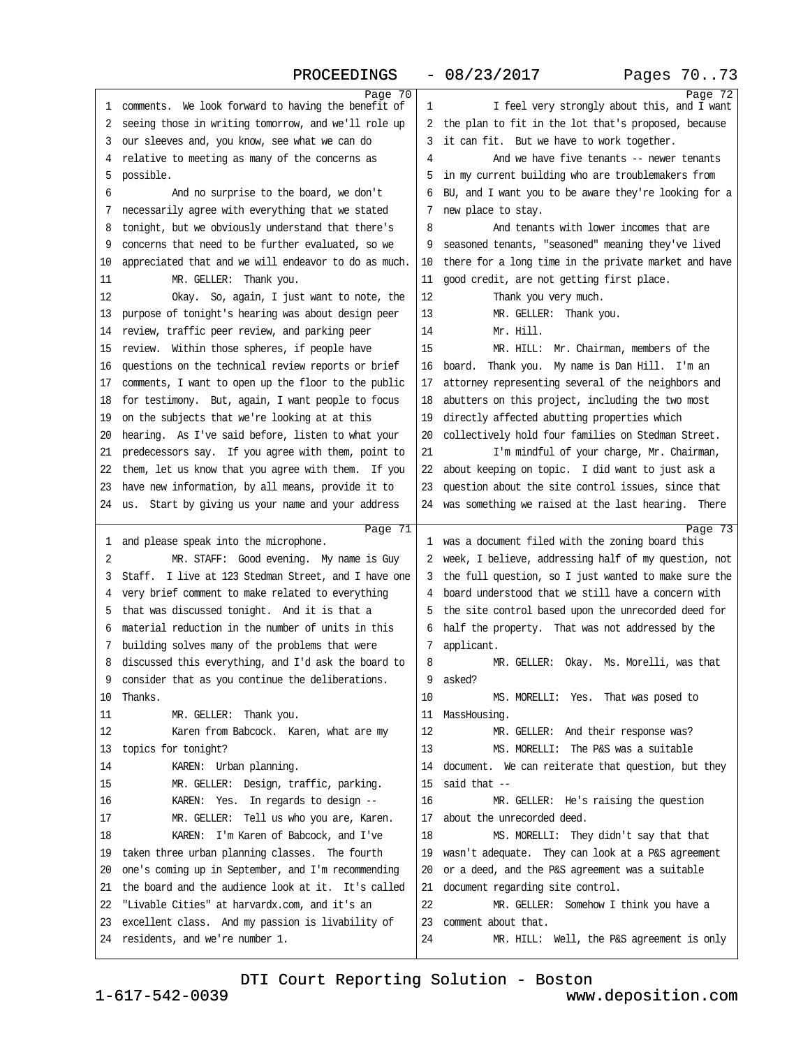Page 70

1 comments. We look forward to having the benefit of
2 seeing those in writing tomorrow, and we'll role up
3 our sleeves and, you know, see what we can do
4 relative to meeting as many of the concerns as
5 possible.
6 And no surprise to the board, we don't
7 necessarily agree with everything that we stated
8 tonight, but we obviously understand that there's
9 concerns that need to be further evaluated, so we
10 appreciated that and we will endeavor to do as much.
11 MR. GELLER: Thank you.
12 Okay. So, again, I just want to note, the
13 purpose of tonight's hearing was about design peer
14 review, traffic peer review, and parking peer
15 review. Within those spheres, if people have
16 questions on the technical review reports or brief
17 comments, I want to open up the floor to the public
18 for testimony. But, again, I want people to focus
19 on the subjects that we're looking at at this
20 hearing. As I've said before, listen to what your
21 predecessors say. If you agree with them, point to
22 them, let us know that you agree with them. If you
23 have new information, by all means, provide it to
24 us. Start by giving us your name and your address

Page 71

1 and please speak into the microphone.
2 MR. STAFF: Good evening. My name is Guy
3 Staff. I live at 123 Stedman Street, and I have one
4 very brief comment to make related to everything
5 that was discussed tonight. And it is that a
6 material reduction in the number of units in this
7 building solves many of the problems that were
8 discussed this everything, and I'd ask the board to
9 consider that as you continue the deliberations.
10 Thanks.
11 MR. GELLER: Thank you.
12 Karen from Babcock. Karen, what are my
13 topics for tonight?
14 KAREN: Urban planning.
15 MR. GELLER: Design, traffic, parking.
16 KAREN: Yes. In regards to design --
17 MR. GELLER: Tell us who you are, Karen.
18 KAREN: I'm Karen of Babcock, and I've
19 taken three urban planning classes. The fourth
20 one's coming up in September, and I'm recommending
21 the board and the audience look at it. It's called
22 "Livable Cities" at harvardx.com, and it's an
23 excellent class. And my passion is livability of
24 residents, and we're number 1.

Page 72

1 I feel very strongly about this, and I want
2 the plan to fit in the lot that's proposed, because
3 it can fit. But we have to work together.
4 And we have five tenants -- newer tenants
5 in my current building who are troublemakers from
6 BU, and I want you to be aware they're looking for a
7 new place to stay.
8 And tenants with lower incomes that are
9 seasoned tenants, "seasoned" meaning they've lived
10 there for a long time in the private market and have
11 good credit, are not getting first place.
12 Thank you very much.
13 MR. GELLER: Thank you.
14 Mr. Hill.
15 MR. HILL: Mr. Chairman, members of the
16 board. Thank you. My name is Dan Hill. I'm an
17 attorney representing several of the neighbors and
18 abutters on this project, including the two most
19 directly affected abutting properties which
20 collectively hold four families on Stedman Street.
21 I'm mindful of your charge, Mr. Chairman,
22 about keeping on topic. I did want to just ask a
23 question about the site control issues, since that
24 was something we raised at the last hearing. There

Page 73

1 was a document filed with the zoning board this
2 week, I believe, addressing half of my question, not
3 the full question, so I just wanted to make sure the
4 board understood that we still have a concern with
5 the site control based upon the unrecorded deed for
6 half the property. That was not addressed by the
7 applicant.
8 MR. GELLER: Okay. Ms. Morelli, was that
9 asked?
10 MS. MORELLI: Yes. That was posed to
11 MassHousing.
12 MR. GELLER: And their response was?
13 MS. MORELLI: The P&S was a suitable
14 document. We can reiterate that question, but they
15 said that --
16 MR. GELLER: He's raising the question
17 about the unrecorded deed.
18 MS. MORELLI: They didn't say that that
19 wasn't adequate. They can look at a P&S agreement
20 or a deed, and the P&S agreement was a suitable
21 document regarding site control.
22 MR. GELLER: Somehow I think you have a
23 comment about that.
24 MR. HILL: Well, the P&S agreement is only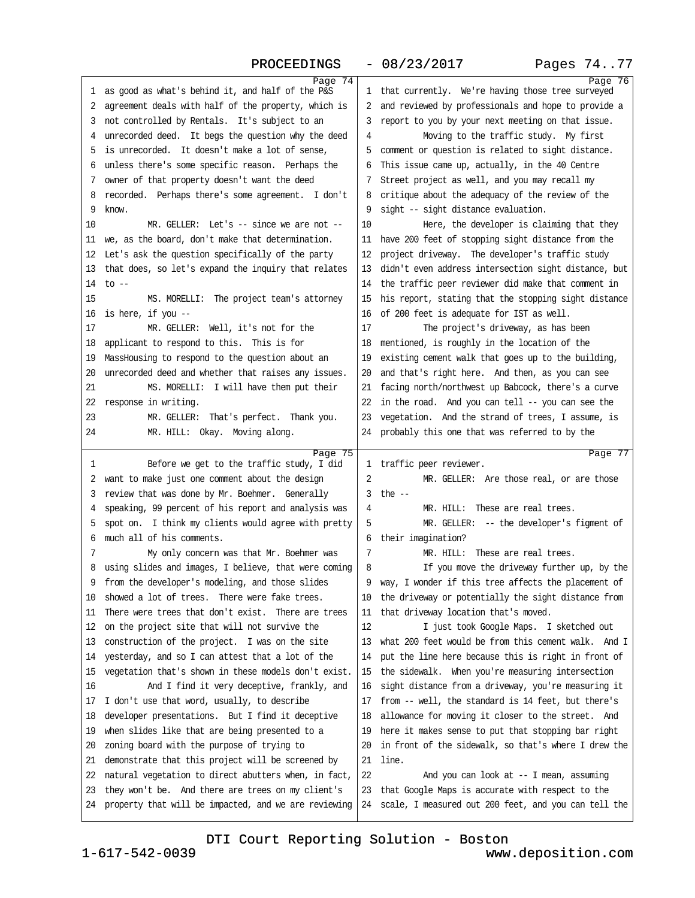**Page 74**

1 as good as what's behind it, and half of the P&S
2 agreement deals with half of the property, which is
3 not controlled by Rentals. It's subject to an
4 unrecorded deed. It begs the question why the deed
5 is unrecorded. It doesn't make a lot of sense,
6 unless there's some specific reason. Perhaps the
7 owner of that property doesn't want the deed
8 recorded. Perhaps there's some agreement. I don't
9 know.
10 MR. GELLER: Let's -- since we are not --
11 we, as the board, don't make that determination.
12 Let's ask the question specifically of the party
13 that does, so let's expand the inquiry that relates
14 to --
15 MS. MORELLI: The project team's attorney
16 is here, if you --
17 MR. GELLER: Well, it's not for the
18 applicant to respond to this. This is for
19 MassHousing to respond to the question about an
20 unrecorded deed and whether that raises any issues.
21 MS. MORELLI: I will have them put their
22 response in writing.
23 MR. GELLER: That's perfect. Thank you.
24 MR. HILL: Okay. Moving along.

**Page 75**

1 Before we get to the traffic study, I did
2 want to make just one comment about the design
3 review that was done by Mr. Boehmer. Generally
4 speaking, 99 percent of his report and analysis was
5 spot on. I think my clients would agree with pretty
6 much all of his comments.
7 My only concern was that Mr. Boehmer was
8 using slides and images, I believe, that were coming
9 from the developer's modeling, and those slides
10 showed a lot of trees. There were fake trees.
11 There were trees that don't exist. There are trees
12 on the project site that will not survive the
13 construction of the project. I was on the site
14 yesterday, and so I can attest that a lot of the
15 vegetation that's shown in these models don't exist.
16 And I find it very deceptive, frankly, and
17 I don't use that word, usually, to describe
18 developer presentations. But I find it deceptive
19 when slides like that are being presented to a
20 zoning board with the purpose of trying to
21 demonstrate that this project will be screened by
22 natural vegetation to direct abutters when, in fact,
23 they won't be. And there are trees on my client's
24 property that will be impacted, and we are reviewing

**Page 76**

1 that currently. We're having those tree surveyed
2 and reviewed by professionals and hope to provide a
3 report to you by your next meeting on that issue.
4 Moving to the traffic study. My first
5 comment or question is related to sight distance.
6 This issue came up, actually, in the 40 Centre
7 Street project as well, and you may recall my
8 critique about the adequacy of the review of the
9 sight -- sight distance evaluation.
10 Here, the developer is claiming that they
11 have 200 feet of stopping sight distance from the
12 project driveway. The developer's traffic study
13 didn't even address intersection sight distance, but
14 the traffic peer reviewer did make that comment in
15 his report, stating that the stopping sight distance
16 of 200 feet is adequate for IST as well.
17 The project's driveway, as has been
18 mentioned, is roughly in the location of the
19 existing cement walk that goes up to the building,
20 and that's right here. And then, as you can see
21 facing north/northwest up Babcock, there's a curve
22 in the road. And you can tell -- you can see the
23 vegetation. And the strand of trees, I assume, is
24 probably this one that was referred to by the

**Page 77**

1 traffic peer reviewer.
2 MR. GELLER: Are those real, or are those
3 the --
4 MR. HILL: These are real trees.
5 MR. GELLER: -- the developer's figment of
6 their imagination?
7 MR. HILL: These are real trees.
8 If you move the driveway further up, by the
9 way, I wonder if this tree affects the placement of
10 the driveway or potentially the sight distance from
11 that driveway location that's moved.
12 I just took Google Maps. I sketched out
13 what 200 feet would be from this cement walk. And I
14 put the line here because this is right in front of
15 the sidewalk. When you're measuring intersection
16 sight distance from a driveway, you're measuring it
17 from -- well, the standard is 14 feet, but there's
18 allowance for moving it closer to the street. And
19 here it makes sense to put that stopping bar right
20 in front of the sidewalk, so that's where I drew the
21 line.
22 And you can look at -- I mean, assuming
23 that Google Maps is accurate with respect to the
24 scale, I measured out 200 feet, and you can tell the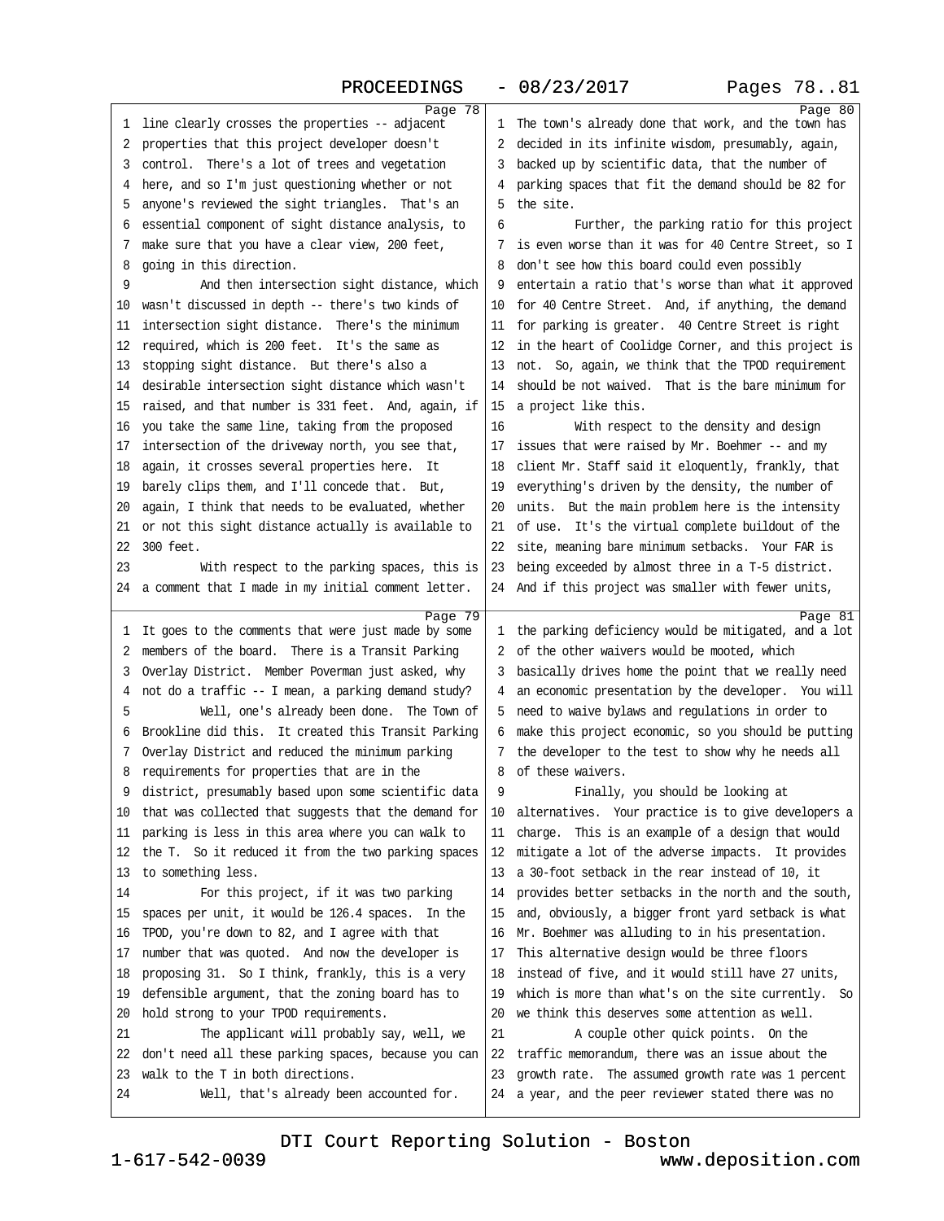Page 78

1 line clearly crosses the properties -- adjacent
2 properties that this project developer doesn't
3 control. There's a lot of trees and vegetation
4 here, and so I'm just questioning whether or not
5 anyone's reviewed the sight triangles. That's an
6 essential component of sight distance analysis, to
7 make sure that you have a clear view, 200 feet,
8 going in this direction.
9 And then intersection sight distance, which
10 wasn't discussed in depth -- there's two kinds of
11 intersection sight distance. There's the minimum
12 required, which is 200 feet. It's the same as
13 stopping sight distance. But there's also a
14 desirable intersection sight distance which wasn't
15 raised, and that number is 331 feet. And, again, if
16 you take the same line, taking from the proposed
17 intersection of the driveway north, you see that,
18 again, it crosses several properties here. It
19 barely clips them, and I'll concede that. But,
20 again, I think that needs to be evaluated, whether
21 or not this sight distance actually is available to
22 300 feet.
23 With respect to the parking spaces, this is
24 a comment that I made in my initial comment letter.

Page 79

1 It goes to the comments that were just made by some
2 members of the board. There is a Transit Parking
3 Overlay District. Member Poverman just asked, why
4 not do a traffic -- I mean, a parking demand study?
5 Well, one's already been done. The Town of
6 Brookline did this. It created this Transit Parking
7 Overlay District and reduced the minimum parking
8 requirements for properties that are in the
9 district, presumably based upon some scientific data
10 that was collected that suggests that the demand for
11 parking is less in this area where you can walk to
12 the T. So it reduced it from the two parking spaces
13 to something less.
14 For this project, if it was two parking
15 spaces per unit, it would be 126.4 spaces. In the
16 TPOD, you're down to 82, and I agree with that
17 number that was quoted. And now the developer is
18 proposing 31. So I think, frankly, this is a very
19 defensible argument, that the zoning board has to
20 hold strong to your TPOD requirements.
21 The applicant will probably say, well, we
22 don't need all these parking spaces, because you can
23 walk to the T in both directions.
24 Well, that's already been accounted for.

Page 80

1 The town's already done that work, and the town has
2 decided in its infinite wisdom, presumably, again,
3 backed up by its scientific data, that the number of
4 parking spaces that fit the demand should be 82 for
5 the site.
6 Further, the parking ratio for this project
7 is even worse than it was for 40 Centre Street, so I
8 don't see how this board could even possibly
9 entertain a ratio that's worse than what it approved
10 for 40 Centre Street. And, if anything, the demand
11 for parking is greater. 40 Centre Street is right
12 in the heart of Coolidge Corner, and this project is
13 not. So, again, we think that the TPOD requirement
14 should be not waived. That is the bare minimum for
15 a project like this.
16 With respect to the density and design
17 issues that were raised by Mr. Boehmer -- and my
18 client Mr. Staff said it eloquently, frankly, that
19 everything's driven by the density, the number of
20 units. But the main problem here is the intensity
21 of use. It's the virtual complete buildout of the
22 site, meaning bare minimum setbacks. Your FAR is
23 being exceeded by almost three in a T-5 district.
24 And if this project was smaller with fewer units,

Page 81

1 the parking deficiency would be mitigated, and a lot
2 of the other waivers would be mooted, which
3 basically drives home the point that we really need
4 an economic presentation by the developer. You will
5 need to waive bylaws and regulations in order to
6 make this project economic, so you should be putting
7 the developer to the test to show why he needs all
8 of these waivers.
9 Finally, you should be looking at
10 alternatives. Your practice is to give developers a
11 charge. This is an example of a design that would
12 mitigate a lot of the adverse impacts. It provides
13 a 30-foot setback in the rear instead of 10, it
14 provides better setbacks in the north and the south,
15 and, obviously, a bigger front yard setback is what
16 Mr. Boehmer was alluding to in his presentation.
17 This alternative design would be three floors
18 instead of five, and it would still have 27 units,
19 which is more than what's on the site currently. So
20 we think this deserves some attention as well.
21 A couple other quick points. On the
22 traffic memorandum, there was an issue about the
23 growth rate. The assumed growth rate was 1 percent
24 a year, and the peer reviewer stated there was no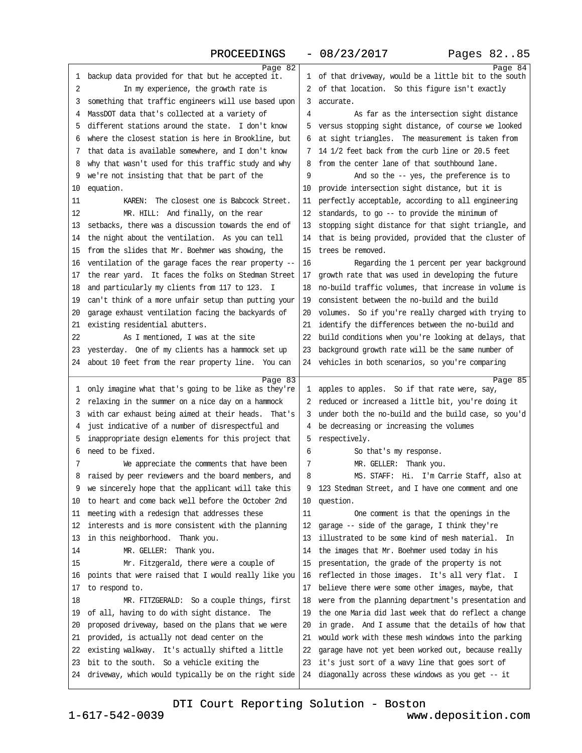Page 82

1 backup data provided for that but he accepted it.
2 In my experience, the growth rate is
3 something that traffic engineers will use based upon
4 MassDOT data that's collected at a variety of
5 different stations around the state. I don't know
6 where the closest station is here in Brookline, but
7 that data is available somewhere, and I don't know
8 why that wasn't used for this traffic study and why
9 we're not insisting that that be part of the
10 equation.
11 KAREN: The closest one is Babcock Street.
12 MR. HILL: And finally, on the rear
13 setbacks, there was a discussion towards the end of
14 the night about the ventilation. As you can tell
15 from the slides that Mr. Boehmer was showing, the
16 ventilation of the garage faces the rear property --
17 the rear yard. It faces the folks on Stedman Street
18 and particularly my clients from 117 to 123. I
19 can't think of a more unfair setup than putting your
20 garage exhaust ventilation facing the backyards of
21 existing residential abutters.
22 As I mentioned, I was at the site
23 yesterday. One of my clients has a hammock set up
24 about 10 feet from the rear property line. You can

Page 83

1 only imagine what that's going to be like as they're
2 relaxing in the summer on a nice day on a hammock
3 with car exhaust being aimed at their heads. That's
4 just indicative of a number of disrespectful and
5 inappropriate design elements for this project that
6 need to be fixed.
7 We appreciate the comments that have been
8 raised by peer reviewers and the board members, and
9 we sincerely hope that the applicant will take this
10 to heart and come back well before the October 2nd
11 meeting with a redesign that addresses these
12 interests and is more consistent with the planning
13 in this neighborhood. Thank you.
14 MR. GELLER: Thank you.
15 Mr. Fitzgerald, there were a couple of
16 points that were raised that I would really like you
17 to respond to.
18 MR. FITZGERALD: So a couple things, first
19 of all, having to do with sight distance. The
20 proposed driveway, based on the plans that we were
21 provided, is actually not dead center on the
22 existing walkway. It's actually shifted a little
23 bit to the south. So a vehicle exiting the
24 driveway, which would typically be on the right side

Page 84

1 of that driveway, would be a little bit to the south
2 of that location. So this figure isn't exactly
3 accurate.
4 As far as the intersection sight distance
5 versus stopping sight distance, of course we looked
6 at sight triangles. The measurement is taken from
7 14 1/2 feet back from the curb line or 20.5 feet
8 from the center lane of that southbound lane.
9 And so the -- yes, the preference is to
10 provide intersection sight distance, but it is
11 perfectly acceptable, according to all engineering
12 standards, to go -- to provide the minimum of
13 stopping sight distance for that sight triangle, and
14 that is being provided, provided that the cluster of
15 trees be removed.
16 Regarding the 1 percent per year background
17 growth rate that was used in developing the future
18 no-build traffic volumes, that increase in volume is
19 consistent between the no-build and the build
20 volumes. So if you're really charged with trying to
21 identify the differences between the no-build and
22 build conditions when you're looking at delays, that
23 background growth rate will be the same number of
24 vehicles in both scenarios, so you're comparing

Page 85

1 apples to apples. So if that rate were, say,
2 reduced or increased a little bit, you're doing it
3 under both the no-build and the build case, so you'd
4 be decreasing or increasing the volumes
5 respectively.
6 So that's my response.
7 MR. GELLER: Thank you.
8 MS. STAFF: Hi. I'm Carrie Staff, also at
9 123 Stedman Street, and I have one comment and one
10 question.
11 One comment is that the openings in the
12 garage -- side of the garage, I think they're
13 illustrated to be some kind of mesh material. In
14 the images that Mr. Boehmer used today in his
15 presentation, the grade of the property is not
16 reflected in those images. It's all very flat. I
17 believe there were some other images, maybe, that
18 were from the planning department's presentation and
19 the one Maria did last week that do reflect a change
20 in grade. And I assume that the details of how that
21 would work with these mesh windows into the parking
22 garage have not yet been worked out, because really
23 it's just sort of a wavy line that goes sort of
24 diagonally across these windows as you get -- it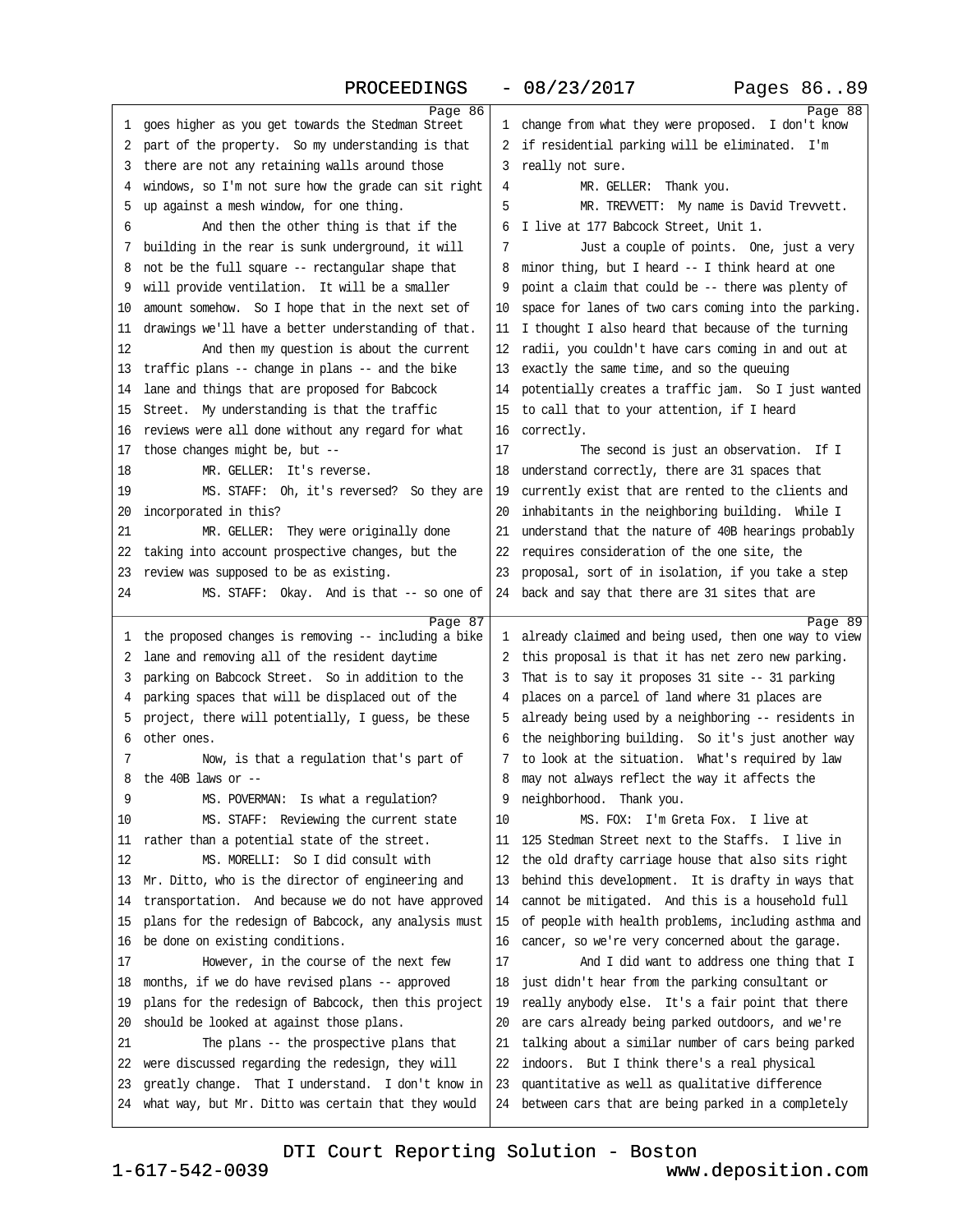Page 86

goes higher as you get towards the Stedman Street part of the property. So my understanding is that there are not any retaining walls around those windows, so I'm not sure how the grade can sit right up against a mesh window, for one thing.

And then the other thing is that if the building in the rear is sunk underground, it will not be the full square -- rectangular shape that will provide ventilation. It will be a smaller amount somehow. So I hope that in the next set of drawings we'll have a better understanding of that.

And then my question is about the current traffic plans -- change in plans -- and the bike lane and things that are proposed for Babcock Street. My understanding is that the traffic reviews were all done without any regard for what those changes might be, but --

MR. GELLER: It's reverse.

MS. STAFF: Oh, it's reversed? So they are incorporated in this?

MR. GELLER: They were originally done taking into account prospective changes, but the review was supposed to be as existing.

MS. STAFF: Okay. And is that -- so one of

Page 87

the proposed changes is removing -- including a bike lane and removing all of the resident daytime parking on Babcock Street. So in addition to the parking spaces that will be displaced out of the project, there will potentially, I guess, be these other ones.

Now, is that a regulation that's part of the 40B laws or --

MS. POVERMAN: Is what a regulation?

MS. STAFF: Reviewing the current state rather than a potential state of the street.

MS. MORELLI: So I did consult with Mr. Ditto, who is the director of engineering and transportation. And because we do not have approved plans for the redesign of Babcock, any analysis must be done on existing conditions.

However, in the course of the next few months, if we do have revised plans -- approved plans for the redesign of Babcock, then this project should be looked at against those plans.

The plans -- the prospective plans that were discussed regarding the redesign, they will greatly change. That I understand. I don't know in what way, but Mr. Ditto was certain that they would

Page 88

change from what they were proposed. I don't know if residential parking will be eliminated. I'm really not sure.

MR. GELLER: Thank you.

MR. TREVVETT: My name is David Trevvett. I live at 177 Babcock Street, Unit 1.

Just a couple of points. One, just a very minor thing, but I heard -- I think heard at one point a claim that could be -- there was plenty of space for lanes of two cars coming into the parking. I thought I also heard that because of the turning radii, you couldn't have cars coming in and out at exactly the same time, and so the queuing potentially creates a traffic jam. So I just wanted to call that to your attention, if I heard correctly.

The second is just an observation. If I understand correctly, there are 31 spaces that currently exist that are rented to the clients and inhabitants in the neighboring building. While I understand that the nature of 40B hearings probably requires consideration of the one site, the proposal, sort of in isolation, if you take a step back and say that there are 31 sites that are

Page 89

already claimed and being used, then one way to view this proposal is that it has net zero new parking. That is to say it proposes 31 site -- 31 parking places on a parcel of land where 31 places are already being used by a neighboring -- residents in the neighboring building. So it's just another way to look at the situation. What's required by law may not always reflect the way it affects the neighborhood. Thank you.

MS. FOX: I'm Greta Fox. I live at 125 Stedman Street next to the Staffs. I live in the old drafty carriage house that also sits right behind this development. It is drafty in ways that cannot be mitigated. And this is a household full of people with health problems, including asthma and cancer, so we're very concerned about the garage.

And I did want to address one thing that I just didn't hear from the parking consultant or really anybody else. It's a fair point that there are cars already being parked outdoors, and we're talking about a similar number of cars being parked indoors. But I think there's a real physical quantitative as well as qualitative difference between cars that are being parked in a completely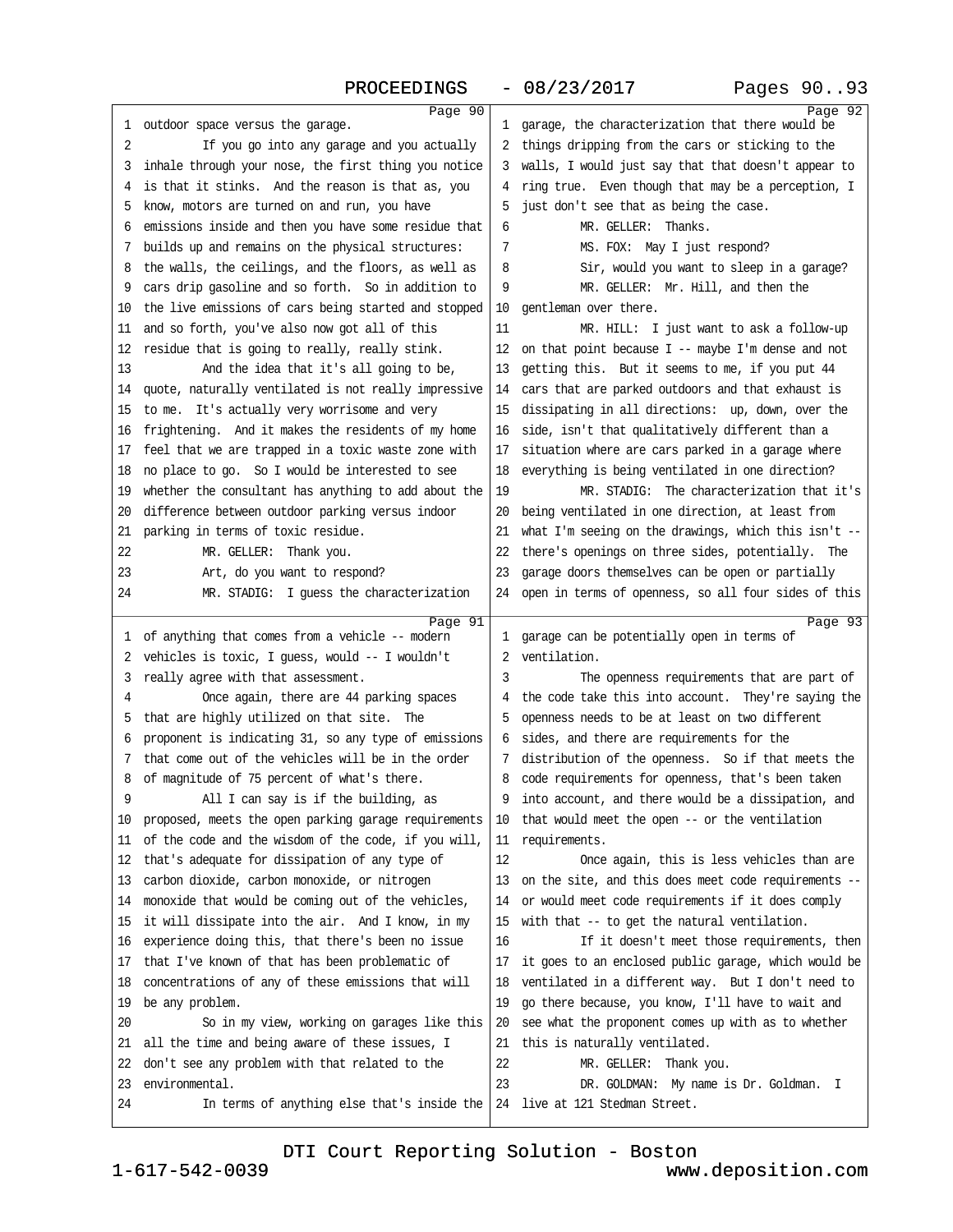Page 90

outdoor space versus the garage.

If you go into any garage and you actually inhale through your nose, the first thing you notice is that it stinks. And the reason is that as, you know, motors are turned on and run, you have emissions inside and then you have some residue that builds up and remains on the physical structures: the walls, the ceilings, and the floors, as well as cars drip gasoline and so forth. So in addition to the live emissions of cars being started and stopped and so forth, you've also now got all of this residue that is going to really, really stink.

And the idea that it's all going to be, quote, naturally ventilated is not really impressive to me. It's actually very worrisome and very frightening. And it makes the residents of my home feel that we are trapped in a toxic waste zone with no place to go. So I would be interested to see whether the consultant has anything to add about the difference between outdoor parking versus indoor parking in terms of toxic residue.

MR. GELLER: Thank you.

Art, do you want to respond?

MR. STADIG: I guess the characterization

Page 91

of anything that comes from a vehicle -- modern vehicles is toxic, I guess, would -- I wouldn't really agree with that assessment.

Once again, there are 44 parking spaces that are highly utilized on that site. The proponent is indicating 31, so any type of emissions that come out of the vehicles will be in the order of magnitude of 75 percent of what's there.

All I can say is if the building, as proposed, meets the open parking garage requirements of the code and the wisdom of the code, if you will, that's adequate for dissipation of any type of carbon dioxide, carbon monoxide, or nitrogen monoxide that would be coming out of the vehicles, it will dissipate into the air. And I know, in my experience doing this, that there's been no issue that I've known of that has been problematic of concentrations of any of these emissions that will be any problem.

So in my view, working on garages like this all the time and being aware of these issues, I don't see any problem with that related to the environmental.

In terms of anything else that's inside the

Page 92

garage, the characterization that there would be things dripping from the cars or sticking to the walls, I would just say that that doesn't appear to ring true. Even though that may be a perception, I just don't see that as being the case.

MR. GELLER: Thanks.

MS. FOX: May I just respond?

Sir, would you want to sleep in a garage?

MR. GELLER: Mr. Hill, and then the gentleman over there.

MR. HILL: I just want to ask a follow-up on that point because I -- maybe I'm dense and not getting this. But it seems to me, if you put 44 cars that are parked outdoors and that exhaust is dissipating in all directions: up, down, over the side, isn't that qualitatively different than a situation where are cars parked in a garage where everything is being ventilated in one direction?

MR. STADIG: The characterization that it's being ventilated in one direction, at least from what I'm seeing on the drawings, which this isn't -- there's openings on three sides, potentially. The garage doors themselves can be open or partially open in terms of openness, so all four sides of this

Page 93

garage can be potentially open in terms of ventilation.

The openness requirements that are part of the code take this into account. They're saying the openness needs to be at least on two different sides, and there are requirements for the distribution of the openness. So if that meets the code requirements for openness, that's been taken into account, and there would be a dissipation, and that would meet the open -- or the ventilation requirements.

Once again, this is less vehicles than are on the site, and this does meet code requirements -- or would meet code requirements if it does comply with that -- to get the natural ventilation.

If it doesn't meet those requirements, then it goes to an enclosed public garage, which would be ventilated in a different way. But I don't need to go there because, you know, I'll have to wait and see what the proponent comes up with as to whether this is naturally ventilated.

MR. GELLER: Thank you.

DR. GOLDMAN: My name is Dr. Goldman. I live at 121 Stedman Street.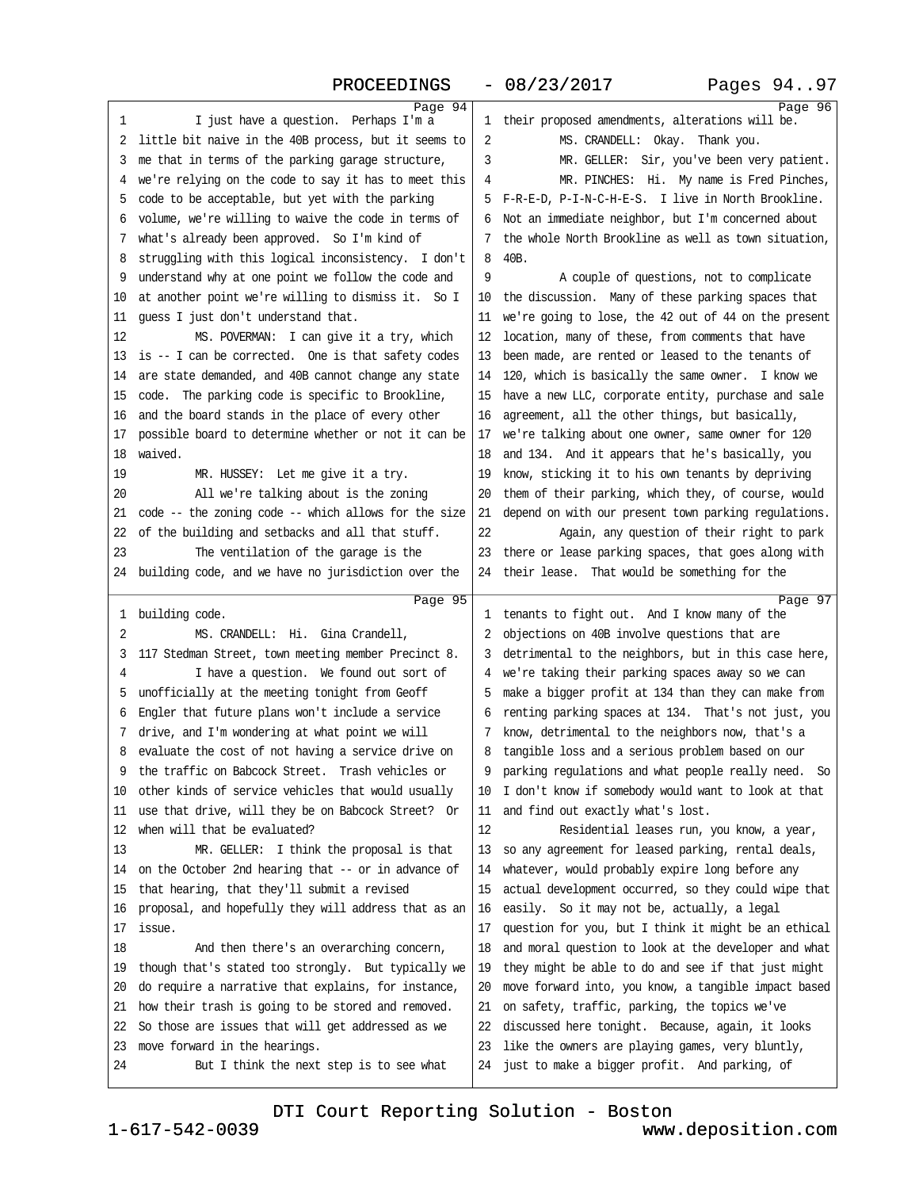Page 94

1 I just have a question. Perhaps I'm a
2 little bit naive in the 40B process, but it seems to
3 me that in terms of the parking garage structure,
4 we're relying on the code to say it has to meet this
5 code to be acceptable, but yet with the parking
6 volume, we're willing to waive the code in terms of
7 what's already been approved. So I'm kind of
8 struggling with this logical inconsistency. I don't
9 understand why at one point we follow the code and
10 at another point we're willing to dismiss it. So I
11 guess I just don't understand that.
12 MS. POVERMAN: I can give it a try, which
13 is -- I can be corrected. One is that safety codes
14 are state demanded, and 40B cannot change any state
15 code. The parking code is specific to Brookline,
16 and the board stands in the place of every other
17 possible board to determine whether or not it can be
18 waived.
19 MR. HUSSEY: Let me give it a try.
20 All we're talking about is the zoning
21 code -- the zoning code -- which allows for the size
22 of the building and setbacks and all that stuff.
23 The ventilation of the garage is the
24 building code, and we have no jurisdiction over the

Page 95

1 building code.
2 MS. CRANDELL: Hi. Gina Crandell,
3 117 Stedman Street, town meeting member Precinct 8.
4 I have a question. We found out sort of
5 unofficially at the meeting tonight from Geoff
6 Engler that future plans won't include a service
7 drive, and I'm wondering at what point we will
8 evaluate the cost of not having a service drive on
9 the traffic on Babcock Street. Trash vehicles or
10 other kinds of service vehicles that would usually
11 use that drive, will they be on Babcock Street? Or
12 when will that be evaluated?
13 MR. GELLER: I think the proposal is that
14 on the October 2nd hearing that -- or in advance of
15 that hearing, that they'll submit a revised
16 proposal, and hopefully they will address that as an
17 issue.
18 And then there's an overarching concern,
19 though that's stated too strongly. But typically we
20 do require a narrative that explains, for instance,
21 how their trash is going to be stored and removed.
22 So those are issues that will get addressed as we
23 move forward in the hearings.
24 But I think the next step is to see what

Page 96

1 their proposed amendments, alterations will be.
2 MS. CRANDELL: Okay. Thank you.
3 MR. GELLER: Sir, you've been very patient.
4 MR. PINCHES: Hi. My name is Fred Pinches,
5 F-R-E-D, P-I-N-C-H-E-S. I live in North Brookline.
6 Not an immediate neighbor, but I'm concerned about
7 the whole North Brookline as well as town situation,
8 40B.
9 A couple of questions, not to complicate
10 the discussion. Many of these parking spaces that
11 we're going to lose, the 42 out of 44 on the present
12 location, many of these, from comments that have
13 been made, are rented or leased to the tenants of
14 120, which is basically the same owner. I know we
15 have a new LLC, corporate entity, purchase and sale
16 agreement, all the other things, but basically,
17 we're talking about one owner, same owner for 120
18 and 134. And it appears that he's basically, you
19 know, sticking it to his own tenants by depriving
20 them of their parking, which they, of course, would
21 depend on with our present town parking regulations.
22 Again, any question of their right to park
23 there or lease parking spaces, that goes along with
24 their lease. That would be something for the

Page 97

1 tenants to fight out. And I know many of the
2 objections on 40B involve questions that are
3 detrimental to the neighbors, but in this case here,
4 we're taking their parking spaces away so we can
5 make a bigger profit at 134 than they can make from
6 renting parking spaces at 134. That's not just, you
7 know, detrimental to the neighbors now, that's a
8 tangible loss and a serious problem based on our
9 parking regulations and what people really need. So
10 I don't know if somebody would want to look at that
11 and find out exactly what's lost.
12 Residential leases run, you know, a year,
13 so any agreement for leased parking, rental deals,
14 whatever, would probably expire long before any
15 actual development occurred, so they could wipe that
16 easily. So it may not be, actually, a legal
17 question for you, but I think it might be an ethical
18 and moral question to look at the developer and what
19 they might be able to do and see if that just might
20 move forward into, you know, a tangible impact based
21 on safety, traffic, parking, the topics we've
22 discussed here tonight. Because, again, it looks
23 like the owners are playing games, very bluntly,
24 just to make a bigger profit. And parking, of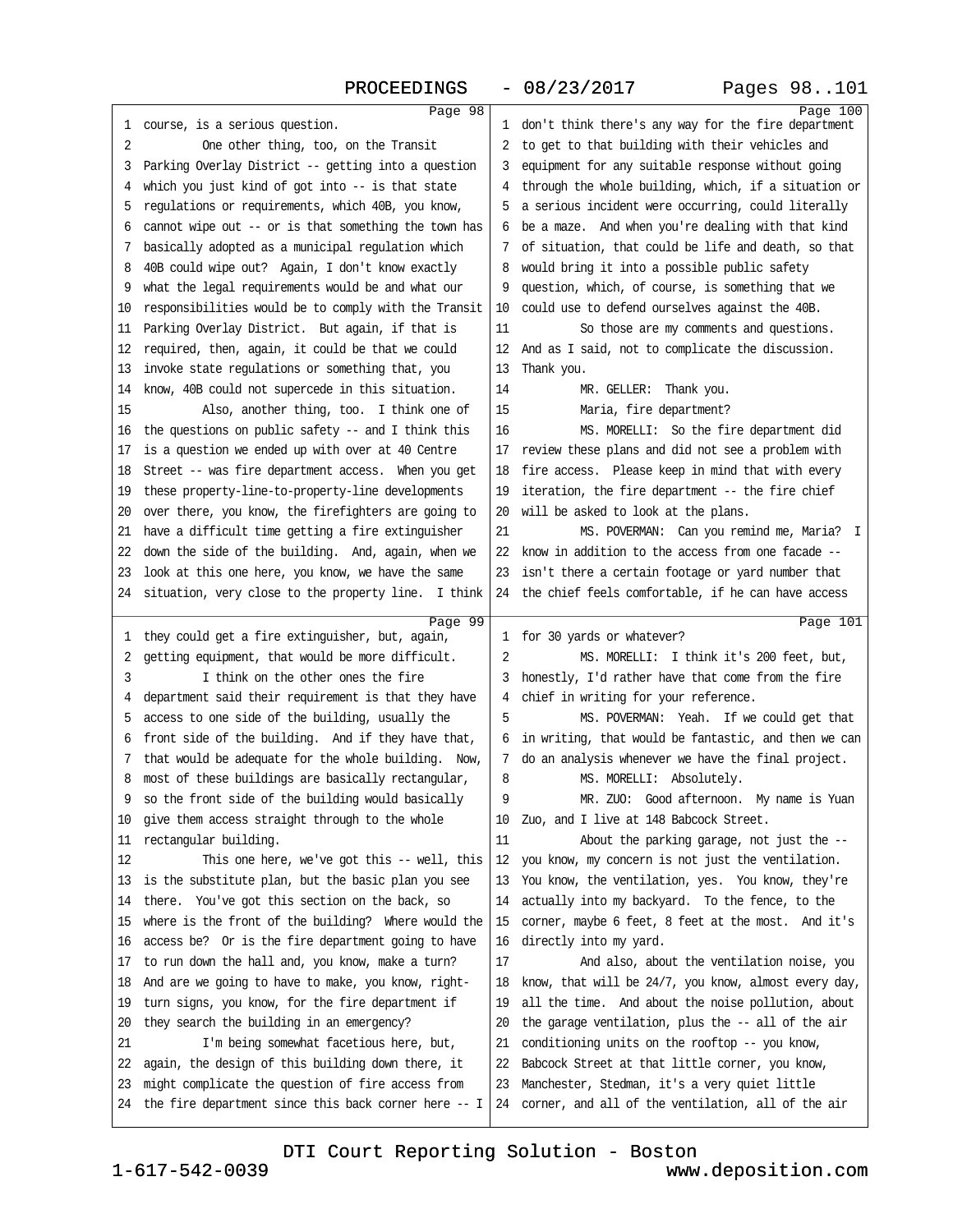course, is a serious question.

One other thing, too, on the Transit Parking Overlay District -- getting into a question which you just kind of got into -- is that state regulations or requirements, which 40B, you know, cannot wipe out -- or is that something the town has basically adopted as a municipal regulation which 40B could wipe out? Again, I don't know exactly what the legal requirements would be and what our responsibilities would be to comply with the Transit Parking Overlay District. But again, if that is required, then, again, it could be that we could invoke state regulations or something that, you know, 40B could not supercede in this situation.

Also, another thing, too. I think one of the questions on public safety -- and I think this is a question we ended up with over at 40 Centre Street -- was fire department access. When you get these property-line-to-property-line developments over there, you know, the firefighters are going to have a difficult time getting a fire extinguisher down the side of the building. And, again, when we look at this one here, you know, we have the same situation, very close to the property line. I think they could get a fire extinguisher, but, again, getting equipment, that would be more difficult.

I think on the other ones the fire department said their requirement is that they have access to one side of the building, usually the front side of the building. And if they have that, that would be adequate for the whole building. Now, most of these buildings are basically rectangular, so the front side of the building would basically give them access straight through to the whole rectangular building.

This one here, we've got this -- well, this is the substitute plan, but the basic plan you see there. You've got this section on the back, so where is the front of the building? Where would the access be? Or is the fire department going to have to run down the hall and, you know, make a turn? And are we going to have to make, you know, right-turn signs, you know, for the fire department if they search the building in an emergency?

I'm being somewhat facetious here, but, again, the design of this building down there, it might complicate the question of fire access from the fire department since this back corner here -- I don't think there's any way for the fire department to get to that building with their vehicles and equipment for any suitable response without going through the whole building, which, if a situation or a serious incident were occurring, could literally be a maze. And when you're dealing with that kind of situation, that could be life and death, so that would bring it into a possible public safety question, which, of course, is something that we could use to defend ourselves against the 40B.

So those are my comments and questions. And as I said, not to complicate the discussion. Thank you.

MR. GELLER: Thank you.

Maria, fire department?

MS. MORELLI: So the fire department did review these plans and did not see a problem with fire access. Please keep in mind that with every iteration, the fire department -- the fire chief will be asked to look at the plans.

MS. POVERMAN: Can you remind me, Maria? I know in addition to the access from one facade -- isn't there a certain footage or yard number that the chief feels comfortable, if he can have access for 30 yards or whatever?

MS. MORELLI: I think it's 200 feet, but, honestly, I'd rather have that come from the fire chief in writing for your reference.

MS. POVERMAN: Yeah. If we could get that in writing, that would be fantastic, and then we can do an analysis whenever we have the final project.

MS. MORELLI: Absolutely.

MR. ZUO: Good afternoon. My name is Yuan Zuo, and I live at 148 Babcock Street.

About the parking garage, not just the -- you know, my concern is not just the ventilation. You know, the ventilation, yes. You know, they're actually into my backyard. To the fence, to the corner, maybe 6 feet, 8 feet at the most. And it's directly into my yard.

And also, about the ventilation noise, you know, that will be 24/7, you know, almost every day, all the time. And about the noise pollution, about the garage ventilation, plus the -- all of the air conditioning units on the rooftop -- you know, Babcock Street at that little corner, you know, Manchester, Stedman, it's a very quiet little corner, and all of the ventilation, all of the air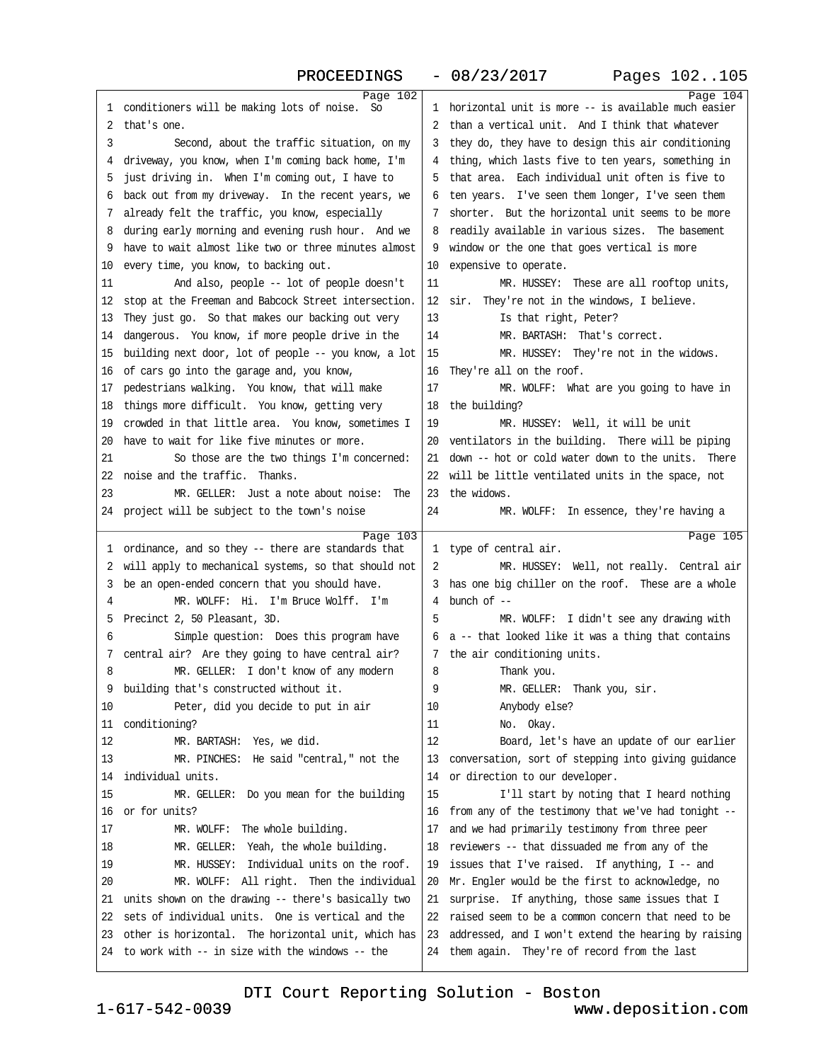Page 102

1 conditioners will be making lots of noise. So
2 that's one.
3 Second, about the traffic situation, on my
4 driveway, you know, when I'm coming back home, I'm
5 just driving in. When I'm coming out, I have to
6 back out from my driveway. In the recent years, we
7 already felt the traffic, you know, especially
8 during early morning and evening rush hour. And we
9 have to wait almost like two or three minutes almost
10 every time, you know, to backing out.
11 And also, people -- lot of people doesn't
12 stop at the Freeman and Babcock Street intersection.
13 They just go. So that makes our backing out very
14 dangerous. You know, if more people drive in the
15 building next door, lot of people -- you know, a lot
16 of cars go into the garage and, you know,
17 pedestrians walking. You know, that will make
18 things more difficult. You know, getting very
19 crowded in that little area. You know, sometimes I
20 have to wait for like five minutes or more.
21 So those are the two things I'm concerned:
22 noise and the traffic. Thanks.
23 MR. GELLER: Just a note about noise: The
24 project will be subject to the town's noise

Page 103

1 ordinance, and so they -- there are standards that
2 will apply to mechanical systems, so that should not
3 be an open-ended concern that you should have.
4 MR. WOLFF: Hi. I'm Bruce Wolff. I'm
5 Precinct 2, 50 Pleasant, 3D.
6 Simple question: Does this program have
7 central air? Are they going to have central air?
8 MR. GELLER: I don't know of any modern
9 building that's constructed without it.
10 Peter, did you decide to put in air
11 conditioning?
12 MR. BARTASH: Yes, we did.
13 MR. PINCHES: He said "central," not the
14 individual units.
15 MR. GELLER: Do you mean for the building
16 or for units?
17 MR. WOLFF: The whole building.
18 MR. GELLER: Yeah, the whole building.
19 MR. HUSSEY: Individual units on the roof.
20 MR. WOLFF: All right. Then the individual
21 units shown on the drawing -- there's basically two
22 sets of individual units. One is vertical and the
23 other is horizontal. The horizontal unit, which has
24 to work with -- in size with the windows -- the

Page 104

1 horizontal unit is more -- is available much easier
2 than a vertical unit. And I think that whatever
3 they do, they have to design this air conditioning
4 thing, which lasts five to ten years, something in
5 that area. Each individual unit often is five to
6 ten years. I've seen them longer, I've seen them
7 shorter. But the horizontal unit seems to be more
8 readily available in various sizes. The basement
9 window or the one that goes vertical is more
10 expensive to operate.
11 MR. HUSSEY: These are all rooftop units,
12 sir. They're not in the windows, I believe.
13 Is that right, Peter?
14 MR. BARTASH: That's correct.
15 MR. HUSSEY: They're not in the widows.
16 They're all on the roof.
17 MR. WOLFF: What are you going to have in
18 the building?
19 MR. HUSSEY: Well, it will be unit
20 ventilators in the building. There will be piping
21 down -- hot or cold water down to the units. There
22 will be little ventilated units in the space, not
23 the widows.
24 MR. WOLFF: In essence, they're having a

Page 105

1 type of central air.
2 MR. HUSSEY: Well, not really. Central air
3 has one big chiller on the roof. These are a whole
4 bunch of --
5 MR. WOLFF: I didn't see any drawing with
6 a -- that looked like it was a thing that contains
7 the air conditioning units.
8 Thank you.
9 MR. GELLER: Thank you, sir.
10 Anybody else?
11 No. Okay.
12 Board, let's have an update of our earlier
13 conversation, sort of stepping into giving guidance
14 or direction to our developer.
15 I'll start by noting that I heard nothing
16 from any of the testimony that we've had tonight --
17 and we had primarily testimony from three peer
18 reviewers -- that dissuaded me from any of the
19 issues that I've raised. If anything, I -- and
20 Mr. Engler would be the first to acknowledge, no
21 surprise. If anything, those same issues that I
22 raised seem to be a common concern that need to be
23 addressed, and I won't extend the hearing by raising
24 them again. They're of record from the last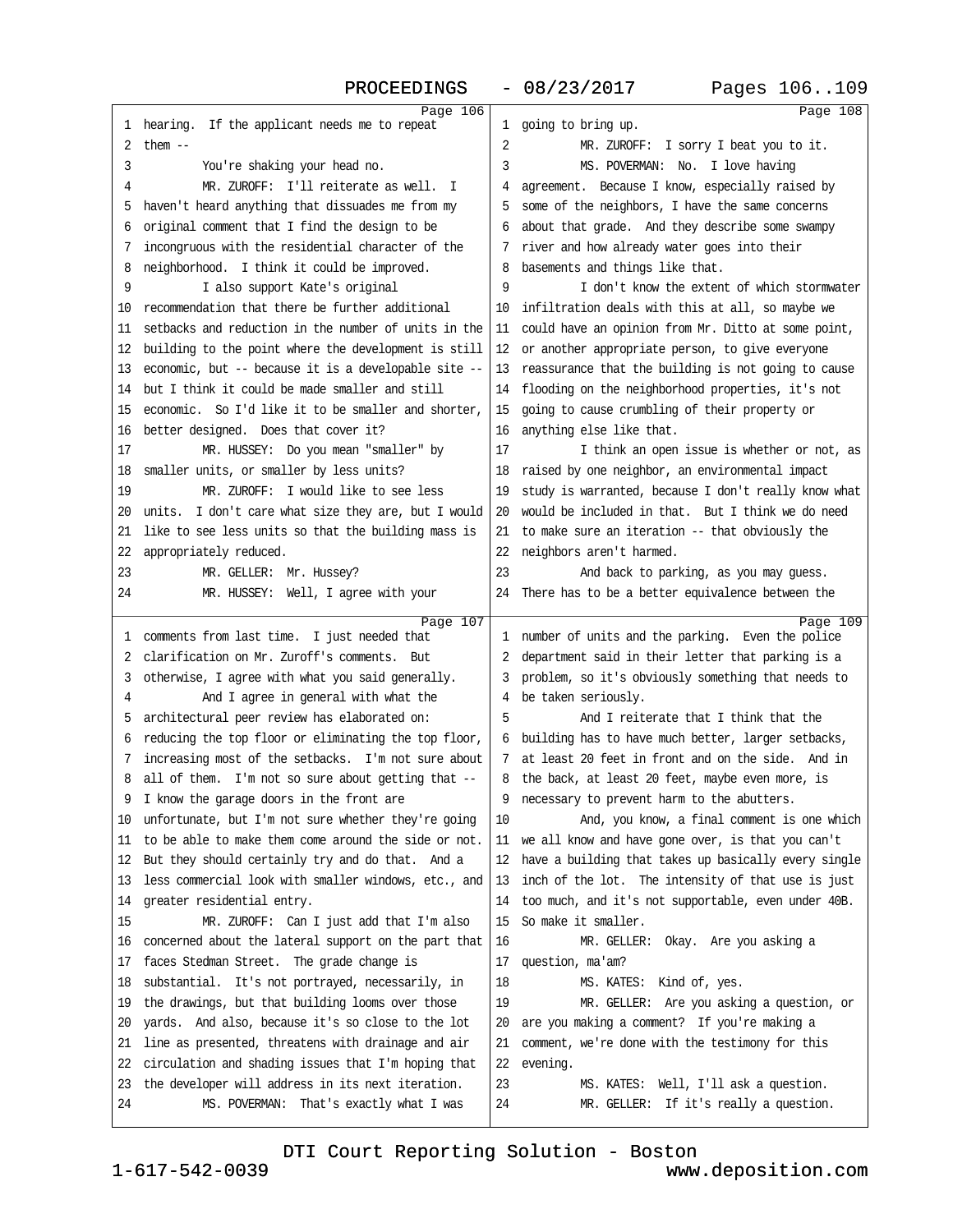Page 106

1 hearing. If the applicant needs me to repeat
2 them --
3 You're shaking your head no.
4 MR. ZUROFF: I'll reiterate as well. I
5 haven't heard anything that dissuades me from my
6 original comment that I find the design to be
7 incongruous with the residential character of the
8 neighborhood. I think it could be improved.
9 I also support Kate's original
10 recommendation that there be further additional
11 setbacks and reduction in the number of units in the
12 building to the point where the development is still
13 economic, but -- because it is a developable site --
14 but I think it could be made smaller and still
15 economic. So I'd like it to be smaller and shorter,
16 better designed. Does that cover it?
17 MR. HUSSEY: Do you mean "smaller" by
18 smaller units, or smaller by less units?
19 MR. ZUROFF: I would like to see less
20 units. I don't care what size they are, but I would
21 like to see less units so that the building mass is
22 appropriately reduced.
23 MR. GELLER: Mr. Hussey?
24 MR. HUSSEY: Well, I agree with your

Page 107

1 comments from last time. I just needed that
2 clarification on Mr. Zuroff's comments. But
3 otherwise, I agree with what you said generally.
4 And I agree in general with what the
5 architectural peer review has elaborated on:
6 reducing the top floor or eliminating the top floor,
7 increasing most of the setbacks. I'm not sure about
8 all of them. I'm not so sure about getting that --
9 I know the garage doors in the front are
10 unfortunate, but I'm not sure whether they're going
11 to be able to make them come around the side or not.
12 But they should certainly try and do that. And a
13 less commercial look with smaller windows, etc., and
14 greater residential entry.
15 MR. ZUROFF: Can I just add that I'm also
16 concerned about the lateral support on the part that
17 faces Stedman Street. The grade change is
18 substantial. It's not portrayed, necessarily, in
19 the drawings, but that building looms over those
20 yards. And also, because it's so close to the lot
21 line as presented, threatens with drainage and air
22 circulation and shading issues that I'm hoping that
23 the developer will address in its next iteration.
24 MS. POVERMAN: That's exactly what I was

Page 108

1 going to bring up.
2 MR. ZUROFF: I sorry I beat you to it.
3 MS. POVERMAN: No. I love having
4 agreement. Because I know, especially raised by
5 some of the neighbors, I have the same concerns
6 about that grade. And they describe some swampy
7 river and how already water goes into their
8 basements and things like that.
9 I don't know the extent of which stormwater
10 infiltration deals with this at all, so maybe we
11 could have an opinion from Mr. Ditto at some point,
12 or another appropriate person, to give everyone
13 reassurance that the building is not going to cause
14 flooding on the neighborhood properties, it's not
15 going to cause crumbling of their property or
16 anything else like that.
17 I think an open issue is whether or not, as
18 raised by one neighbor, an environmental impact
19 study is warranted, because I don't really know what
20 would be included in that. But I think we do need
21 to make sure an iteration -- that obviously the
22 neighbors aren't harmed.
23 And back to parking, as you may guess.
24 There has to be a better equivalence between the

Page 109

1 number of units and the parking. Even the police
2 department said in their letter that parking is a
3 problem, so it's obviously something that needs to
4 be taken seriously.
5 And I reiterate that I think that the
6 building has to have much better, larger setbacks,
7 at least 20 feet in front and on the side. And in
8 the back, at least 20 feet, maybe even more, is
9 necessary to prevent harm to the abutters.
10 And, you know, a final comment is one which
11 we all know and have gone over, is that you can't
12 have a building that takes up basically every single
13 inch of the lot. The intensity of that use is just
14 too much, and it's not supportable, even under 40B.
15 So make it smaller.
16 MR. GELLER: Okay. Are you asking a
17 question, ma'am?
18 MS. KATES: Kind of, yes.
19 MR. GELLER: Are you asking a question, or
20 are you making a comment? If you're making a
21 comment, we're done with the testimony for this
22 evening.
23 MS. KATES: Well, I'll ask a question.
24 MR. GELLER: If it's really a question.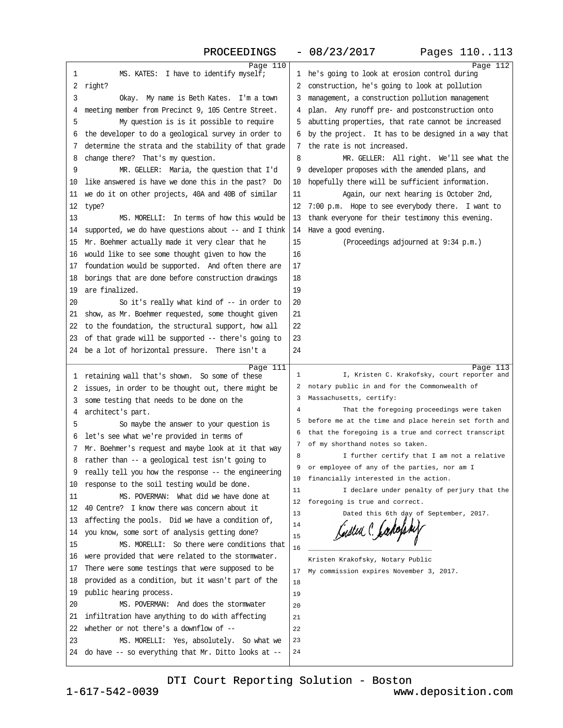Page 110

1 MS. KATES: I have to identify myself;
2 right?
3 Okay. My name is Beth Kates. I'm a town
4 meeting member from Precinct 9, 105 Centre Street.
5 My question is is it possible to require
6 the developer to do a geological survey in order to
7 determine the strata and the stability of that grade
8 change there? That's my question.
9 MR. GELLER: Maria, the question that I'd
10 like answered is have we done this in the past? Do
11 we do it on other projects, 40A and 40B of similar
12 type?
13 MS. MORELLI: In terms of how this would be
14 supported, we do have questions about -- and I think
15 Mr. Boehmer actually made it very clear that he
16 would like to see some thought given to how the
17 foundation would be supported. And often there are
18 borings that are done before construction drawings
19 are finalized.
20 So it's really what kind of -- in order to
21 show, as Mr. Boehmer requested, some thought given
22 to the foundation, the structural support, how all
23 of that grade will be supported -- there's going to
24 be a lot of horizontal pressure. There isn't a

Page 111

1 retaining wall that's shown. So some of these
2 issues, in order to be thought out, there might be
3 some testing that needs to be done on the
4 architect's part.
5 So maybe the answer to your question is
6 let's see what we're provided in terms of
7 Mr. Boehmer's request and maybe look at it that way
8 rather than -- a geological test isn't going to
9 really tell you how the response -- the engineering
10 response to the soil testing would be done.
11 MS. POVERMAN: What did we have done at
12 40 Centre? I know there was concern about it
13 affecting the pools. Did we have a condition of,
14 you know, some sort of analysis getting done?
15 MS. MORELLI: So there were conditions that
16 were provided that were related to the stormwater.
17 There were some testings that were supposed to be
18 provided as a condition, but it wasn't part of the
19 public hearing process.
20 MS. POVERMAN: And does the stormwater
21 infiltration have anything to do with affecting
22 whether or not there's a downflow of --
23 MS. MORELLI: Yes, absolutely. So what we
24 do have -- so everything that Mr. Ditto looks at --

Page 112

1 he's going to look at erosion control during
2 construction, he's going to look at pollution
3 management, a construction pollution management
4 plan. Any runoff pre- and postconstruction onto
5 abutting properties, that rate cannot be increased
6 by the project. It has to be designed in a way that
7 the rate is not increased.
8 MR. GELLER: All right. We'll see what the
9 developer proposes with the amended plans, and
10 hopefully there will be sufficient information.
11 Again, our next hearing is October 2nd,
12 7:00 p.m. Hope to see everybody there. I want to
13 thank everyone for their testimony this evening.
14 Have a good evening.
15 (Proceedings adjourned at 9:34 p.m.)
16
17
18
19
20
21
22
23
24

Page 113

1 I, Kristen C. Krakofsky, court reporter and
2 notary public in and for the Commonwealth of
3 Massachusetts, certify:
4 That the foregoing proceedings were taken
5 before me at the time and place herein set forth and
6 that the foregoing is a true and correct transcript
7 of my shorthand notes so taken.
8 I further certify that I am not a relative
9 or employee of any of the parties, nor am I
10 financially interested in the action.
11 I declare under penalty of perjury that the
12 foregoing is true and correct.
13 Dated this 6th day of September, 2017.
14
15
16

Kristen Krakofsky, Notary Public
17 My commission expires November 3, 2017.
18
19
20
21
22
23
24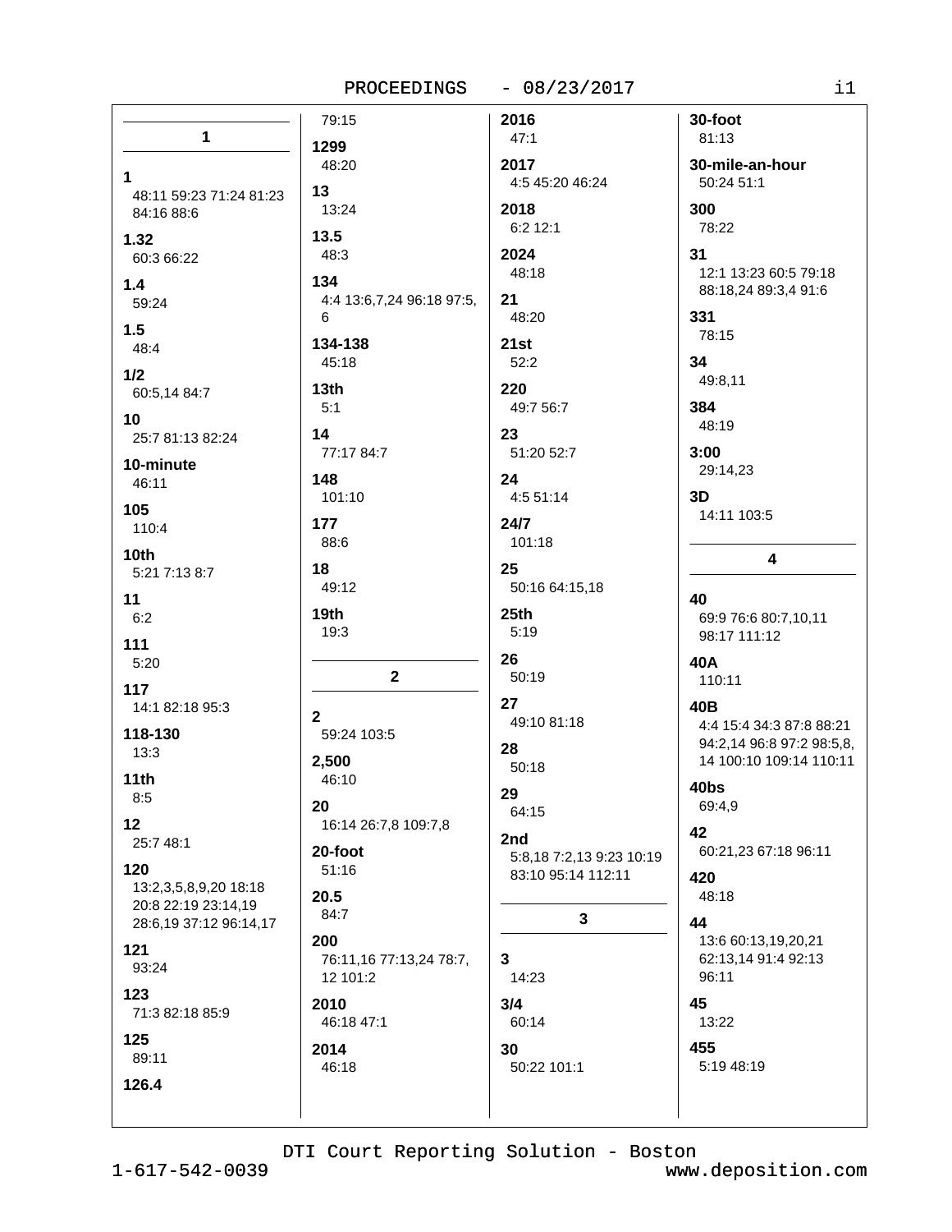## 1

**1**
48:11 59:23 71:24 81:23 84:16 88:6

**1.32**
60:3 66:22

**1.4**
59:24

**1.5**
48:4

**1/2**
60:5,14 84:7

**10**
25:7 81:13 82:24

**10-minute**
46:11

**105**
110:4

**10th**
5:21 7:13 8:7

**11**
6:2

**111**
5:20

**117**
14:1 82:18 95:3

**118-130**
13:3

**11th**
8:5

**12**
25:7 48:1

**120**
13:2,3,5,8,9,20 18:18 20:8 22:19 23:14,19 28:6,19 37:12 96:14,17

**121**
93:24

**123**
71:3 82:18 85:9

**125**
89:11

**126.4**
79:15

**1299**
48:20

**13**
13:24

**13.5**
48:3

**134**
4:4 13:6,7,24 96:18 97:5, 6

**134-138**
45:18

**13th**
5:1

**14**
77:17 84:7

**148**
101:10

**177**
88:6

**18**
49:12

**19th**
19:3

## 2

**2**
59:24 103:5

**2,500**
46:10

**20**
16:14 26:7,8 109:7,8

**20-foot**
51:16

**20.5**
84:7

**200**
76:11,16 77:13,24 78:7, 12 101:2

**2010**
46:18 47:1

**2014**
46:18

**2016**
47:1

**2017**
4:5 45:20 46:24

**2018**
6:2 12:1

**2024**
48:18

**21**
48:20

**21st**
52:2

**220**
49:7 56:7

**23**
51:20 52:7

**24**
4:5 51:14

**24/7**
101:18

**25**
50:16 64:15,18

**25th**
5:19

**26**
50:19

**27**
49:10 81:18

**28**
50:18

**29**
64:15

**2nd**
5:8,18 7:2,13 9:23 10:19 83:10 95:14 112:11

## 3

**3**
14:23

**3/4**
60:14

**30**
50:22 101:1

**30-foot**
81:13

**30-mile-an-hour**
50:24 51:1

**300**
78:22

**31**
12:1 13:23 60:5 79:18 88:18,24 89:3,4 91:6

**331**
78:15

**34**
49:8,11

**384**
48:19

**3:00**
29:14,23

**3D**
14:11 103:5

## 4

**40**
69:9 76:6 80:7,10,11 98:17 111:12

**40A**
110:11

**40B**
4:4 15:4 34:3 87:8 88:21 94:2,14 96:8 97:2 98:5,8, 14 100:10 109:14 110:11

**40bs**
69:4,9

**42**
60:21,23 67:18 96:11

**420**
48:18

**44**
13:6 60:13,19,20,21 62:13,14 91:4 92:13 96:11

**45**
13:22

**455**
5:19 48:19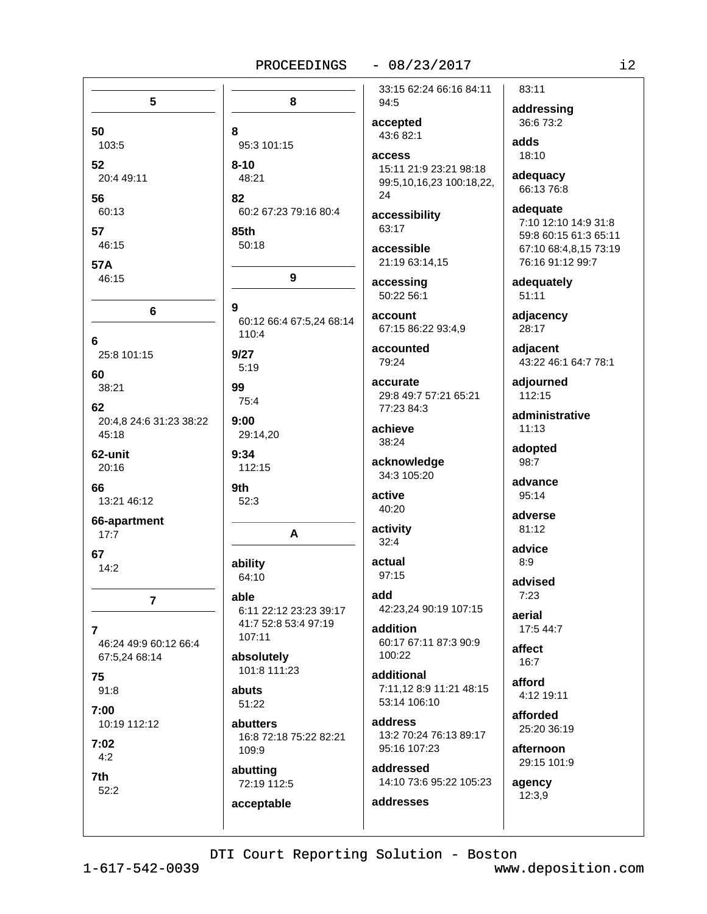## 5

**50**
103:5

**52**
20:4 49:11

**56**
60:13

**57**
46:15

**57A**
46:15

## 6

**6**
25:8 101:15

**60**
38:21

**62**
20:4,8 24:6 31:23 38:22 45:18

**62-unit**
20:16

**66**
13:21 46:12

**66-apartment**
17:7

**67**
14:2

## 7

**7**
46:24 49:9 60:12 66:4 67:5,24 68:14

**75**
91:8

**7:00**
10:19 112:12

**7:02**
4:2

**7th**
52:2

## 8

**8**
95:3 101:15

**8-10**
48:21

**82**
60:2 67:23 79:16 80:4

**85th**
50:18

## 9

**9**
60:12 66:4 67:5,24 68:14 110:4

**9/27**
5:19

**99**
75:4

**9:00**
29:14,20

**9:34**
112:15

**9th**
52:3

## A

**ability**
64:10

**able**
6:11 22:12 23:23 39:17 41:7 52:8 53:4 97:19 107:11

**absolutely**
101:8 111:23

**abuts**
51:22

**abutters**
16:8 72:18 75:22 82:21 109:9

**abutting**
72:19 112:5

**acceptable**
33:15 62:24 66:16 84:11 94:5

**accepted**
43:6 82:1

**access**
15:11 21:9 23:21 98:18 99:5,10,16,23 100:18,22, 24

**accessibility**
63:17

**accessible**
21:19 63:14,15

**accessing**
50:22 56:1

**account**
67:15 86:22 93:4,9

**accounted**
79:24

**accurate**
29:8 49:7 57:21 65:21 77:23 84:3

**achieve**
38:24

**acknowledge**
34:3 105:20

**active**
40:20

**activity**
32:4

**actual**
97:15

**add**
42:23,24 90:19 107:15

**addition**
60:17 67:11 87:3 90:9 100:22

**additional**
7:11,12 8:9 11:21 48:15 53:14 106:10

**address**
13:2 70:24 76:13 89:17 95:16 107:23

**addressed**
14:10 73:6 95:22 105:23

**addresses**
83:11

**addressing**
36:6 73:2

**adds**
18:10

**adequacy**
66:13 76:8

**adequate**
7:10 12:10 14:9 31:8 59:8 60:15 61:3 65:11 67:10 68:4,8,15 73:19 76:16 91:12 99:7

**adequately**
51:11

**adjacency**
28:17

**adjacent**
43:22 46:1 64:7 78:1

**adjourned**
112:15

**administrative**
11:13

**adopted**
98:7

**advance**
95:14

**adverse**
81:12

**advice**
8:9

**advised**
7:23

**aerial**
17:5 44:7

**affect**
16:7

**afford**
4:12 19:11

**afforded**
25:20 36:19

**afternoon**
29:15 101:9

**agency**
12:3,9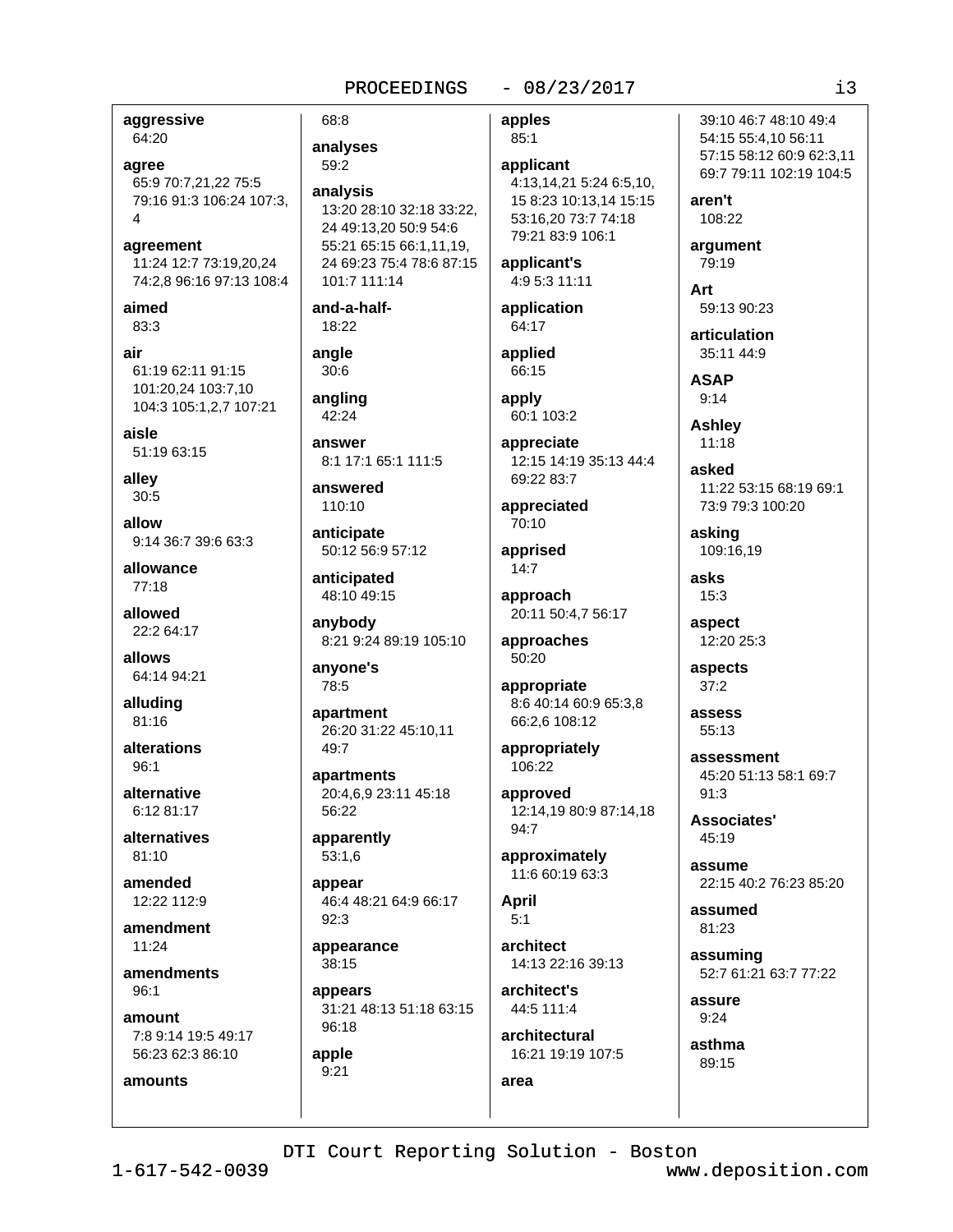**aggressive**
64:20

**agree**
65:9 70:7,21,22 75:5 79:16 91:3 106:24 107:3, 4

**agreement**
11:24 12:7 73:19,20,24 74:2,8 96:16 97:13 108:4

**aimed**
83:3

**air**
61:19 62:11 91:15 101:20,24 103:7,10 104:3 105:1,2,7 107:21

**aisle**
51:19 63:15

**alley**
30:5

**allow**
9:14 36:7 39:6 63:3

**allowance**
77:18

**allowed**
22:2 64:17

**allows**
64:14 94:21

**alluding**
81:16

**alterations**
96:1

**alternative**
6:12 81:17

**alternatives**
81:10

**amended**
12:22 112:9

**amendment**
11:24

**amendments**
96:1

**amount**
7:8 9:14 19:5 49:17 56:23 62:3 86:10

**amounts**
68:8

**analyses**
59:2

**analysis**
13:20 28:10 32:18 33:22, 24 49:13,20 50:9 54:6 55:21 65:15 66:1,11,19, 24 69:23 75:4 78:6 87:15 101:7 111:14

**and-a-half-**
18:22

**angle**
30:6

**angling**
42:24

**answer**
8:1 17:1 65:1 111:5

**answered**
110:10

**anticipate**
50:12 56:9 57:12

**anticipated**
48:10 49:15

**anybody**
8:21 9:24 89:19 105:10

**anyone's**
78:5

**apartment**
26:20 31:22 45:10,11 49:7

**apartments**
20:4,6,9 23:11 45:18 56:22

**apparently**
53:1,6

**appear**
46:4 48:21 64:9 66:17 92:3

**appearance**
38:15

**appears**
31:21 48:13 51:18 63:15 96:18

**apple**
9:21

**apples**
85:1

**applicant**
4:13,14,21 5:24 6:5,10, 15 8:23 10:13,14 15:15 53:16,20 73:7 74:18 79:21 83:9 106:1

**applicant's**
4:9 5:3 11:11

**application**
64:17

**applied**
66:15

**apply**
60:1 103:2

**appreciate**
12:15 14:19 35:13 44:4 69:22 83:7

**appreciated**
70:10

**apprised**
14:7

**approach**
20:11 50:4,7 56:17

**approaches**
50:20

**appropriate**
8:6 40:14 60:9 65:3,8 66:2,6 108:12

**appropriately**
106:22

**approved**
12:14,19 80:9 87:14,18 94:7

**approximately**
11:6 60:19 63:3

**April**
5:1

**architect**
14:13 22:16 39:13

**architect's**
44:5 111:4

**architectural**
16:21 19:19 107:5

**area**
39:10 46:7 48:10 49:4 54:15 55:4,10 56:11 57:15 58:12 60:9 62:3,11 69:7 79:11 102:19 104:5

**aren't**
108:22

**argument**
79:19

**Art**
59:13 90:23

**articulation**
35:11 44:9

**ASAP**
9:14

**Ashley**
11:18

**asked**
11:22 53:15 68:19 69:1 73:9 79:3 100:20

**asking**
109:16,19

**asks**
15:3

**aspect**
12:20 25:3

**aspects**
37:2

**assess**
55:13

**assessment**
45:20 51:13 58:1 69:7 91:3

**Associates'**
45:19

**assume**
22:15 40:2 76:23 85:20

**assumed**
81:23

**assuming**
52:7 61:21 63:7 77:22

**assure**
9:24

**asthma**
89:15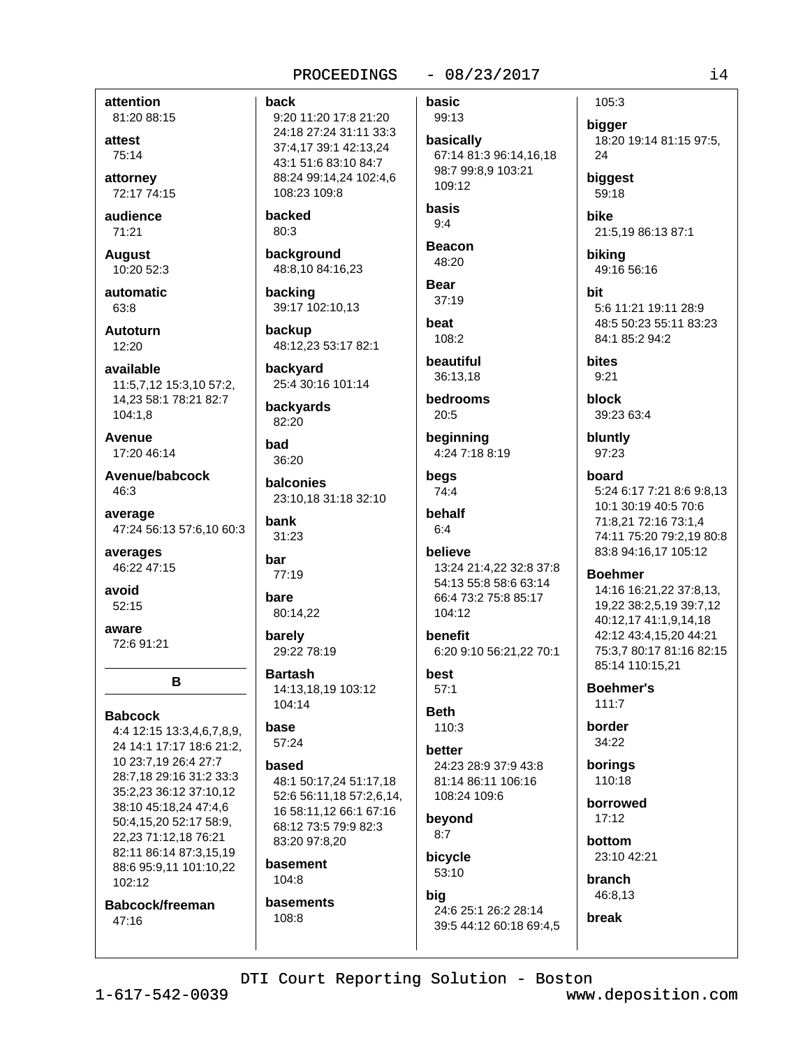**attention**
81:20 88:15

**attest**
75:14

**attorney**
72:17 74:15

**audience**
71:21

**August**
10:20 52:3

**automatic**
63:8

**Autoturn**
12:20

**available**
11:5,7,12 15:3,10 57:2, 14,23 58:1 78:21 82:7 104:1,8

**Avenue**
17:20 46:14

**Avenue/babcock**
46:3

**average**
47:24 56:13 57:6,10 60:3

**averages**
46:22 47:15

**avoid**
52:15

**aware**
72:6 91:21

## B

**Babcock**
4:4 12:15 13:3,4,6,7,8,9, 24 14:1 17:17 18:6 21:2, 10 23:7,19 26:4 27:7 28:7,18 29:16 31:2 33:3 35:2,23 36:12 37:10,12 38:10 45:18,24 47:4,6 50:4,15,20 52:17 58:9, 22,23 71:12,18 76:21 82:11 86:14 87:3,15,19 88:6 95:9,11 101:10,22 102:12

**Babcock/freeman**
47:16

**back**
9:20 11:20 17:8 21:20 24:18 27:24 31:11 33:3 37:4,17 39:1 42:13,24 43:1 51:6 83:10 84:7 88:24 99:14,24 102:4,6 108:23 109:8

**backed**
80:3

**background**
48:8,10 84:16,23

**backing**
39:17 102:10,13

**backup**
48:12,23 53:17 82:1

**backyard**
25:4 30:16 101:14

**backyards**
82:20

**bad**
36:20

**balconies**
23:10,18 31:18 32:10

**bank**
31:23

**bar**
77:19

**bare**
80:14,22

**barely**
29:22 78:19

**Bartash**
14:13,18,19 103:12 104:14

**base**
57:24

**based**
48:1 50:17,24 51:17,18 52:6 56:11,18 57:2,6,14, 16 58:11,12 66:1 67:16 68:12 73:5 79:9 82:3 83:20 97:8,20

**basement**
104:8

**basements**
108:8

**basic**
99:13

**basically**
67:14 81:3 96:14,16,18 98:7 99:8,9 103:21 109:12

**basis**
9:4

**Beacon**
48:20

**Bear**
37:19

**beat**
108:2

**beautiful**
36:13,18

**bedrooms**
20:5

**beginning**
4:24 7:18 8:19

**begs**
74:4

**behalf**
6:4

**believe**
13:24 21:4,22 32:8 37:8 54:13 55:8 58:6 63:14 66:4 73:2 75:8 85:17 104:12

**benefit**
6:20 9:10 56:21,22 70:1

**best**
57:1

**Beth**
110:3

**better**
24:23 28:9 37:9 43:8 81:14 86:11 106:16 108:24 109:6

**beyond**
8:7

**bicycle**
53:10

**big**
24:6 25:1 26:2 28:14 39:5 44:12 60:18 69:4,5 105:3

**bigger**
18:20 19:14 81:15 97:5, 24

**biggest**
59:18

**bike**
21:5,19 86:13 87:1

**biking**
49:16 56:16

**bit**
5:6 11:21 19:11 28:9 48:5 50:23 55:11 83:23 84:1 85:2 94:2

**bites**
9:21

**block**
39:23 63:4

**bluntly**
97:23

**board**
5:24 6:17 7:21 8:6 9:8,13 10:1 30:19 40:5 70:6 71:8,21 72:16 73:1,4 74:11 75:20 79:2,19 80:8 83:8 94:16,17 105:12

**Boehmer**
14:16 16:21,22 37:8,13, 19,22 38:2,5,19 39:7,12 40:12,17 41:1,9,14,18 42:12 43:4,15,20 44:21 75:3,7 80:17 81:16 82:15 85:14 110:15,21

**Boehmer's**
111:7

**border**
34:22

**borings**
110:18

**borrowed**
17:12

**bottom**
23:10 42:21

**branch**
46:8,13

**break**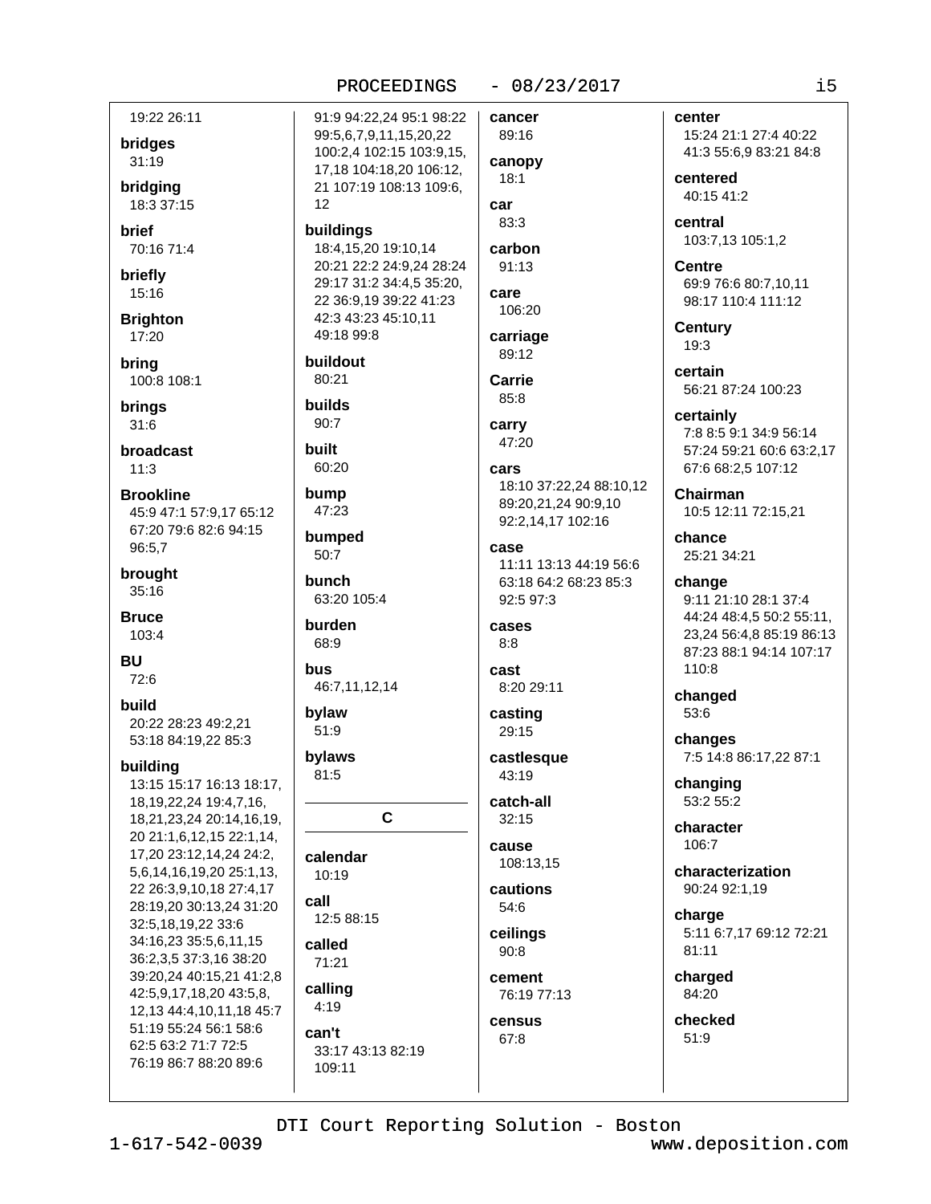19:22 26:11

**bridges**
31:19

**bridging**
18:3 37:15

**brief**
70:16 71:4

**briefly**
15:16

**Brighton**
17:20

**bring**
100:8 108:1

**brings**
31:6

**broadcast**
11:3

**Brookline**
45:9 47:1 57:9,17 65:12 67:20 79:6 82:6 94:15 96:5,7

**brought**
35:16

**Bruce**
103:4

**BU**
72:6

**build**
20:22 28:23 49:2,21 53:18 84:19,22 85:3

**building**
13:15 15:17 16:13 18:17, 18,19,22,24 19:4,7,16, 18,21,23,24 20:14,16,19, 20 21:1,6,12,15 22:1,14, 17,20 23:12,14,24 24:2, 5,6,14,16,19,20 25:1,13, 22 26:3,9,10,18 27:4,17 28:19,20 30:13,24 31:20 32:5,18,19,22 33:6 34:16,23 35:5,6,11,15 36:2,3,5 37:3,16 38:20 39:20,24 40:15,21 41:2,8 42:5,9,17,18,20 43:5,8, 12,13 44:4,10,11,18 45:7 51:19 55:24 56:1 58:6 62:5 63:2 71:7 72:5 76:19 86:7 88:20 89:6 91:9 94:22,24 95:1 98:22 99:5,6,7,9,11,15,20,22 100:2,4 102:15 103:9,15, 17,18 104:18,20 106:12, 21 107:19 108:13 109:6, 12

**buildings**
18:4,15,20 19:10,14 20:21 22:2 24:9,24 28:24 29:17 31:2 34:4,5 35:20, 22 36:9,19 39:22 41:23 42:3 43:23 45:10,11 49:18 99:8

**buildout**
80:21

**builds**
90:7

**built**
60:20

**bump**
47:23

**bumped**
50:7

**bunch**
63:20 105:4

**burden**
68:9

**bus**
46:7,11,12,14

**bylaw**
51:9

**bylaws**
81:5

## C

**calendar**
10:19

**call**
12:5 88:15

**called**
71:21

**calling**
4:19

**can't**
33:17 43:13 82:19 109:11

**cancer**
89:16

**canopy**
18:1

**car**
83:3

**carbon**
91:13

**care**
106:20

**carriage**
89:12

**Carrie**
85:8

**carry**
47:20

**cars**
18:10 37:22,24 88:10,12 89:20,21,24 90:9,10 92:2,14,17 102:16

**case**
11:11 13:13 44:19 56:6 63:18 64:2 68:23 85:3 92:5 97:3

**cases**
8:8

**cast**
8:20 29:11

**casting**
29:15

**castlesque**
43:19

**catch-all**
32:15

**cause**
108:13,15

**cautions**
54:6

**ceilings**
90:8

**cement**
76:19 77:13

**census**
67:8

**center**
15:24 21:1 27:4 40:22 41:3 55:6,9 83:21 84:8

**centered**
40:15 41:2

**central**
103:7,13 105:1,2

**Centre**
69:9 76:6 80:7,10,11 98:17 110:4 111:12

**Century**
19:3

**certain**
56:21 87:24 100:23

**certainly**
7:8 8:5 9:1 34:9 56:14 57:24 59:21 60:6 63:2,17 67:6 68:2,5 107:12

**Chairman**
10:5 12:11 72:15,21

**chance**
25:21 34:21

**change**
9:11 21:10 28:1 37:4 44:24 48:4,5 50:2 55:11, 23,24 56:4,8 85:19 86:13 87:23 88:1 94:14 107:17 110:8

**changed**
53:6

**changes**
7:5 14:8 86:17,22 87:1

**changing**
53:2 55:2

**character**
106:7

**characterization**
90:24 92:1,19

**charge**
5:11 6:7,17 69:12 72:21 81:11

**charged**
84:20

**checked**
51:9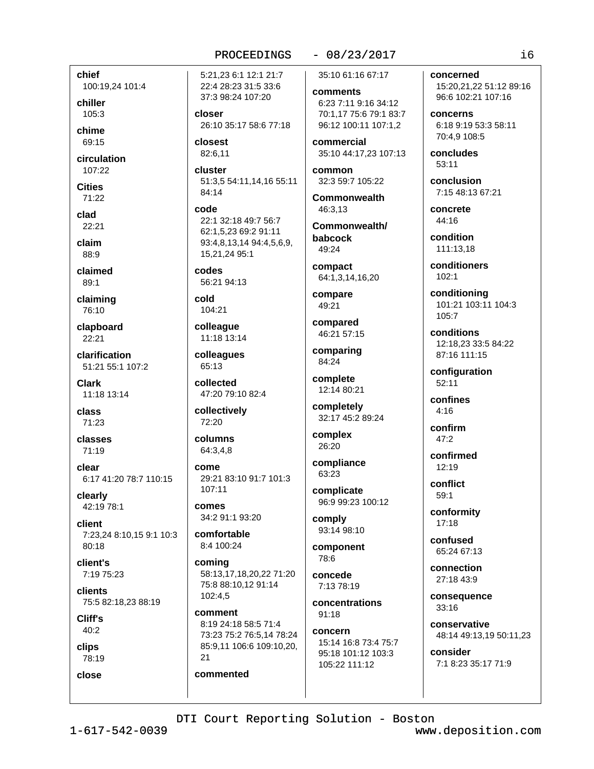**chief**
100:19,24 101:4

**chiller**
105:3

**chime**
69:15

**circulation**
107:22

**Cities**
71:22

**clad**
22:21

**claim**
88:9

**claimed**
89:1

**claiming**
76:10

**clapboard**
22:21

**clarification**
51:21 55:1 107:2

**Clark**
11:18 13:14

**class**
71:23

**classes**
71:19

**clear**
6:17 41:20 78:7 110:15

**clearly**
42:19 78:1

**client**
7:23,24 8:10,15 9:1 10:3 80:18

**client's**
7:19 75:23

**clients**
75:5 82:18,23 88:19

**Cliff's**
40:2

**clips**
78:19

**close**
5:21,23 6:1 12:1 21:7 22:4 28:23 31:5 33:6 37:3 98:24 107:20

**closer**
26:10 35:17 58:6 77:18

**closest**
82:6,11

**cluster**
51:3,5 54:11,14,16 55:11 84:14

**code**
22:1 32:18 49:7 56:7 62:1,5,23 69:2 91:11 93:4,8,13,14 94:4,5,6,9, 15,21,24 95:1

**codes**
56:21 94:13

**cold**
104:21

**colleague**
11:18 13:14

**colleagues**
65:13

**collected**
47:20 79:10 82:4

**collectively**
72:20

**columns**
64:3,4,8

**come**
29:21 83:10 91:7 101:3 107:11

**comes**
34:2 91:1 93:20

**comfortable**
8:4 100:24

**coming**
58:13,17,18,20,22 71:20 75:8 88:10,12 91:14 102:4,5

**comment**
8:19 24:18 58:5 71:4 73:23 75:2 76:5,14 78:24 85:9,11 106:6 109:10,20, 21

**commented**
35:10 61:16 67:17

**comments**
6:23 7:11 9:16 34:12 70:1,17 75:6 79:1 83:7 96:12 100:11 107:1,2

**commercial**
35:10 44:17,23 107:13

**common**
32:3 59:7 105:22

**Commonwealth**
46:3,13

**Commonwealth/ babcock**
49:24

**compact**
64:1,3,14,16,20

**compare**
49:21

**compared**
46:21 57:15

**comparing**
84:24

**complete**
12:14 80:21

**completely**
32:17 45:2 89:24

**complex**
26:20

**compliance**
63:23

**complicate**
96:9 99:23 100:12

**comply**
93:14 98:10

**component**
78:6

**concede**
7:13 78:19

**concentrations**
91:18

**concern**
15:14 16:8 73:4 75:7 95:18 101:12 103:3 105:22 111:12

**concerned**
15:20,21,22 51:12 89:16 96:6 102:21 107:16

**concerns**
6:18 9:19 53:3 58:11 70:4,9 108:5

**concludes**
53:11

**conclusion**
7:15 48:13 67:21

**concrete**
44:16

**condition**
111:13,18

**conditioners**
102:1

**conditioning**
101:21 103:11 104:3 105:7

**conditions**
12:18,23 33:5 84:22 87:16 111:15

**configuration**
52:11

**confines**
4:16

**confirm**
47:2

**confirmed**
12:19

**conflict**
59:1

**conformity**
17:18

**confused**
65:24 67:13

**connection**
27:18 43:9

**consequence**
33:16

**conservative**
48:14 49:13,19 50:11,23

**consider**
7:1 8:23 35:17 71:9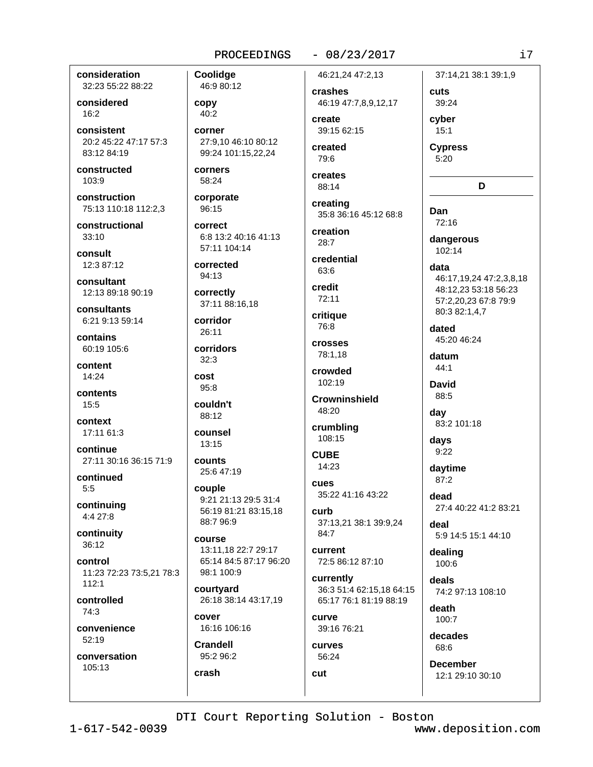**consideration**
32:23 55:22 88:22

**considered**
16:2

**consistent**
20:2 45:22 47:17 57:3 83:12 84:19

**constructed**
103:9

**construction**
75:13 110:18 112:2,3

**constructional**
33:10

**consult**
12:3 87:12

**consultant**
12:13 89:18 90:19

**consultants**
6:21 9:13 59:14

**contains**
60:19 105:6

**content**
14:24

**contents**
15:5

**context**
17:11 61:3

**continue**
27:11 30:16 36:15 71:9

**continued**
5:5

**continuing**
4:4 27:8

**continuity**
36:12

**control**
11:23 72:23 73:5,21 78:3 112:1

**controlled**
74:3

**convenience**
52:19

**conversation**
105:13

**Coolidge**
46:9 80:12

**copy**
40:2

**corner**
27:9,10 46:10 80:12 99:24 101:15,22,24

**corners**
58:24

**corporate**
96:15

**correct**
6:8 13:2 40:16 41:13 57:11 104:14

**corrected**
94:13

**correctly**
37:11 88:16,18

**corridor**
26:11

**corridors**
32:3

**cost**
95:8

**couldn't**
88:12

**counsel**
13:15

**counts**
25:6 47:19

**couple**
9:21 21:13 29:5 31:4 56:19 81:21 83:15,18 88:7 96:9

**course**
13:11,18 22:7 29:17 65:14 84:5 87:17 96:20 98:1 100:9

**courtyard**
26:18 38:14 43:17,19

**cover**
16:16 106:16

**Crandell**
95:2 96:2

**crash**
46:21,24 47:2,13

**crashes**
46:19 47:7,8,9,12,17

**create**
39:15 62:15

**created**
79:6

**creates**
88:14

**creating**
35:8 36:16 45:12 68:8

**creation**
28:7

**credential**
63:6

**credit**
72:11

**critique**
76:8

**crosses**
78:1,18

**crowded**
102:19

**Crowninshield**
48:20

**crumbling**
108:15

**CUBE**
14:23

**cues**
35:22 41:16 43:22

**curb**
37:13,21 38:1 39:9,24 84:7

**current**
72:5 86:12 87:10

**currently**
36:3 51:4 62:15,18 64:15 65:17 76:1 81:19 88:19

**curve**
39:16 76:21

**curves**
56:24

**cut**
37:14,21 38:1 39:1,9

**cuts**
39:24

**cyber**
15:1

**Cypress**
5:20

## D

**Dan**
72:16

**dangerous**
102:14

**data**
46:17,19,24 47:2,3,8,18 48:12,23 53:18 56:23 57:2,20,23 67:8 79:9 80:3 82:1,4,7

**dated**
45:20 46:24

**datum**
44:1

**David**
88:5

**day**
83:2 101:18

**days**
9:22

**daytime**
87:2

**dead**
27:4 40:22 41:2 83:21

**deal**
5:9 14:5 15:1 44:10

**dealing**
100:6

**deals**
74:2 97:13 108:10

**death**
100:7

**decades**
68:6

**December**
12:1 29:10 30:10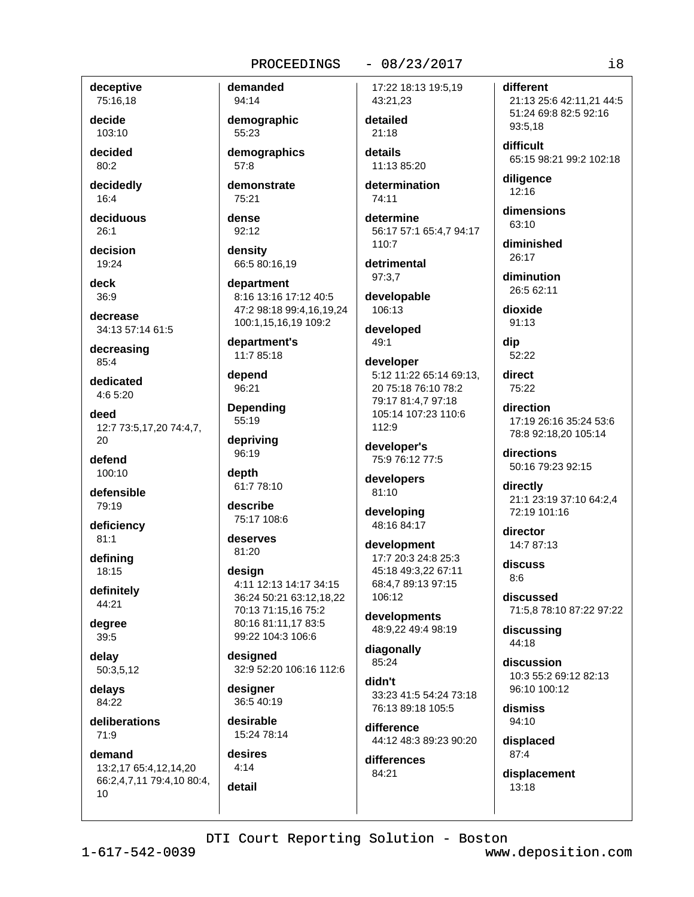**deceptive**
75:16,18

**decide**
103:10

**decided**
80:2

**decidedly**
16:4

**deciduous**
26:1

**decision**
19:24

**deck**
36:9

**decrease**
34:13 57:14 61:5

**decreasing**
85:4

**dedicated**
4:6 5:20

**deed**
12:7 73:5,17,20 74:4,7, 20

**defend**
100:10

**defensible**
79:19

**deficiency**
81:1

**defining**
18:15

**definitely**
44:21

**degree**
39:5

**delay**
50:3,5,12

**delays**
84:22

**deliberations**
71:9

**demand**
13:2,17 65:4,12,14,20 66:2,4,7,11 79:4,10 80:4, 10

**demanded**
94:14

**demographic**
55:23

**demographics**
57:8

**demonstrate**
75:21

**dense**
92:12

**density**
66:5 80:16,19

**department**
8:16 13:16 17:12 40:5 47:2 98:18 99:4,16,19,24 100:1,15,16,19 109:2

**department's**
11:7 85:18

**depend**
96:21

**Depending**
55:19

**depriving**
96:19

**depth**
61:7 78:10

**describe**
75:17 108:6

**deserves**
81:20

**design**
4:11 12:13 14:17 34:15 36:24 50:21 63:12,18,22 70:13 71:15,16 75:2 80:16 81:11,17 83:5 99:22 104:3 106:6

**designed**
32:9 52:20 106:16 112:6

**designer**
36:5 40:19

**desirable**
15:24 78:14

**desires**
4:14

**detail**
17:22 18:13 19:5,19 43:21,23

**detailed**
21:18

**details**
11:13 85:20

**determination**
74:11

**determine**
56:17 57:1 65:4,7 94:17 110:7

**detrimental**
97:3,7

**developable**
106:13

**developed**
49:1

**developer**
5:12 11:22 65:14 69:13, 20 75:18 76:10 78:2 79:17 81:4,7 97:18 105:14 107:23 110:6 112:9

**developer's**
75:9 76:12 77:5

**developers**
81:10

**developing**
48:16 84:17

**development**
17:7 20:3 24:8 25:3 45:18 49:3,22 67:11 68:4,7 89:13 97:15 106:12

**developments**
48:9,22 49:4 98:19

**diagonally**
85:24

**didn't**
33:23 41:5 54:24 73:18 76:13 89:18 105:5

**difference**
44:12 48:3 89:23 90:20

**differences**
84:21

**different**
21:13 25:6 42:11,21 44:5 51:24 69:8 82:5 92:16 93:5,18

**difficult**
65:15 98:21 99:2 102:18

**diligence**
12:16

**dimensions**
63:10

**diminished**
26:17

**diminution**
26:5 62:11

**dioxide**
91:13

**dip**
52:22

**direct**
75:22

**direction**
17:19 26:16 35:24 53:6 78:8 92:18,20 105:14

**directions**
50:16 79:23 92:15

**directly**
21:1 23:19 37:10 64:2,4 72:19 101:16

**director**
14:7 87:13

**discuss**
8:6

**discussed**
71:5,8 78:10 87:22 97:22

**discussing**
44:18

**discussion**
10:3 55:2 69:12 82:13 96:10 100:12

**dismiss**
94:10

**displaced**
87:4

**displacement**
13:18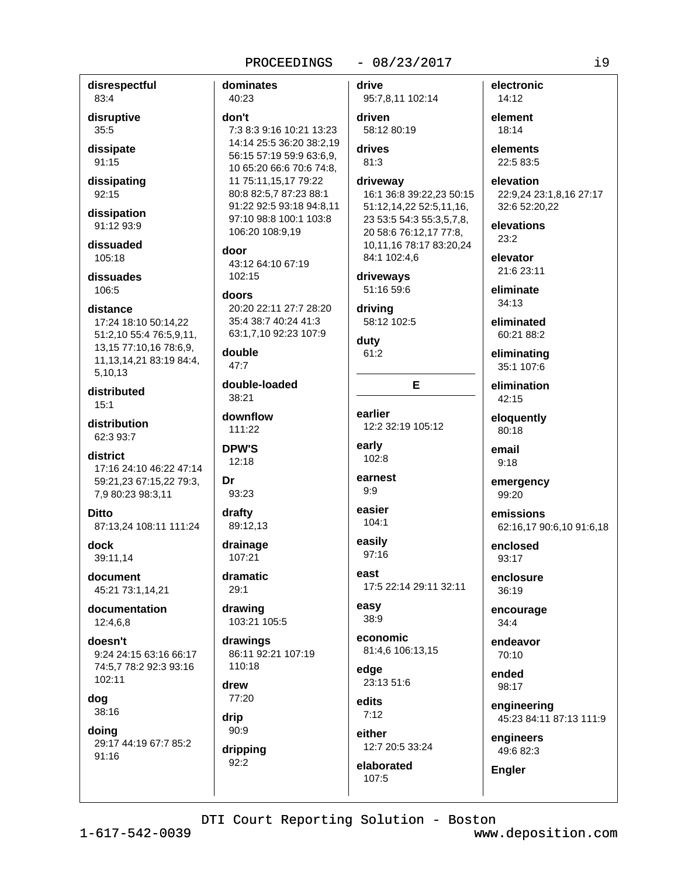**disrespectful**
83:4

**disruptive**
35:5

**dissipate**
91:15

**dissipating**
92:15

**dissipation**
91:12 93:9

**dissuaded**
105:18

**dissuades**
106:5

**distance**
17:24 18:10 50:14,22 51:2,10 55:4 76:5,9,11, 13,15 77:10,16 78:6,9, 11,13,14,21 83:19 84:4, 5,10,13

**distributed**
15:1

**distribution**
62:3 93:7

**district**
17:16 24:10 46:22 47:14 59:21,23 67:15,22 79:3, 7,9 80:23 98:3,11

**Ditto**
87:13,24 108:11 111:24

**dock**
39:11,14

**document**
45:21 73:1,14,21

**documentation**
12:4,6,8

**doesn't**
9:24 24:15 63:16 66:17 74:5,7 78:2 92:3 93:16 102:11

**dog**
38:16

**doing**
29:17 44:19 67:7 85:2 91:16

**dominates**
40:23

**don't**
7:3 8:3 9:16 10:21 13:23 14:14 25:5 36:20 38:2,19 56:15 57:19 59:9 63:6,9, 10 65:20 66:6 70:6 74:8, 11 75:11,15,17 79:22 80:8 82:5,7 87:23 88:1 91:22 92:5 93:18 94:8,11 97:10 98:8 100:1 103:8 106:20 108:9,19

**door**
43:12 64:10 67:19 102:15

**doors**
20:20 22:11 27:7 28:20 35:4 38:7 40:24 41:3 63:1,7,10 92:23 107:9

**double**
47:7

**double-loaded**
38:21

**downflow**
111:22

**DPW'S**
12:18

**Dr**
93:23

**drafty**
89:12,13

**drainage**
107:21

**dramatic**
29:1

**drawing**
103:21 105:5

**drawings**
86:11 92:21 107:19 110:18

**drew**
77:20

**drip**
90:9

**dripping**
92:2

**drive**
95:7,8,11 102:14

**driven**
58:12 80:19

**drives**
81:3

**driveway**
16:1 36:8 39:22,23 50:15 51:12,14,22 52:5,11,16, 23 53:5 54:3 55:3,5,7,8, 20 58:6 76:12,17 77:8, 10,11,16 78:17 83:20,24 84:1 102:4,6

**driveways**
51:16 59:6

**driving**
58:12 102:5

**duty**
61:2

## E

**earlier**
12:2 32:19 105:12

**early**
102:8

**earnest**
9:9

**easier**
104:1

**easily**
97:16

**east**
17:5 22:14 29:11 32:11

**easy**
38:9

**economic**
81:4,6 106:13,15

**edge**
23:13 51:6

**edits**
7:12

**either**
12:7 20:5 33:24

**elaborated**
107:5

**electronic**
14:12

**element**
18:14

**elements**
22:5 83:5

**elevation**
22:9,24 23:1,8,16 27:17 32:6 52:20,22

**elevations**
23:2

**elevator**
21:6 23:11

**eliminate**
34:13

**eliminated**
60:21 88:2

**eliminating**
35:1 107:6

**elimination**
42:15

**eloquently**
80:18

**email**
9:18

**emergency**
99:20

**emissions**
62:16,17 90:6,10 91:6,18

**enclosed**
93:17

**enclosure**
36:19

**encourage**
34:4

**endeavor**
70:10

**ended**
98:17

**engineering**
45:23 84:11 87:13 111:9

**engineers**
49:6 82:3

**Engler**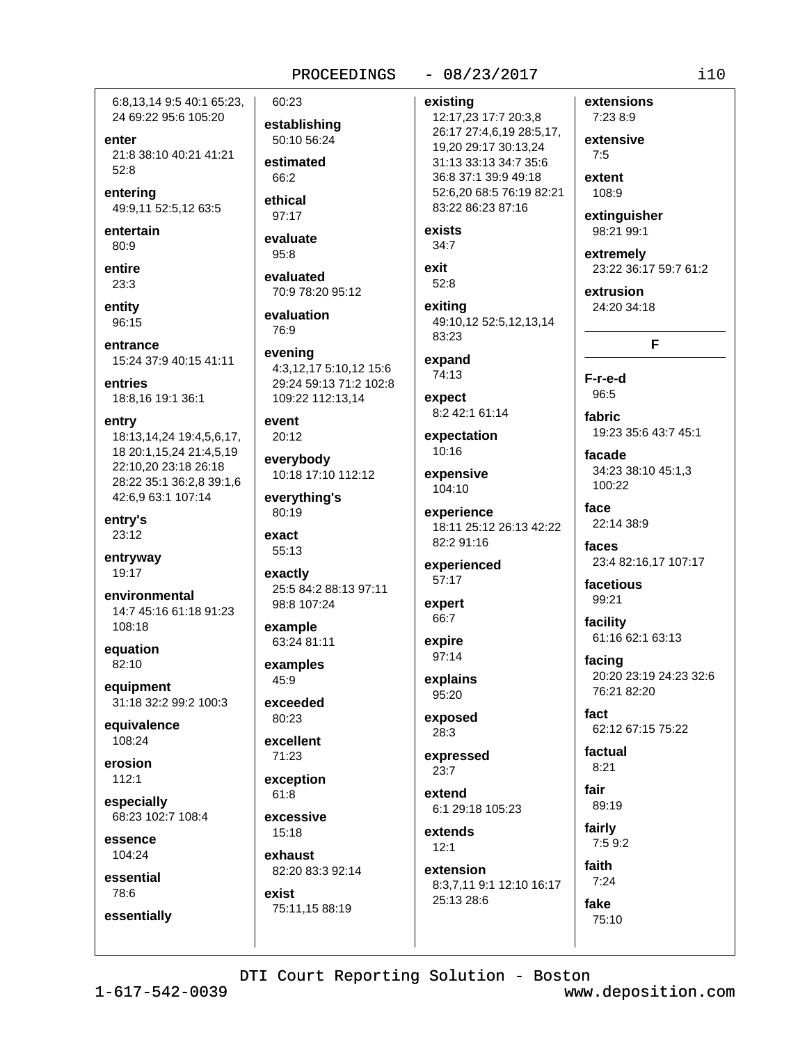6:8,13,14 9:5 40:1 65:23, 24 69:22 95:6 105:20

**enter**
21:8 38:10 40:21 41:21 52:8

**entering**
49:9,11 52:5,12 63:5

**entertain**
80:9

**entire**
23:3

**entity**
96:15

**entrance**
15:24 37:9 40:15 41:11

**entries**
18:8,16 19:1 36:1

**entry**
18:13,14,24 19:4,5,6,17, 18 20:1,15,24 21:4,5,19 22:10,20 23:18 26:18 28:22 35:1 36:2,8 39:1,6 42:6,9 63:1 107:14

**entry's**
23:12

**entryway**
19:17

**environmental**
14:7 45:16 61:18 91:23 108:18

**equation**
82:10

**equipment**
31:18 32:2 99:2 100:3

**equivalence**
108:24

**erosion**
112:1

**especially**
68:23 102:7 108:4

**essence**
104:24

**essential**
78:6

**essentially**
60:23

**establishing**
50:10 56:24

**estimated**
66:2

**ethical**
97:17

**evaluate**
95:8

**evaluated**
70:9 78:20 95:12

**evaluation**
76:9

**evening**
4:3,12,17 5:10,12 15:6 29:24 59:13 71:2 102:8 109:22 112:13,14

**event**
20:12

**everybody**
10:18 17:10 112:12

**everything's**
80:19

**exact**
55:13

**exactly**
25:5 84:2 88:13 97:11 98:8 107:24

**example**
63:24 81:11

**examples**
45:9

**exceeded**
80:23

**excellent**
71:23

**exception**
61:8

**excessive**
15:18

**exhaust**
82:20 83:3 92:14

**exist**
75:11,15 88:19

**existing**
12:17,23 17:7 20:3,8 26:17 27:4,6,19 28:5,17, 19,20 29:17 30:13,24 31:13 33:13 34:7 35:6 36:8 37:1 39:9 49:18 52:6,20 68:5 76:19 82:21 83:22 86:23 87:16

**exists**
34:7

**exit**
52:8

**exiting**
49:10,12 52:5,12,13,14 83:23

**expand**
74:13

**expect**
8:2 42:1 61:14

**expectation**
10:16

**expensive**
104:10

**experience**
18:11 25:12 26:13 42:22 82:2 91:16

**experienced**
57:17

**expert**
66:7

**expire**
97:14

**explains**
95:20

**exposed**
28:3

**expressed**
23:7

**extend**
6:1 29:18 105:23

**extends**
12:1

**extension**
8:3,7,11 9:1 12:10 16:17 25:13 28:6

**extensions**
7:23 8:9

**extensive**
7:5

**extent**
108:9

**extinguisher**
98:21 99:1

**extremely**
23:22 36:17 59:7 61:2

**extrusion**
24:20 34:18

## F

**F-r-e-d**
96:5

**fabric**
19:23 35:6 43:7 45:1

**facade**
34:23 38:10 45:1,3 100:22

**face**
22:14 38:9

**faces**
23:4 82:16,17 107:17

**facetious**
99:21

**facility**
61:16 62:1 63:13

**facing**
20:20 23:19 24:23 32:6 76:21 82:20

**fact**
62:12 67:15 75:22

**factual**
8:21

**fair**
89:19

**fairly**
7:5 9:2

**faith**
7:24

**fake**
75:10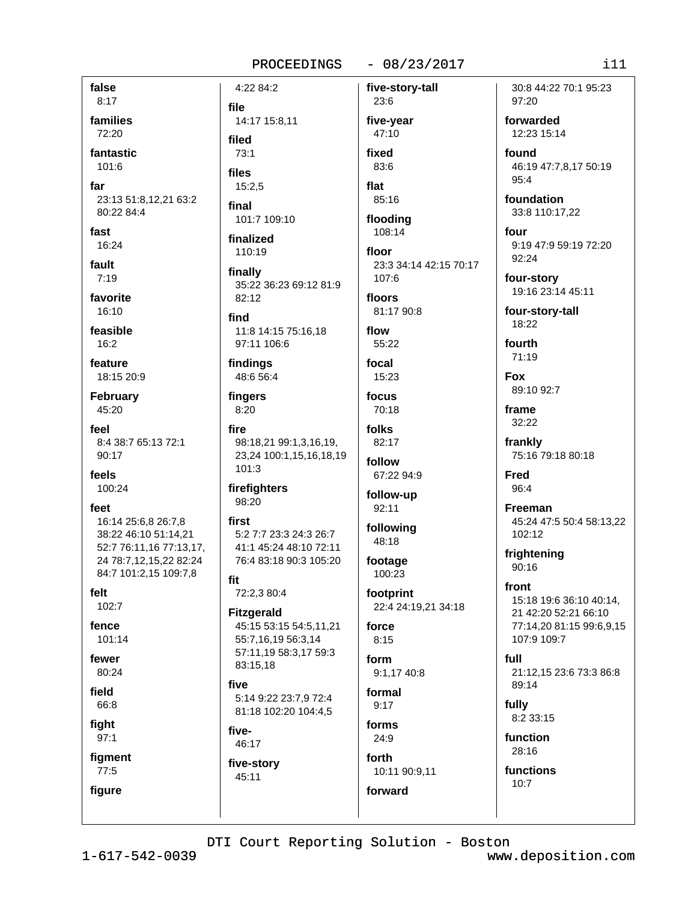**false**
8:17

**families**
72:20

**fantastic**
101:6

**far**
23:13 51:8,12,21 63:2 80:22 84:4

**fast**
16:24

**fault**
7:19

**favorite**
16:10

**feasible**
16:2

**feature**
18:15 20:9

**February**
45:20

**feel**
8:4 38:7 65:13 72:1 90:17

**feels**
100:24

**feet**
16:14 25:6,8 26:7,8 38:22 46:10 51:14,21 52:7 76:11,16 77:13,17, 24 78:7,12,15,22 82:24 84:7 101:2,15 109:7,8

**felt**
102:7

**fence**
101:14

**fewer**
80:24

**field**
66:8

**fight**
97:1

**figment**
77:5

**figure**
4:22 84:2

**file**
14:17 15:8,11

**filed**
73:1

**files**
15:2,5

**final**
101:7 109:10

**finalized**
110:19

**finally**
35:22 36:23 69:12 81:9 82:12

**find**
11:8 14:15 75:16,18 97:11 106:6

**findings**
48:6 56:4

**fingers**
8:20

**fire**
98:18,21 99:1,3,16,19, 23,24 100:1,15,16,18,19 101:3

**firefighters**
98:20

**first**
5:2 7:7 23:3 24:3 26:7 41:1 45:24 48:10 72:11 76:4 83:18 90:3 105:20

**fit**
72:2,3 80:4

**Fitzgerald**
45:15 53:15 54:5,11,21 55:7,16,19 56:3,14 57:11,19 58:3,17 59:3 83:15,18

**five**
5:14 9:22 23:7,9 72:4 81:18 102:20 104:4,5

**five-**
46:17

**five-story**
45:11

**five-story-tall**
23:6

**five-year**
47:10

**fixed**
83:6

**flat**
85:16

**flooding**
108:14

**floor**
23:3 34:14 42:15 70:17 107:6

**floors**
81:17 90:8

**flow**
55:22

**focal**
15:23

**focus**
70:18

**folks**
82:17

**follow**
67:22 94:9

**follow-up**
92:11

**following**
48:18

**footage**
100:23

**footprint**
22:4 24:19,21 34:18

**force**
8:15

**form**
9:1,17 40:8

**formal**
9:17

**forms**
24:9

**forth**
10:11 90:9,11

**forward**
30:8 44:22 70:1 95:23 97:20

**forwarded**
12:23 15:14

**found**
46:19 47:7,8,17 50:19 95:4

**foundation**
33:8 110:17,22

**four**
9:19 47:9 59:19 72:20 92:24

**four-story**
19:16 23:14 45:11

**four-story-tall**
18:22

**fourth**
71:19

**Fox**
89:10 92:7

**frame**
32:22

**frankly**
75:16 79:18 80:18

**Fred**
96:4

**Freeman**
45:24 47:5 50:4 58:13,22 102:12

**frightening**
90:16

**front**
15:18 19:6 36:10 40:14, 21 42:20 52:21 66:10 77:14,20 81:15 99:6,9,15 107:9 109:7

**full**
21:12,15 23:6 73:3 86:8 89:14

**fully**
8:2 33:15

**function**
28:16

**functions**
10:7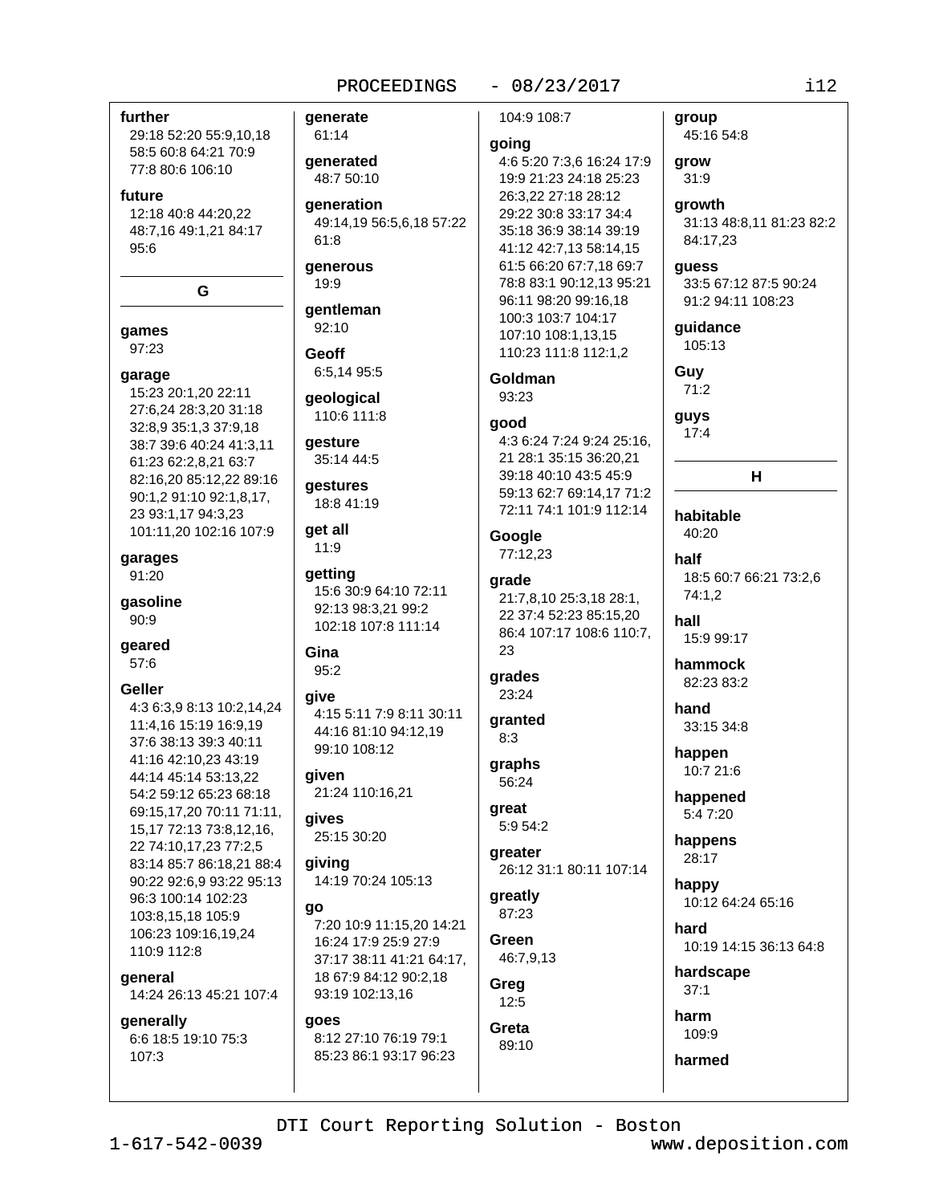**further**
29:18 52:20 55:9,10,18 58:5 60:8 64:21 70:9 77:8 80:6 106:10

**future**
12:18 40:8 44:20,22 48:7,16 49:1,21 84:17 95:6

## G

**games**
97:23

**garage**
15:23 20:1,20 22:11 27:6,24 28:3,20 31:18 32:8,9 35:1,3 37:9,18 38:7 39:6 40:24 41:3,11 61:23 62:2,8,21 63:7 82:16,20 85:12,22 89:16 90:1,2 91:10 92:1,8,17, 23 93:1,17 94:3,23 101:11,20 102:16 107:9

**garages**
91:20

**gasoline**
90:9

**geared**
57:6

**Geller**
4:3 6:3,9 8:13 10:2,14,24 11:4,16 15:19 16:9,19 37:6 38:13 39:3 40:11 41:16 42:10,23 43:19 44:14 45:14 53:13,22 54:2 59:12 65:23 68:18 69:15,17,20 70:11 71:11, 15,17 72:13 73:8,12,16, 22 74:10,17,23 77:2,5 83:14 85:7 86:18,21 88:4 90:22 92:6,9 93:22 95:13 96:3 100:14 102:23 103:8,15,18 105:9 106:23 109:16,19,24 110:9 112:8

**general**
14:24 26:13 45:21 107:4

**generally**
6:6 18:5 19:10 75:3 107:3

**generate**
61:14

**generated**
48:7 50:10

**generation**
49:14,19 56:5,6,18 57:22 61:8

**generous**
19:9

**gentleman**
92:10

**Geoff**
6:5,14 95:5

**geological**
110:6 111:8

**gesture**
35:14 44:5

**gestures**
18:8 41:19

**get all**
11:9

**getting**
15:6 30:9 64:10 72:11 92:13 98:3,21 99:2 102:18 107:8 111:14

**Gina**
95:2

**give**
4:15 5:11 7:9 8:11 30:11 44:16 81:10 94:12,19 99:10 108:12

**given**
21:24 110:16,21

**gives**
25:15 30:20

**giving**
14:19 70:24 105:13

**go**
7:20 10:9 11:15,20 14:21 16:24 17:9 25:9 27:9 37:17 38:11 41:21 64:17, 18 67:9 84:12 90:2,18 93:19 102:13,16

**goes**
8:12 27:10 76:19 79:1 85:23 86:1 93:17 96:23 104:9 108:7

**going**
4:6 5:20 7:3,6 16:24 17:9 19:9 21:23 24:18 25:23 26:3,22 27:18 28:12 29:22 30:8 33:17 34:4 35:18 36:9 38:14 39:19 41:12 42:7,13 58:14,15 61:5 66:20 67:7,18 69:7 78:8 83:1 90:12,13 95:21 96:11 98:20 99:16,18 100:3 103:7 104:17 107:10 108:1,13,15 110:23 111:8 112:1,2

**Goldman**
93:23

**good**
4:3 6:24 7:24 9:24 25:16, 21 28:1 35:15 36:20,21 39:18 40:10 43:5 45:9 59:13 62:7 69:14,17 71:2 72:11 74:1 101:9 112:14

**Google**
77:12,23

**grade**
21:7,8,10 25:3,18 28:1, 22 37:4 52:23 85:15,20 86:4 107:17 108:6 110:7, 23

**grades**
23:24

**granted**
8:3

**graphs**
56:24

**great**
5:9 54:2

**greater**
26:12 31:1 80:11 107:14

**greatly**
87:23

**Green**
46:7,9,13

**Greg**
12:5

**Greta**
89:10

**group**
45:16 54:8

**grow**
31:9

**growth**
31:13 48:8,11 81:23 82:2 84:17,23

**guess**
33:5 67:12 87:5 90:24 91:2 94:11 108:23

**guidance**
105:13

**Guy**
71:2

**guys**
17:4

## H

**habitable**
40:20

**half**
18:5 60:7 66:21 73:2,6 74:1,2

**hall**
15:9 99:17

**hammock**
82:23 83:2

**hand**
33:15 34:8

**happen**
10:7 21:6

**happened**
5:4 7:20

**happens**
28:17

**happy**
10:12 64:24 65:16

**hard**
10:19 14:15 36:13 64:8

**hardscape**
37:1

**harm**
109:9

**harmed**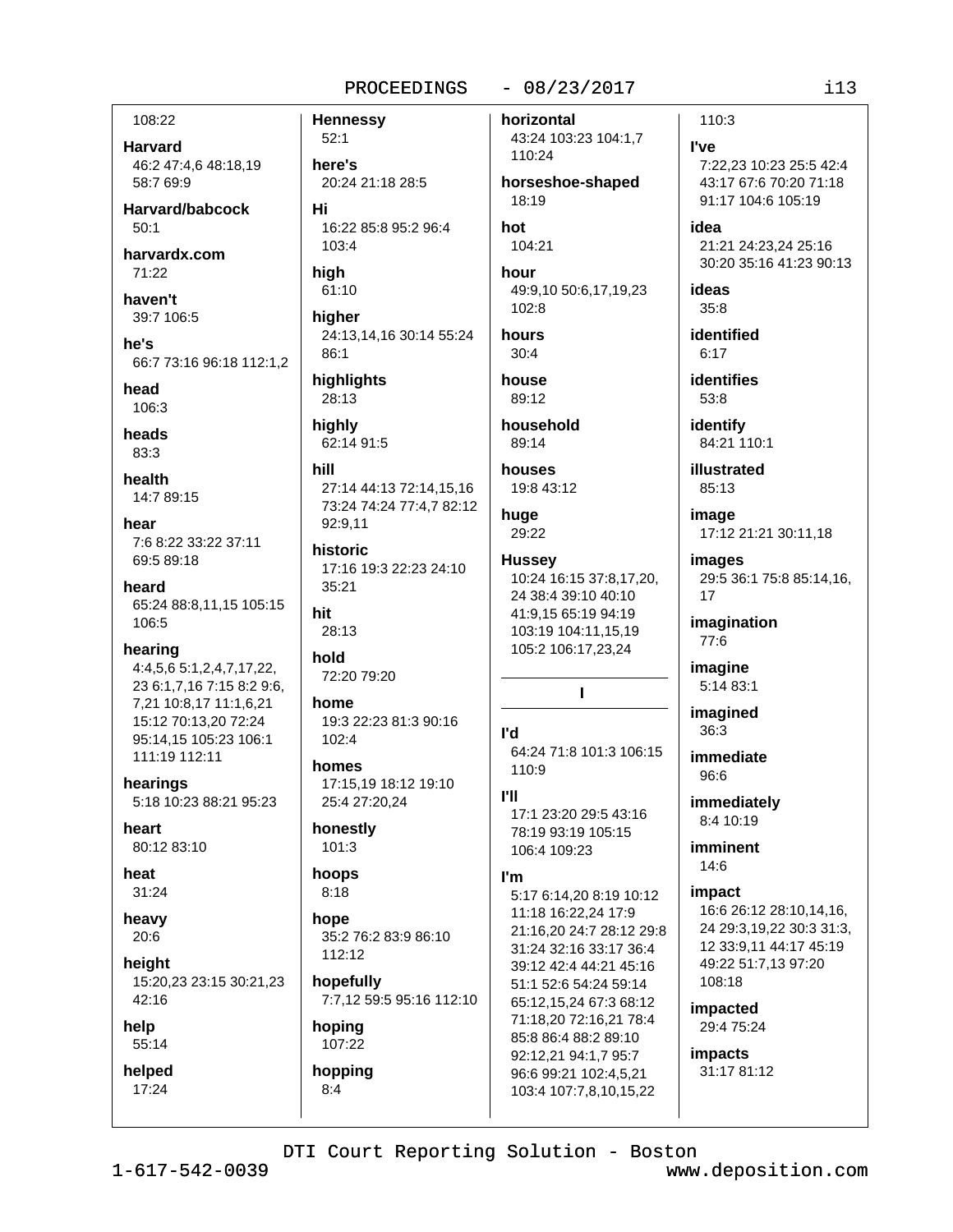108:22

**Harvard**
46:2 47:4,6 48:18,19 58:7 69:9

**Harvard/babcock**
50:1

**harvardx.com**
71:22

**haven't**
39:7 106:5

**he's**
66:7 73:16 96:18 112:1,2

**head**
106:3

**heads**
83:3

**health**
14:7 89:15

**hear**
7:6 8:22 33:22 37:11 69:5 89:18

**heard**
65:24 88:8,11,15 105:15 106:5

**hearing**
4:4,5,6 5:1,2,4,7,17,22, 23 6:1,7,16 7:15 8:2 9:6, 7,21 10:8,17 11:1,6,21 15:12 70:13,20 72:24 95:14,15 105:23 106:1 111:19 112:11

**hearings**
5:18 10:23 88:21 95:23

**heart**
80:12 83:10

**heat**
31:24

**heavy**
20:6

**height**
15:20,23 23:15 30:21,23 42:16

**help**
55:14

**helped**
17:24

**Hennessy**
52:1

**here's**
20:24 21:18 28:5

**Hi**
16:22 85:8 95:2 96:4 103:4

**high**
61:10

**higher**
24:13,14,16 30:14 55:24 86:1

**highlights**
28:13

**highly**
62:14 91:5

**hill**
27:14 44:13 72:14,15,16 73:24 74:24 77:4,7 82:12 92:9,11

**historic**
17:16 19:3 22:23 24:10 35:21

**hit**
28:13

**hold**
72:20 79:20

**home**
19:3 22:23 81:3 90:16 102:4

**homes**
17:15,19 18:12 19:10 25:4 27:20,24

**honestly**
101:3

**hoops**
8:18

**hope**
35:2 76:2 83:9 86:10 112:12

**hopefully**
7:7,12 59:5 95:16 112:10

**hoping**
107:22

**hopping**
8:4

**horizontal**
43:24 103:23 104:1,7 110:24

**horseshoe-shaped**
18:19

**hot**
104:21

**hour**
49:9,10 50:6,17,19,23 102:8

**hours**
30:4

**house**
89:12

**household**
89:14

**houses**
19:8 43:12

**huge**
29:22

**Hussey**
10:24 16:15 37:8,17,20, 24 38:4 39:10 40:10 41:9,15 65:19 94:19 103:19 104:11,15,19 105:2 106:17,23,24

## I

**I'd**
64:24 71:8 101:3 106:15 110:9

**I'll**
17:1 23:20 29:5 43:16 78:19 93:19 105:15 106:4 109:23

**I'm**
5:17 6:14,20 8:19 10:12 11:18 16:22,24 17:9 21:16,20 24:7 28:12 29:8 31:24 32:16 33:17 36:4 39:12 42:4 44:21 45:16 51:1 52:6 54:24 59:14 65:12,15,24 67:3 68:12 71:18,20 72:16,21 78:4 85:8 86:4 88:2 89:10 92:12,21 94:1,7 95:7 96:6 99:21 102:4,5,21 103:4 107:7,8,10,15,22 110:3

**I've**
7:22,23 10:23 25:5 42:4 43:17 67:6 70:20 71:18 91:17 104:6 105:19

**idea**
21:21 24:23,24 25:16 30:20 35:16 41:23 90:13

**ideas**
35:8

**identified**
6:17

**identifies**
53:8

**identify**
84:21 110:1

**illustrated**
85:13

**image**
17:12 21:21 30:11,18

**images**
29:5 36:1 75:8 85:14,16, 17

**imagination**
77:6

**imagine**
5:14 83:1

**imagined**
36:3

**immediate**
96:6

**immediately**
8:4 10:19

**imminent**
14:6

**impact**
16:6 26:12 28:10,14,16, 24 29:3,19,22 30:3 31:3, 12 33:9,11 44:17 45:19 49:22 51:7,13 97:20 108:18

**impacted**
29:4 75:24

**impacts**
31:17 81:12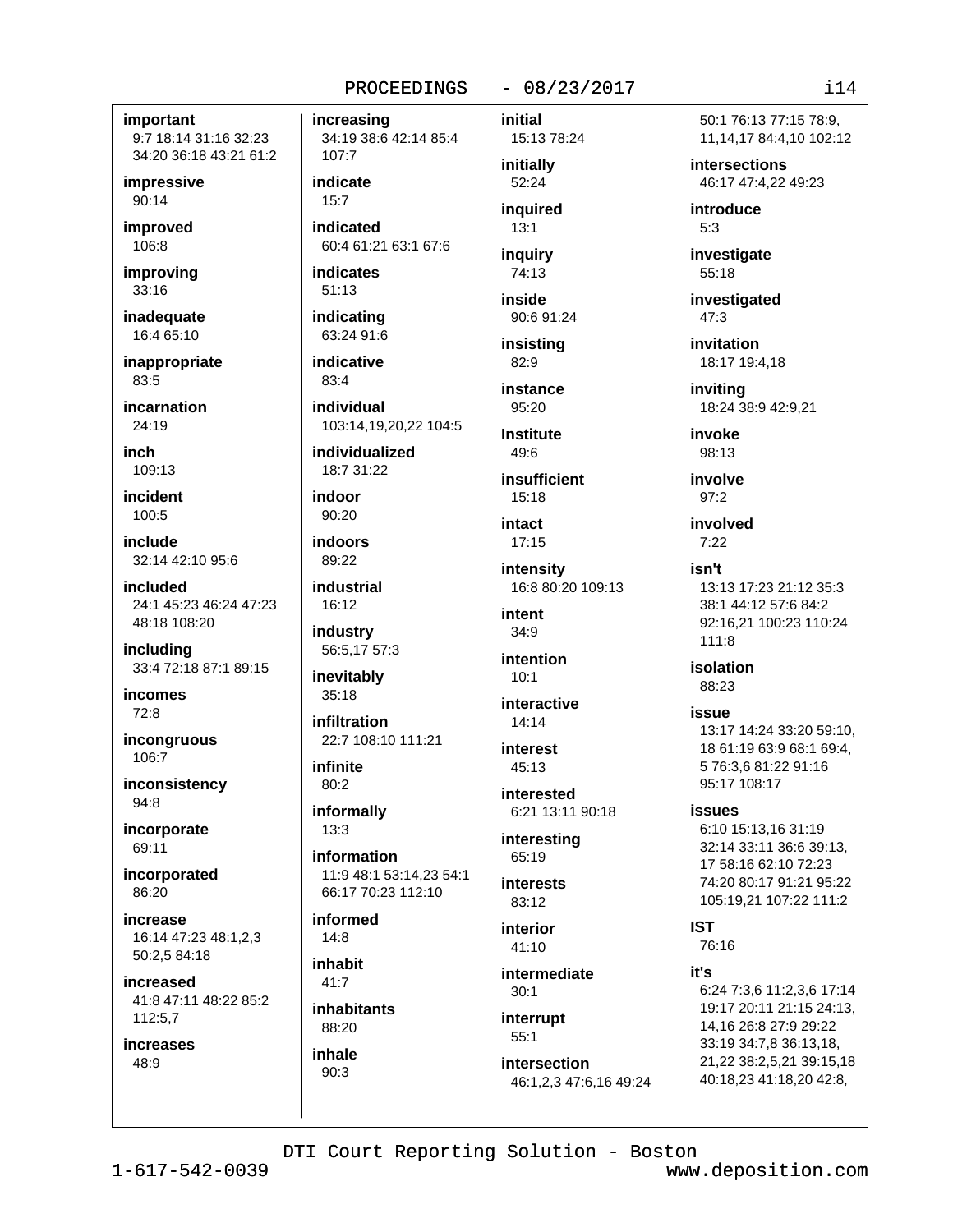**important**
9:7 18:14 31:16 32:23 34:20 36:18 43:21 61:2

**impressive**
90:14

**improved**
106:8

**improving**
33:16

**inadequate**
16:4 65:10

**inappropriate**
83:5

**incarnation**
24:19

**inch**
109:13

**incident**
100:5

**include**
32:14 42:10 95:6

**included**
24:1 45:23 46:24 47:23 48:18 108:20

**including**
33:4 72:18 87:1 89:15

**incomes**
72:8

**incongruous**
106:7

**inconsistency**
94:8

**incorporate**
69:11

**incorporated**
86:20

**increase**
16:14 47:23 48:1,2,3 50:2,5 84:18

**increased**
41:8 47:11 48:22 85:2 112:5,7

**increases**
48:9

**increasing**
34:19 38:6 42:14 85:4 107:7

**indicate**
15:7

**indicated**
60:4 61:21 63:1 67:6

**indicates**
51:13

**indicating**
63:24 91:6

**indicative**
83:4

**individual**
103:14,19,20,22 104:5

**individualized**
18:7 31:22

**indoor**
90:20

**indoors**
89:22

**industrial**
16:12

**industry**
56:5,17 57:3

**inevitably**
35:18

**infiltration**
22:7 108:10 111:21

**infinite**
80:2

**informally**
13:3

**information**
11:9 48:1 53:14,23 54:1 66:17 70:23 112:10

**informed**
14:8

**inhabit**
41:7

**inhabitants**
88:20

**inhale**
90:3

**initial**
15:13 78:24

**initially**
52:24

**inquired**
13:1

**inquiry**
74:13

**inside**
90:6 91:24

**insisting**
82:9

**instance**
95:20

**Institute**
49:6

**insufficient**
15:18

**intact**
17:15

**intensity**
16:8 80:20 109:13

**intent**
34:9

**intention**
10:1

**interactive**
14:14

**interest**
45:13

**interested**
6:21 13:11 90:18

**interesting**
65:19

**interests**
83:12

**interior**
41:10

**intermediate**
30:1

**interrupt**
55:1

**intersection**
46:1,2,3 47:6,16 49:24 50:1 76:13 77:15 78:9, 11,14,17 84:4,10 102:12

**intersections**
46:17 47:4,22 49:23

**introduce**
5:3

**investigate**
55:18

**investigated**
47:3

**invitation**
18:17 19:4,18

**inviting**
18:24 38:9 42:9,21

**invoke**
98:13

**involve**
97:2

**involved**
7:22

**isn't**
13:13 17:23 21:12 35:3 38:1 44:12 57:6 84:2 92:16,21 100:23 110:24 111:8

**isolation**
88:23

**issue**
13:17 14:24 33:20 59:10, 18 61:19 63:9 68:1 69:4, 5 76:3,6 81:22 91:16 95:17 108:17

**issues**
6:10 15:13,16 31:19 32:14 33:11 36:6 39:13, 17 58:16 62:10 72:23 74:20 80:17 91:21 95:22 105:19,21 107:22 111:2

**IST**
76:16

**it's**
6:24 7:3,6 11:2,3,6 17:14 19:17 20:11 21:15 24:13, 14,16 26:8 27:9 29:22 33:19 34:7,8 36:13,18, 21,22 38:2,5,21 39:15,18 40:18,23 41:18,20 42:8,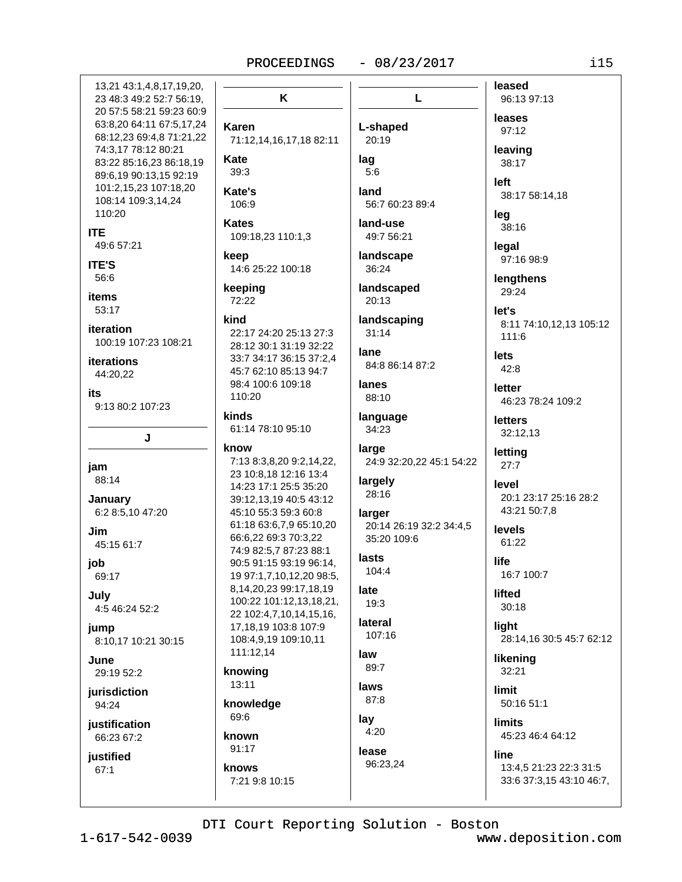13,21 43:1,4,8,17,19,20, 23 48:3 49:2 52:7 56:19, 20 57:5 58:21 59:23 60:9 63:8,20 64:11 67:5,17,24 68:12,23 69:4,8 71:21,22 74:3,17 78:12 80:21 83:22 85:16,23 86:18,19 89:6,19 90:13,15 92:19 101:2,15,23 107:18,20 108:14 109:3,14,24 110:20

**ITE**
49:6 57:21

**ITE'S**
56:6

**items**
53:17

**iteration**
100:19 107:23 108:21

**iterations**
44:20,22

**its**
9:13 80:2 107:23

## J

**jam**
88:14

**January**
6:2 8:5,10 47:20

**Jim**
45:15 61:7

**job**
69:17

**July**
4:5 46:24 52:2

**jump**
8:10,17 10:21 30:15

**June**
29:19 52:2

**jurisdiction**
94:24

**justification**
66:23 67:2

**justified**
67:1

## K

**Karen**
71:12,14,16,17,18 82:11

**Kate**
39:3

**Kate's**
106:9

**Kates**
109:18,23 110:1,3

**keep**
14:6 25:22 100:18

**keeping**
72:22

**kind**
22:17 24:20 25:13 27:3 28:12 30:1 31:19 32:22 33:7 34:17 36:15 37:2,4 45:7 62:10 85:13 94:7 98:4 100:6 109:18 110:20

**kinds**
61:14 78:10 95:10

**know**
7:13 8:3,8,20 9:2,14,22, 23 10:8,18 12:16 13:4 14:23 17:1 25:5 35:20 39:12,13,19 40:5 43:12 45:10 55:3 59:3 60:8 61:18 63:6,7,9 65:10,20 66:6,22 69:3 70:3,22 74:9 82:5,7 87:23 88:1 90:5 91:15 93:19 96:14, 19 97:1,7,10,12,20 98:5, 8,14,20,23 99:17,18,19 100:22 101:12,13,18,21, 22 102:4,7,10,14,15,16, 17,18,19 103:8 107:9 108:4,9,19 109:10,11 111:12,14

**knowing**
13:11

**knowledge**
69:6

**known**
91:17

**knows**
7:21 9:8 10:15

## L

**L-shaped**
20:19

**lag**
5:6

**land**
56:7 60:23 89:4

**land-use**
49:7 56:21

**landscape**
36:24

**landscaped**
20:13

**landscaping**
31:14

**lane**
84:8 86:14 87:2

**lanes**
88:10

**language**
34:23

**large**
24:9 32:20,22 45:1 54:22

**largely**
28:16

**larger**
20:14 26:19 32:2 34:4,5 35:20 109:6

**lasts**
104:4

**late**
19:3

**lateral**
107:16

**law**
89:7

**laws**
87:8

**lay**
4:20

**lease**
96:23,24

**leased**
96:13 97:13

**leases**
97:12

**leaving**
38:17

**left**
38:17 58:14,18

**leg**
38:16

**legal**
97:16 98:9

**lengthens**
29:24

**let's**
8:11 74:10,12,13 105:12 111:6

**lets**
42:8

**letter**
46:23 78:24 109:2

**letters**
32:12,13

**letting**
27:7

**level**
20:1 23:17 25:16 28:2 43:21 50:7,8

**levels**
61:22

**life**
16:7 100:7

**lifted**
30:18

**light**
28:14,16 30:5 45:7 62:12

**likening**
32:21

**limit**
50:16 51:1

**limits**
45:23 46:4 64:12

**line**
13:4,5 21:23 22:3 31:5 33:6 37:3,15 43:10 46:7,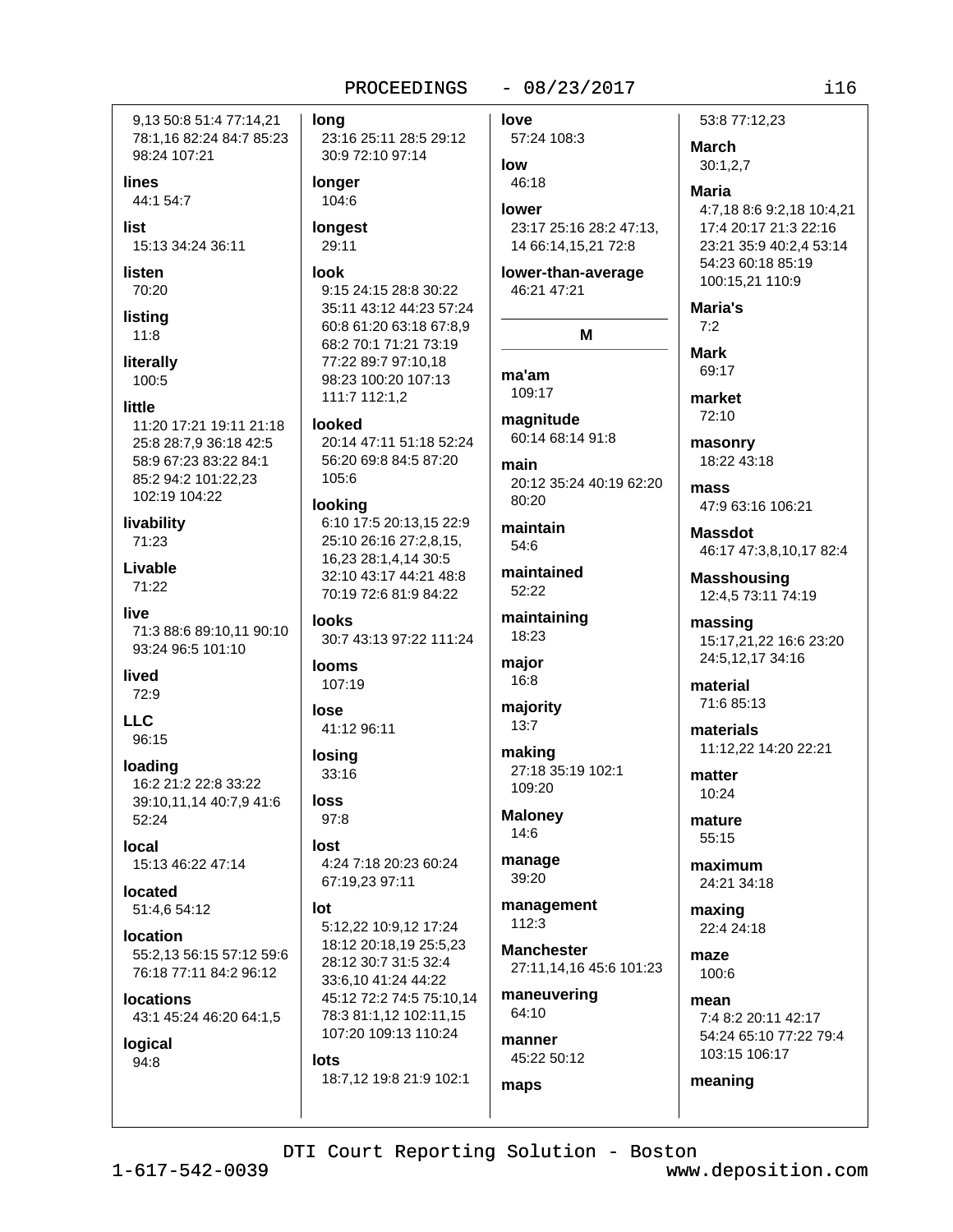9,13 50:8 51:4 77:14,21 78:1,16 82:24 84:7 85:23 98:24 107:21

**lines**
44:1 54:7

**list**
15:13 34:24 36:11

**listen**
70:20

**listing**
11:8

**literally**
100:5

**little**
11:20 17:21 19:11 21:18 25:8 28:7,9 36:18 42:5 58:9 67:23 83:22 84:1 85:2 94:2 101:22,23 102:19 104:22

**livability**
71:23

**Livable**
71:22

**live**
71:3 88:6 89:10,11 90:10 93:24 96:5 101:10

**lived**
72:9

**LLC**
96:15

**loading**
16:2 21:2 22:8 33:22 39:10,11,14 40:7,9 41:6 52:24

**local**
15:13 46:22 47:14

**located**
51:4,6 54:12

**location**
55:2,13 56:15 57:12 59:6 76:18 77:11 84:2 96:12

**locations**
43:1 45:24 46:20 64:1,5

**logical**
94:8

**long**
23:16 25:11 28:5 29:12 30:9 72:10 97:14

**longer**
104:6

**longest**
29:11

**look**
9:15 24:15 28:8 30:22 35:11 43:12 44:23 57:24 60:8 61:20 63:18 67:8,9 68:2 70:1 71:21 73:19 77:22 89:7 97:10,18 98:23 100:20 107:13 111:7 112:1,2

**looked**
20:14 47:11 51:18 52:24 56:20 69:8 84:5 87:20 105:6

**looking**
6:10 17:5 20:13,15 22:9 25:10 26:16 27:2,8,15, 16,23 28:1,4,14 30:5 32:10 43:17 44:21 48:8 70:19 72:6 81:9 84:22

**looks**
30:7 43:13 97:22 111:24

**looms**
107:19

**lose**
41:12 96:11

**losing**
33:16

**loss**
97:8

**lost**
4:24 7:18 20:23 60:24 67:19,23 97:11

**lot**
5:12,22 10:9,12 17:24 18:12 20:18,19 25:5,23 28:12 30:7 31:5 32:4 33:6,10 41:24 44:22 45:12 72:2 74:5 75:10,14 78:3 81:1,12 102:11,15 107:20 109:13 110:24

**lots**
18:7,12 19:8 21:9 102:1

**love**
57:24 108:3

**low**
46:18

**lower**
23:17 25:16 28:2 47:13, 14 66:14,15,21 72:8

**lower-than-average**
46:21 47:21

## M

**ma'am**
109:17

**magnitude**
60:14 68:14 91:8

**main**
20:12 35:24 40:19 62:20 80:20

**maintain**
54:6

**maintained**
52:22

**maintaining**
18:23

**major**
16:8

**majority**
13:7

**making**
27:18 35:19 102:1 109:20

**Maloney**
14:6

**manage**
39:20

**management**
112:3

**Manchester**
27:11,14,16 45:6 101:23

**maneuvering**
64:10

**manner**
45:22 50:12

**maps**
53:8 77:12,23

**March**
30:1,2,7

**Maria**
4:7,18 8:6 9:2,18 10:4,21 17:4 20:17 21:3 22:16 23:21 35:9 40:2,4 53:14 54:23 60:18 85:19 100:15,21 110:9

**Maria's**
7:2

**Mark**
69:17

**market**
72:10

**masonry**
18:22 43:18

**mass**
47:9 63:16 106:21

**Massdot**
46:17 47:3,8,10,17 82:4

**Masshousing**
12:4,5 73:11 74:19

**massing**
15:17,21,22 16:6 23:20 24:5,12,17 34:16

**material**
71:6 85:13

**materials**
11:12,22 14:20 22:21

**matter**
10:24

**mature**
55:15

**maximum**
24:21 34:18

**maxing**
22:4 24:18

**maze**
100:6

**mean**
7:4 8:2 20:11 42:17 54:24 65:10 77:22 79:4 103:15 106:17

**meaning**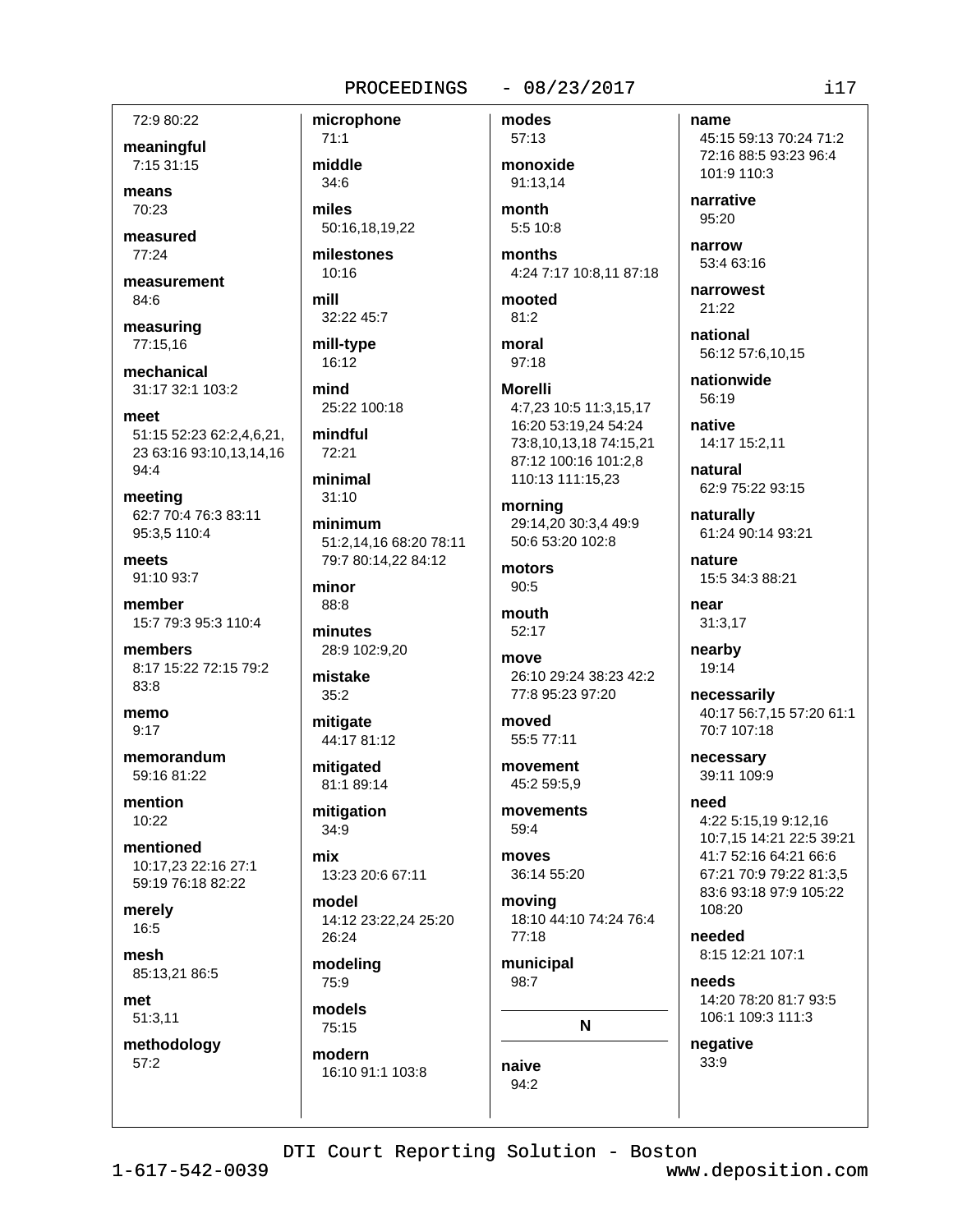72:9 80:22

**meaningful**
7:15 31:15

**means**
70:23

**measured**
77:24

**measurement**
84:6

**measuring**
77:15,16

**mechanical**
31:17 32:1 103:2

**meet**
51:15 52:23 62:2,4,6,21, 23 63:16 93:10,13,14,16 94:4

**meeting**
62:7 70:4 76:3 83:11 95:3,5 110:4

**meets**
91:10 93:7

**member**
15:7 79:3 95:3 110:4

**members**
8:17 15:22 72:15 79:2 83:8

**memo**
9:17

**memorandum**
59:16 81:22

**mention**
10:22

**mentioned**
10:17,23 22:16 27:1 59:19 76:18 82:22

**merely**
16:5

**mesh**
85:13,21 86:5

**met**
51:3,11

**methodology**
57:2

**microphone**
71:1

**middle**
34:6

**miles**
50:16,18,19,22

**milestones**
10:16

**mill**
32:22 45:7

**mill-type**
16:12

**mind**
25:22 100:18

**mindful**
72:21

**minimal**
31:10

**minimum**
51:2,14,16 68:20 78:11 79:7 80:14,22 84:12

**minor**
88:8

**minutes**
28:9 102:9,20

**mistake**
35:2

**mitigate**
44:17 81:12

**mitigated**
81:1 89:14

**mitigation**
34:9

**mix**
13:23 20:6 67:11

**model**
14:12 23:22,24 25:20 26:24

**modeling**
75:9

**models**
75:15

**modern**
16:10 91:1 103:8

**modes**
57:13

**monoxide**
91:13,14

**month**
5:5 10:8

**months**
4:24 7:17 10:8,11 87:18

**mooted**
81:2

**moral**
97:18

**Morelli**
4:7,23 10:5 11:3,15,17 16:20 53:19,24 54:24 73:8,10,13,18 74:15,21 87:12 100:16 101:2,8 110:13 111:15,23

**morning**
29:14,20 30:3,4 49:9 50:6 53:20 102:8

**motors**
90:5

**mouth**
52:17

**move**
26:10 29:24 38:23 42:2 77:8 95:23 97:20

**moved**
55:5 77:11

**movement**
45:2 59:5,9

**movements**
59:4

**moves**
36:14 55:20

**moving**
18:10 44:10 74:24 76:4 77:18

**municipal**
98:7

## N

**naive**
94:2

**name**
45:15 59:13 70:24 71:2 72:16 88:5 93:23 96:4 101:9 110:3

**narrative**
95:20

**narrow**
53:4 63:16

**narrowest**
21:22

**national**
56:12 57:6,10,15

**nationwide**
56:19

**native**
14:17 15:2,11

**natural**
62:9 75:22 93:15

**naturally**
61:24 90:14 93:21

**nature**
15:5 34:3 88:21

**near**
31:3,17

**nearby**
19:14

**necessarily**
40:17 56:7,15 57:20 61:1 70:7 107:18

**necessary**
39:11 109:9

**need**
4:22 5:15,19 9:12,16 10:7,15 14:21 22:5 39:21 41:7 52:16 64:21 66:6 67:21 70:9 79:22 81:3,5 83:6 93:18 97:9 105:22 108:20

**needed**
8:15 12:21 107:1

**needs**
14:20 78:20 81:7 93:5 106:1 109:3 111:3

**negative**
33:9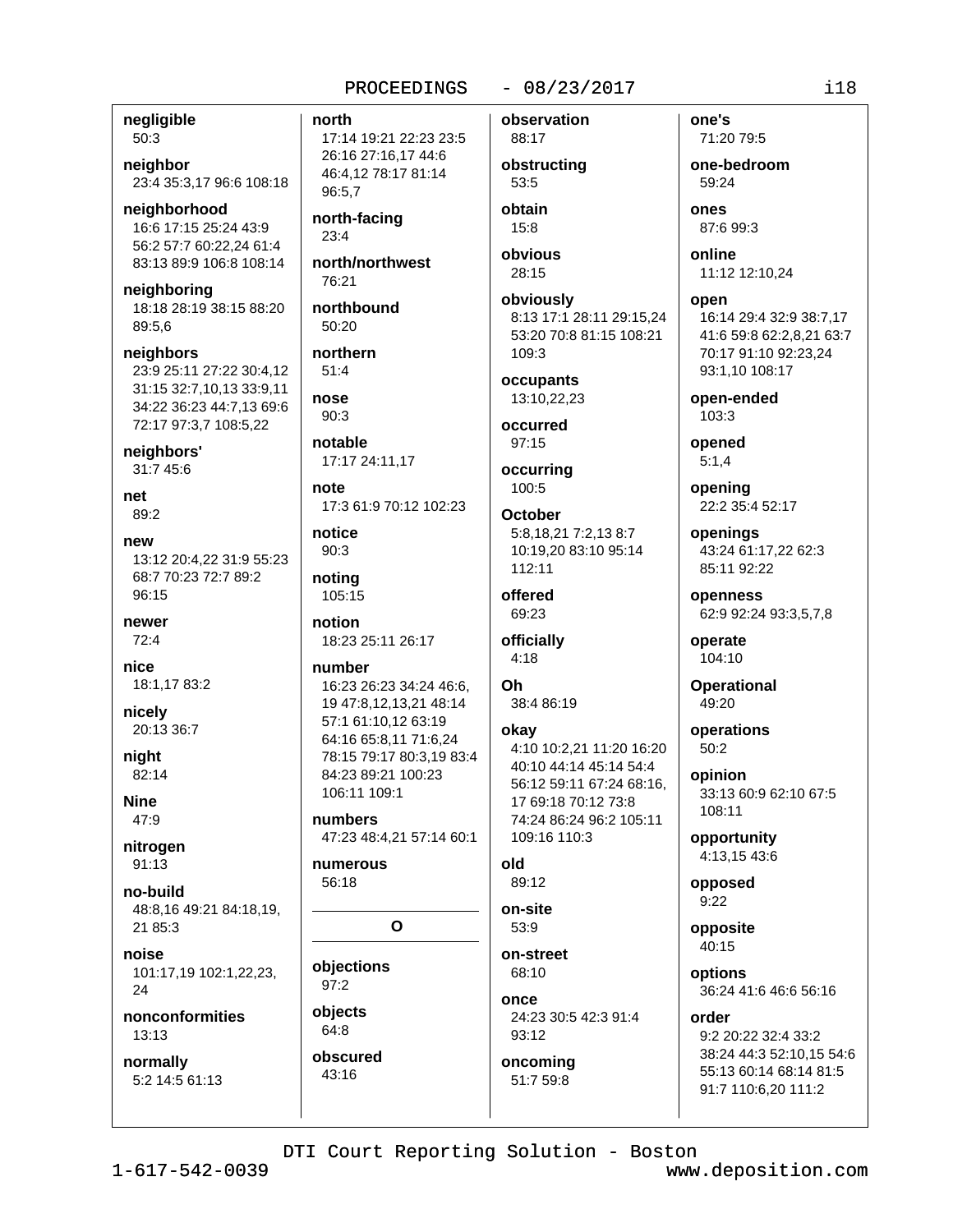**negligible**
50:3

**neighbor**
23:4 35:3,17 96:6 108:18

**neighborhood**
16:6 17:15 25:24 43:9 56:2 57:7 60:22,24 61:4 83:13 89:9 106:8 108:14

**neighboring**
18:18 28:19 38:15 88:20 89:5,6

**neighbors**
23:9 25:11 27:22 30:4,12 31:15 32:7,10,13 33:9,11 34:22 36:23 44:7,13 69:6 72:17 97:3,7 108:5,22

**neighbors'**
31:7 45:6

**net**
89:2

**new**
13:12 20:4,22 31:9 55:23 68:7 70:23 72:7 89:2 96:15

**newer**
72:4

**nice**
18:1,17 83:2

**nicely**
20:13 36:7

**night**
82:14

**Nine**
47:9

**nitrogen**
91:13

**no-build**
48:8,16 49:21 84:18,19, 21 85:3

**noise**
101:17,19 102:1,22,23, 24

**nonconformities**
13:13

**normally**
5:2 14:5 61:13

**north**
17:14 19:21 22:23 23:5 26:16 27:16,17 44:6 46:4,12 78:17 81:14 96:5,7

**north-facing**
23:4

**north/northwest**
76:21

**northbound**
50:20

**northern**
51:4

**nose**
90:3

**notable**
17:17 24:11,17

**note**
17:3 61:9 70:12 102:23

**notice**
90:3

**noting**
105:15

**notion**
18:23 25:11 26:17

**number**
16:23 26:23 34:24 46:6, 19 47:8,12,13,21 48:14 57:1 61:10,12 63:19 64:16 65:8,11 71:6,24 78:15 79:17 80:3,19 83:4 84:23 89:21 100:23 106:11 109:1

**numbers**
47:23 48:4,21 57:14 60:1

**numerous**
56:18

## O

**objections**
97:2

**objects**
64:8

**obscured**
43:16

**observation**
88:17

**obstructing**
53:5

**obtain**
15:8

**obvious**
28:15

**obviously**
8:13 17:1 28:11 29:15,24 53:20 70:8 81:15 108:21 109:3

**occupants**
13:10,22,23

**occurred**
97:15

**occurring**
100:5

**October**
5:8,18,21 7:2,13 8:7 10:19,20 83:10 95:14 112:11

**offered**
69:23

**officially**
4:18

**Oh**
38:4 86:19

**okay**
4:10 10:2,21 11:20 16:20 40:10 44:14 45:14 54:4 56:12 59:11 67:24 68:16, 17 69:18 70:12 73:8 74:24 86:24 96:2 105:11 109:16 110:3

**old**
89:12

**on-site**
53:9

**on-street**
68:10

**once**
24:23 30:5 42:3 91:4 93:12

**oncoming**
51:7 59:8

**one's**
71:20 79:5

**one-bedroom**
59:24

**ones**
87:6 99:3

**online**
11:12 12:10,24

**open**
16:14 29:4 32:9 38:7,17 41:6 59:8 62:2,8,21 63:7 70:17 91:10 92:23,24 93:1,10 108:17

**open-ended**
103:3

**opened**
5:1,4

**opening**
22:2 35:4 52:17

**openings**
43:24 61:17,22 62:3 85:11 92:22

**openness**
62:9 92:24 93:3,5,7,8

**operate**
104:10

**Operational**
49:20

**operations**
50:2

**opinion**
33:13 60:9 62:10 67:5 108:11

**opportunity**
4:13,15 43:6

**opposed**
9:22

**opposite**
40:15

**options**
36:24 41:6 46:6 56:16

**order**
9:2 20:22 32:4 33:2 38:24 44:3 52:10,15 54:6 55:13 60:14 68:14 81:5 91:7 110:6,20 111:2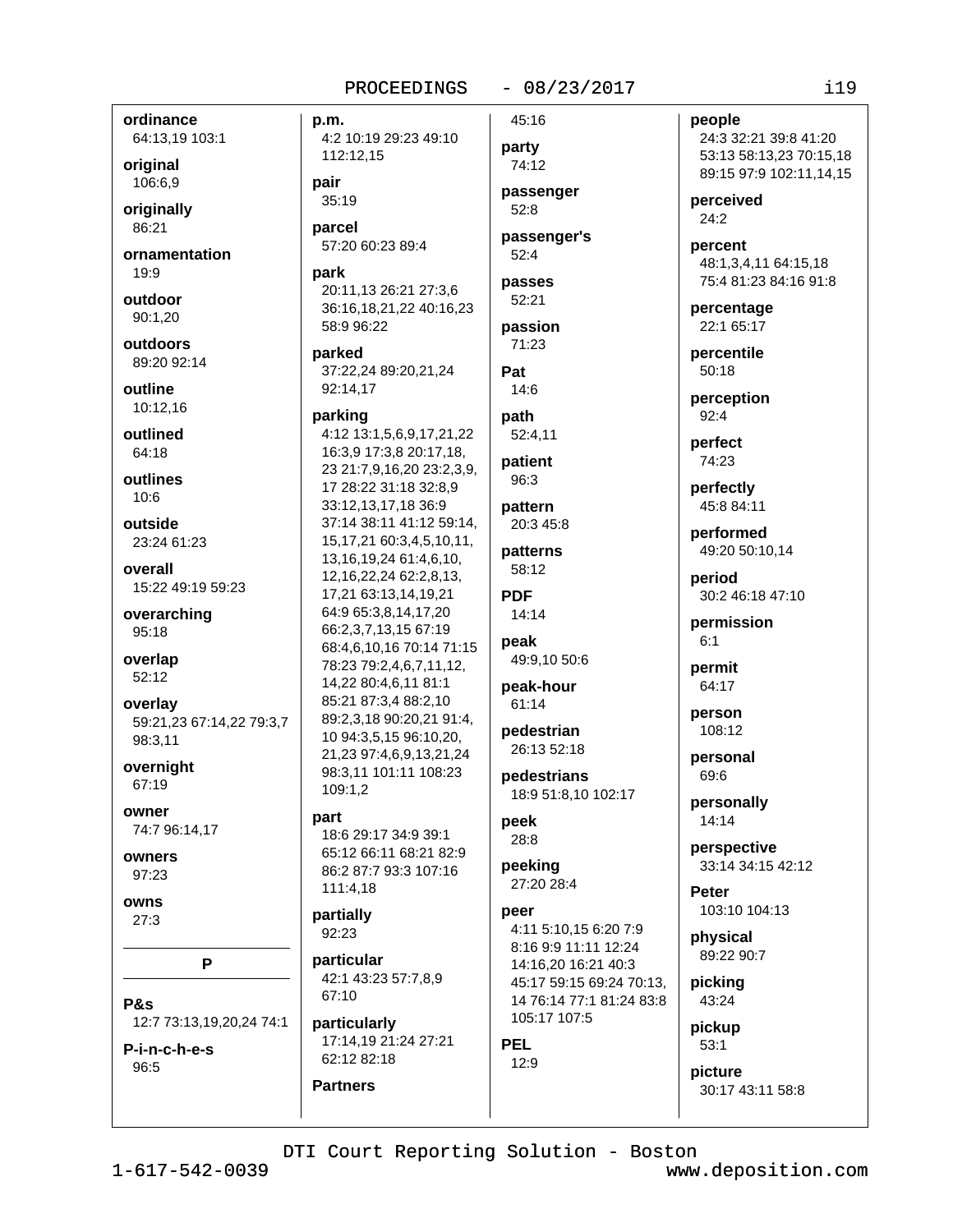**ordinance**
64:13,19 103:1

**original**
106:6,9

**originally**
86:21

**ornamentation**
19:9

**outdoor**
90:1,20

**outdoors**
89:20 92:14

**outline**
10:12,16

**outlined**
64:18

**outlines**
10:6

**outside**
23:24 61:23

**overall**
15:22 49:19 59:23

**overarching**
95:18

**overlap**
52:12

**overlay**
59:21,23 67:14,22 79:3,7 98:3,11

**overnight**
67:19

**owner**
74:7 96:14,17

**owners**
97:23

**owns**
27:3

## P

**P&s**
12:7 73:13,19,20,24 74:1

**P-i-n-c-h-e-s**
96:5

**p.m.**
4:2 10:19 29:23 49:10 112:12,15

**pair**
35:19

**parcel**
57:20 60:23 89:4

**park**
20:11,13 26:21 27:3,6 36:16,18,21,22 40:16,23 58:9 96:22

**parked**
37:22,24 89:20,21,24 92:14,17

**parking**
4:12 13:1,5,6,9,17,21,22 16:3,9 17:3,8 20:17,18, 23 21:7,9,16,20 23:2,3,9, 17 28:22 31:18 32:8,9 33:12,13,17,18 36:9 37:14 38:11 41:12 59:14, 15,17,21 60:3,4,5,10,11, 13,16,19,24 61:4,6,10, 12,16,22,24 62:2,8,13, 17,21 63:13,14,19,21 64:9 65:3,8,14,17,20 66:2,3,7,13,15 67:19 68:4,6,10,16 70:14 71:15 78:23 79:2,4,6,7,11,12, 14,22 80:4,6,11 81:1 85:21 87:3,4 88:2,10 89:2,3,18 90:20,21 91:4, 10 94:3,5,15 96:10,20, 21,23 97:4,6,9,13,21,24 98:3,11 101:11 108:23 109:1,2

**part**
18:6 29:17 34:9 39:1 65:12 66:11 68:21 82:9 86:2 87:7 93:3 107:16 111:4,18

**partially**
92:23

**particular**
42:1 43:23 57:7,8,9 67:10

**particularly**
17:14,19 21:24 27:21 62:12 82:18

**Partners**
45:16

**party**
74:12

**passenger**
52:8

**passenger's**
52:4

**passes**
52:21

**passion**
71:23

**Pat**
14:6

**path**
52:4,11

**patient**
96:3

**pattern**
20:3 45:8

**patterns**
58:12

**PDF**
14:14

**peak**
49:9,10 50:6

**peak-hour**
61:14

**pedestrian**
26:13 52:18

**pedestrians**
18:9 51:8,10 102:17

**peek**
28:8

**peeking**
27:20 28:4

**peer**
4:11 5:10,15 6:20 7:9 8:16 9:9 11:11 12:24 14:16,20 16:21 40:3 45:17 59:15 69:24 70:13, 14 76:14 77:1 81:24 83:8 105:17 107:5

**PEL**
12:9

**people**
24:3 32:21 39:8 41:20 53:13 58:13,23 70:15,18 89:15 97:9 102:11,14,15

**perceived**
24:2

**percent**
48:1,3,4,11 64:15,18 75:4 81:23 84:16 91:8

**percentage**
22:1 65:17

**percentile**
50:18

**perception**
92:4

**perfect**
74:23

**perfectly**
45:8 84:11

**performed**
49:20 50:10,14

**period**
30:2 46:18 47:10

**permission**
6:1

**permit**
64:17

**person**
108:12

**personal**
69:6

**personally**
14:14

**perspective**
33:14 34:15 42:12

**Peter**
103:10 104:13

**physical**
89:22 90:7

**picking**
43:24

**pickup**
53:1

**picture**
30:17 43:11 58:8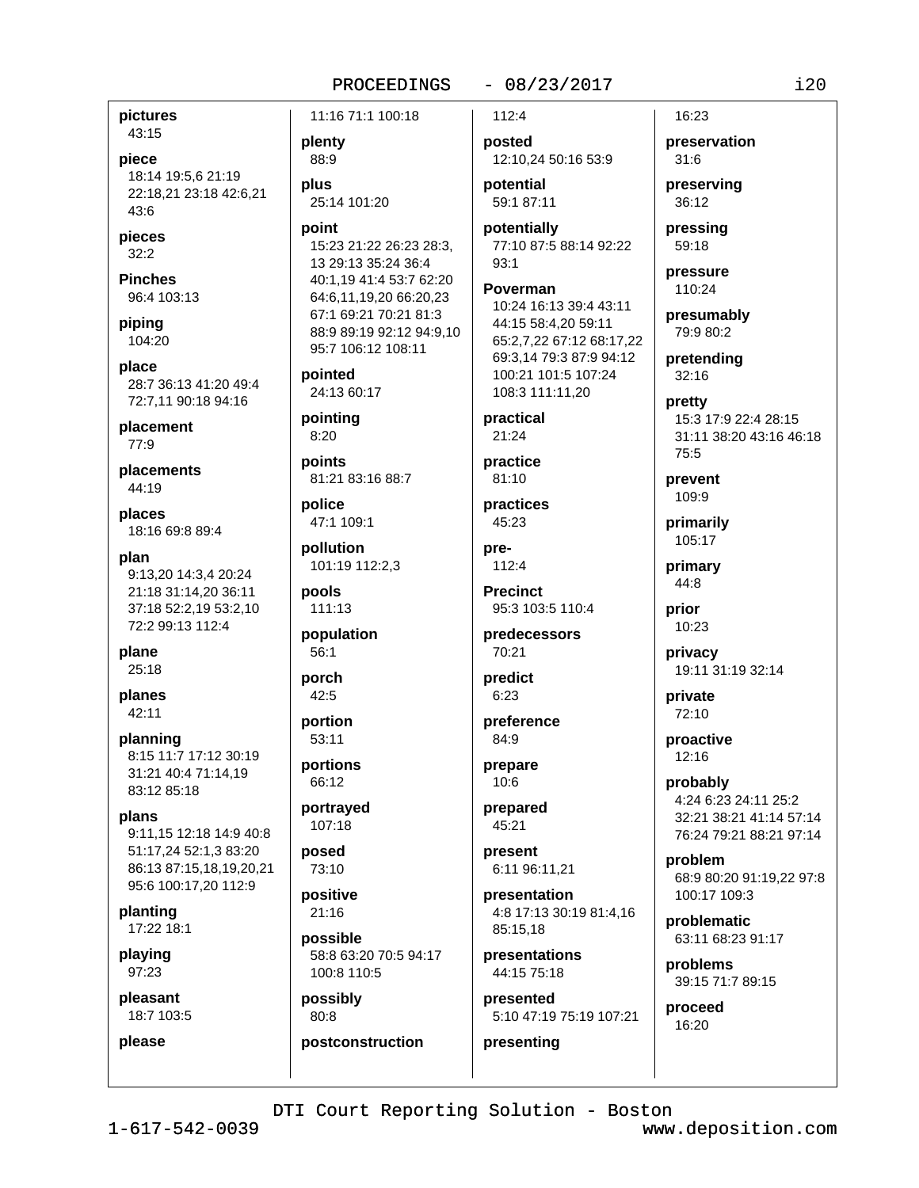**pictures**
43:15

**piece**
18:14 19:5,6 21:19 22:18,21 23:18 42:6,21 43:6

**pieces**
32:2

**Pinches**
96:4 103:13

**piping**
104:20

**place**
28:7 36:13 41:20 49:4 72:7,11 90:18 94:16

**placement**
77:9

**placements**
44:19

**places**
18:16 69:8 89:4

**plan**
9:13,20 14:3,4 20:24 21:18 31:14,20 36:11 37:18 52:2,19 53:2,10 72:2 99:13 112:4

**plane**
25:18

**planes**
42:11

**planning**
8:15 11:7 17:12 30:19 31:21 40:4 71:14,19 83:12 85:18

**plans**
9:11,15 12:18 14:9 40:8 51:17,24 52:1,3 83:20 86:13 87:15,18,19,20,21 95:6 100:17,20 112:9

**planting**
17:22 18:1

**playing**
97:23

**pleasant**
18:7 103:5

**please**
11:16 71:1 100:18

**plenty**
88:9

**plus**
25:14 101:20

**point**
15:23 21:22 26:23 28:3,13 29:13 35:24 36:4 40:1,19 41:4 53:7 62:20 64:6,11,19,20 66:20,23 67:1 69:21 70:21 81:3 88:9 89:19 92:12 94:9,10 95:7 106:12 108:11

**pointed**
24:13 60:17

**pointing**
8:20

**points**
81:21 83:16 88:7

**police**
47:1 109:1

**pollution**
101:19 112:2,3

**pools**
111:13

**population**
56:1

**porch**
42:5

**portion**
53:11

**portions**
66:12

**portrayed**
107:18

**posed**
73:10

**positive**
21:16

**possible**
58:8 63:20 70:5 94:17 100:8 110:5

**possibly**
80:8

**postconstruction**
112:4

**posted**
12:10,24 50:16 53:9

**potential**
59:1 87:11

**potentially**
77:10 87:5 88:14 92:22 93:1

**Poverman**
10:24 16:13 39:4 43:11 44:15 58:4,20 59:11 65:2,7,22 67:12 68:17,22 69:3,14 79:3 87:9 94:12 100:21 101:5 107:24 108:3 111:11,20

**practical**
21:24

**practice**
81:10

**practices**
45:23

**pre-**
112:4

**Precinct**
95:3 103:5 110:4

**predecessors**
70:21

**predict**
6:23

**preference**
84:9

**prepare**
10:6

**prepared**
45:21

**present**
6:11 96:11,21

**presentation**
4:8 17:13 30:19 81:4,16 85:15,18

**presentations**
44:15 75:18

**presented**
5:10 47:19 75:19 107:21

**presenting**
16:23

**preservation**
31:6

**preserving**
36:12

**pressing**
59:18

**pressure**
110:24

**presumably**
79:9 80:2

**pretending**
32:16

**pretty**
15:3 17:9 22:4 28:15 31:11 38:20 43:16 46:18 75:5

**prevent**
109:9

**primarily**
105:17

**primary**
44:8

**prior**
10:23

**privacy**
19:11 31:19 32:14

**private**
72:10

**proactive**
12:16

**probably**
4:24 6:23 24:11 25:2 32:21 38:21 41:14 57:14 76:24 79:21 88:21 97:14

**problem**
68:9 80:20 91:19,22 97:8 100:17 109:3

**problematic**
63:11 68:23 91:17

**problems**
39:15 71:7 89:15

**proceed**
16:20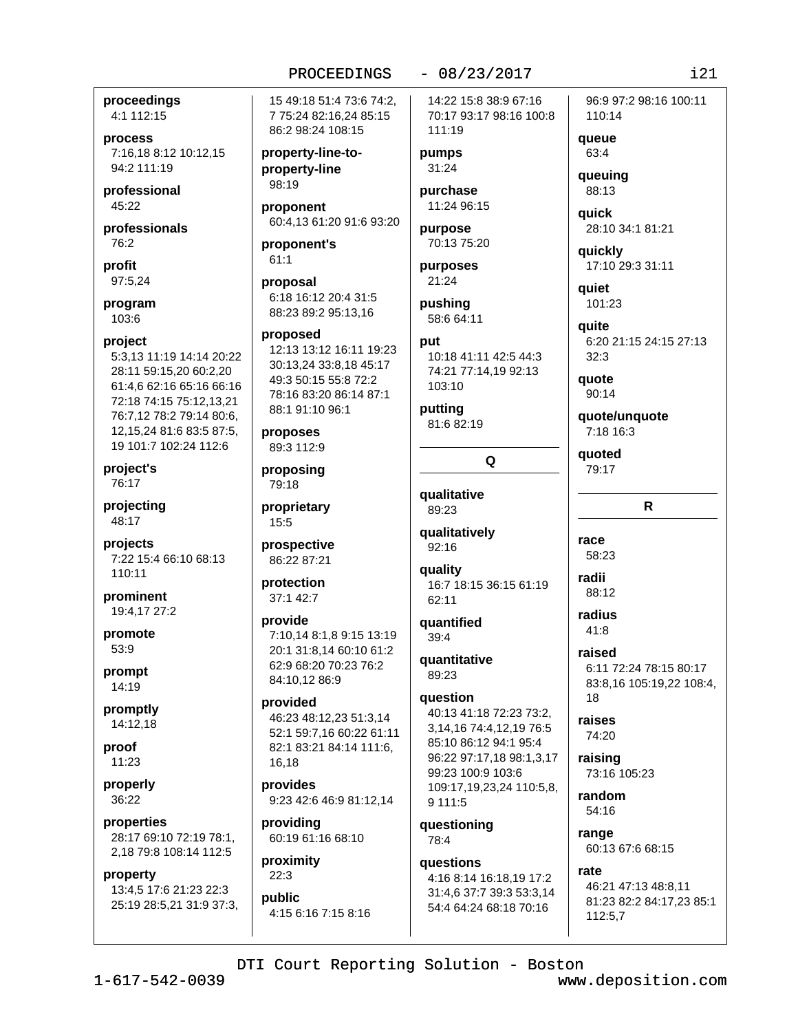**proceedings**
4:1 112:15

**process**
7:16,18 8:12 10:12,15 94:2 111:19

**professional**
45:22

**professionals**
76:2

**profit**
97:5,24

**program**
103:6

**project**
5:3,13 11:19 14:14 20:22 28:11 59:15,20 60:2,20 61:4,6 62:16 65:16 66:16 72:18 74:15 75:12,13,21 76:7,12 78:2 79:14 80:6, 12,15,24 81:6 83:5 87:5, 19 101:7 102:24 112:6

**project's**
76:17

**projecting**
48:17

**projects**
7:22 15:4 66:10 68:13 110:11

**prominent**
19:4,17 27:2

**promote**
53:9

**prompt**
14:19

**promptly**
14:12,18

**proof**
11:23

**properly**
36:22

**properties**
28:17 69:10 72:19 78:1, 2,18 79:8 108:14 112:5

**property**
13:4,5 17:6 21:23 22:3 25:19 28:5,21 31:9 37:3, 15 49:18 51:4 73:6 74:2, 7 75:24 82:16,24 85:15 86:2 98:24 108:15

**property-line-to-property-line**
98:19

**proponent**
60:4,13 61:20 91:6 93:20

**proponent's**
61:1

**proposal**
6:18 16:12 20:4 31:5 88:23 89:2 95:13,16

**proposed**
12:13 13:12 16:11 19:23 30:13,24 33:8,18 45:17 49:3 50:15 55:8 72:2 78:16 83:20 86:14 87:1 88:1 91:10 96:1

**proposes**
89:3 112:9

**proposing**
79:18

**proprietary**
15:5

**prospective**
86:22 87:21

**protection**
37:1 42:7

**provide**
7:10,14 8:1,8 9:15 13:19 20:1 31:8,14 60:10 61:2 62:9 68:20 70:23 76:2 84:10,12 86:9

**provided**
46:23 48:12,23 51:3,14 52:1 59:7,16 60:22 61:11 82:1 83:21 84:14 111:6, 16,18

**provides**
9:23 42:6 46:9 81:12,14

**providing**
60:19 61:16 68:10

**proximity**
22:3

**public**
4:15 6:16 7:15 8:16 14:22 15:8 38:9 67:16 70:17 93:17 98:16 100:8 111:19

**pumps**
31:24

**purchase**
11:24 96:15

**purpose**
70:13 75:20

**purposes**
21:24

**pushing**
58:6 64:11

**put**
10:18 41:11 42:5 44:3 74:21 77:14,19 92:13 103:10

**putting**
81:6 82:19

## Q

**qualitative**
89:23

**qualitatively**
92:16

**quality**
16:7 18:15 36:15 61:19 62:11

**quantified**
39:4

**quantitative**
89:23

**question**
40:13 41:18 72:23 73:2, 3,14,16 74:4,12,19 76:5 85:10 86:12 94:1 95:4 96:22 97:17,18 98:1,3,17 99:23 100:9 103:6 109:17,19,23,24 110:5,8, 9 111:5

**questioning**
78:4

**questions**
4:16 8:14 16:18,19 17:2 31:4,6 37:7 39:3 53:3,14 54:4 64:24 68:18 70:16 96:9 97:2 98:16 100:11 110:14

**queue**
63:4

**queuing**
88:13

**quick**
28:10 34:1 81:21

**quickly**
17:10 29:3 31:11

**quiet**
101:23

**quite**
6:20 21:15 24:15 27:13 32:3

**quote**
90:14

**quote/unquote**
7:18 16:3

**quoted**
79:17

## R

**race**
58:23

**radii**
88:12

**radius**
41:8

**raised**
6:11 72:24 78:15 80:17 83:8,16 105:19,22 108:4, 18

**raises**
74:20

**raising**
73:16 105:23

**random**
54:16

**range**
60:13 67:6 68:15

**rate**
46:21 47:13 48:8,11 81:23 82:2 84:17,23 85:1 112:5,7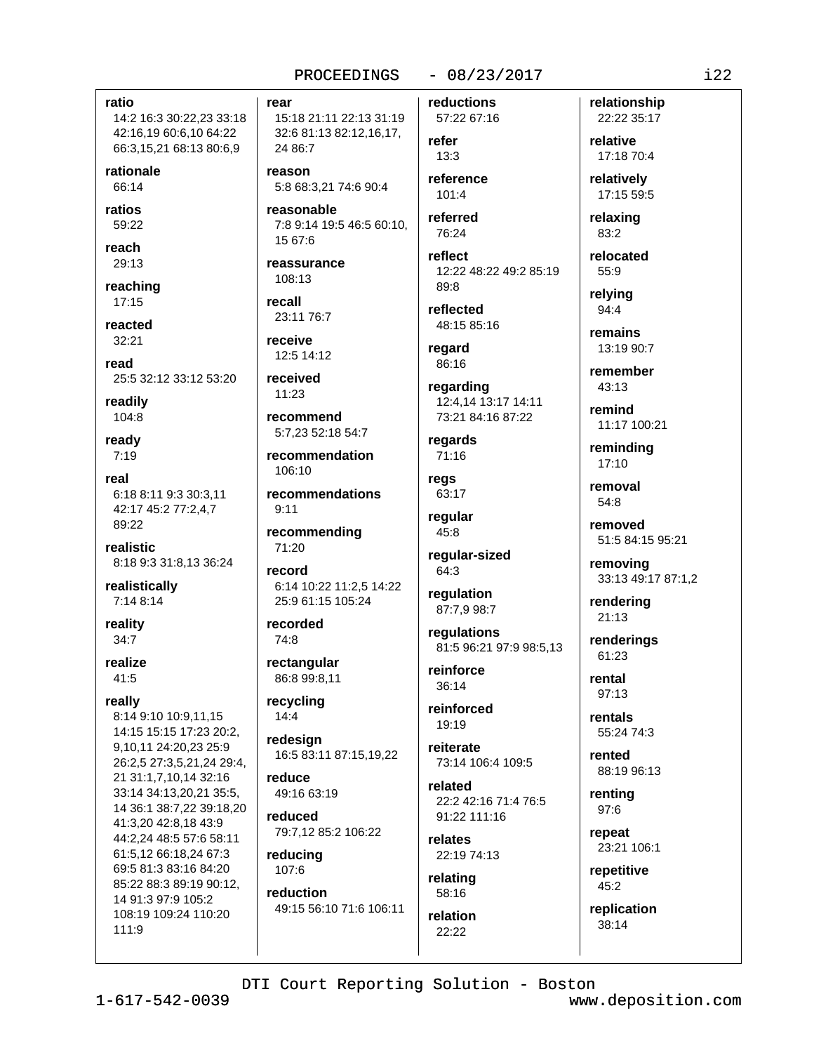**ratio**
14:2 16:3 30:22,23 33:18 42:16,19 60:6,10 64:22 66:3,15,21 68:13 80:6,9

**rationale**
66:14

**ratios**
59:22

**reach**
29:13

**reaching**
17:15

**reacted**
32:21

**read**
25:5 32:12 33:12 53:20

**readily**
104:8

**ready**
7:19

**real**
6:18 8:11 9:3 30:3,11 42:17 45:2 77:2,4,7 89:22

**realistic**
8:18 9:3 31:8,13 36:24

**realistically**
7:14 8:14

**reality**
34:7

**realize**
41:5

**really**
8:14 9:10 10:9,11,15 14:15 15:15 17:23 20:2, 9,10,11 24:20,23 25:9 26:2,5 27:3,5,21,24 29:4, 21 31:1,7,10,14 32:16 33:14 34:13,20,21 35:5, 14 36:1 38:7,22 39:18,20 41:3,20 42:8,18 43:9 44:2,24 48:5 57:6 58:11 61:5,12 66:18,24 67:3 69:5 81:3 83:16 84:20 85:22 88:3 89:19 90:12, 14 91:3 97:9 105:2 108:19 109:24 110:20 111:9

**rear**
15:18 21:11 22:13 31:19 32:6 81:13 82:12,16,17, 24 86:7

**reason**
5:8 68:3,21 74:6 90:4

**reasonable**
7:8 9:14 19:5 46:5 60:10, 15 67:6

**reassurance**
108:13

**recall**
23:11 76:7

**receive**
12:5 14:12

**received**
11:23

**recommend**
5:7,23 52:18 54:7

**recommendation**
106:10

**recommendations**
9:11

**recommending**
71:20

**record**
6:14 10:22 11:2,5 14:22 25:9 61:15 105:24

**recorded**
74:8

**rectangular**
86:8 99:8,11

**recycling**
14:4

**redesign**
16:5 83:11 87:15,19,22

**reduce**
49:16 63:19

**reduced**
79:7,12 85:2 106:22

**reducing**
107:6

**reduction**
49:15 56:10 71:6 106:11

**reductions**
57:22 67:16

**refer**
13:3

**reference**
101:4

**referred**
76:24

**reflect**
12:22 48:22 49:2 85:19 89:8

**reflected**
48:15 85:16

**regard**
86:16

**regarding**
12:4,14 13:17 14:11 73:21 84:16 87:22

**regards**
71:16

**regs**
63:17

**regular**
45:8

**regular-sized**
64:3

**regulation**
87:7,9 98:7

**regulations**
81:5 96:21 97:9 98:5,13

**reinforce**
36:14

**reinforced**
19:19

**reiterate**
73:14 106:4 109:5

**related**
22:2 42:16 71:4 76:5 91:22 111:16

**relates**
22:19 74:13

**relating**
58:16

**relation**
22:22

**relationship**
22:22 35:17

**relative**
17:18 70:4

**relatively**
17:15 59:5

**relaxing**
83:2

**relocated**
55:9

**relying**
94:4

**remains**
13:19 90:7

**remember**
43:13

**remind**
11:17 100:21

**reminding**
17:10

**removal**
54:8

**removed**
51:5 84:15 95:21

**removing**
33:13 49:17 87:1,2

**rendering**
21:13

**renderings**
61:23

**rental**
97:13

**rentals**
55:24 74:3

**rented**
88:19 96:13

**renting**
97:6

**repeat**
23:21 106:1

**repetitive**
45:2

**replication**
38:14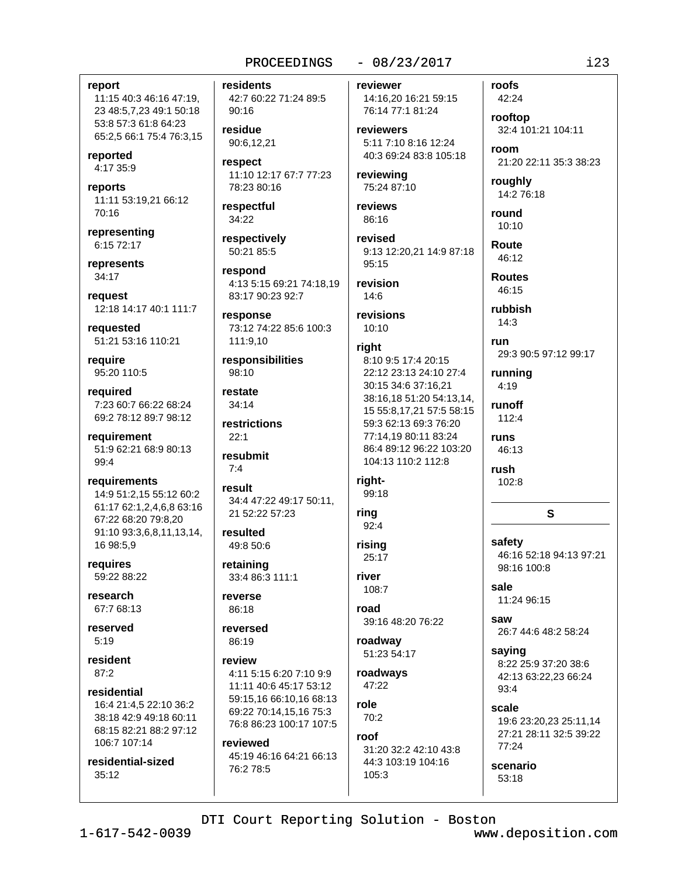**report**
11:15 40:3 46:16 47:19, 23 48:5,7,23 49:1 50:18 53:8 57:3 61:8 64:23 65:2,5 66:1 75:4 76:3,15

**reported**
4:17 35:9

**reports**
11:11 53:19,21 66:12 70:16

**representing**
6:15 72:17

**represents**
34:17

**request**
12:18 14:17 40:1 111:7

**requested**
51:21 53:16 110:21

**require**
95:20 110:5

**required**
7:23 60:7 66:22 68:24 69:2 78:12 89:7 98:12

**requirement**
51:9 62:21 68:9 80:13 99:4

**requirements**
14:9 51:2,15 55:12 60:2 61:17 62:1,2,4,6,8 63:16 67:22 68:20 79:8,20 91:10 93:3,6,8,11,13,14, 16 98:5,9

**requires**
59:22 88:22

**research**
67:7 68:13

**reserved**
5:19

**resident**
87:2

**residential**
16:4 21:4,5 22:10 36:2 38:18 42:9 49:18 60:11 68:15 82:21 88:2 97:12 106:7 107:14

**residential-sized**
35:12

**residents**
42:7 60:22 71:24 89:5 90:16

**residue**
90:6,12,21

**respect**
11:10 12:17 67:7 77:23 78:23 80:16

**respectful**
34:22

**respectively**
50:21 85:5

**respond**
4:13 5:15 69:21 74:18,19 83:17 90:23 92:7

**response**
73:12 74:22 85:6 100:3 111:9,10

**responsibilities**
98:10

**restate**
34:14

**restrictions**
22:1

**resubmit**
7:4

**result**
34:4 47:22 49:17 50:11, 21 52:22 57:23

**resulted**
49:8 50:6

**retaining**
33:4 86:3 111:1

**reverse**
86:18

**reversed**
86:19

**review**
4:11 5:15 6:20 7:10 9:9 11:11 40:6 45:17 53:12 59:15,16 66:10,16 68:13 69:22 70:14,15,16 75:3 76:8 86:23 100:17 107:5

**reviewed**
45:19 46:16 64:21 66:13 76:2 78:5

**reviewer**
14:16,20 16:21 59:15 76:14 77:1 81:24

**reviewers**
5:11 7:10 8:16 12:24 40:3 69:24 83:8 105:18

**reviewing**
75:24 87:10

**reviews**
86:16

**revised**
9:13 12:20,21 14:9 87:18 95:15

**revision**
14:6

**revisions**
10:10

**right**
8:10 9:5 17:4 20:15 22:12 23:13 24:10 27:4 30:15 34:6 37:16,21 38:16,18 51:20 54:13,14, 15 55:8,17,21 57:5 58:15 59:3 62:13 69:3 76:20 77:14,19 80:11 83:24 86:4 89:12 96:22 103:20 104:13 110:2 112:8

**right-**
99:18

**ring**
92:4

**rising**
25:17

**river**
108:7

**road**
39:16 48:20 76:22

**roadway**
51:23 54:17

**roadways**
47:22

**role**
70:2

**roof**
31:20 32:2 42:10 43:8 44:3 103:19 104:16 105:3

**roofs**
42:24

**rooftop**
32:4 101:21 104:11

**room**
21:20 22:11 35:3 38:23

**roughly**
14:2 76:18

**round**
10:10

**Route**
46:12

**Routes**
46:15

**rubbish**
14:3

**run**
29:3 90:5 97:12 99:17

**running**
4:19

**runoff**
112:4

**runs**
46:13

**rush**
102:8

## S

**safety**
46:16 52:18 94:13 97:21 98:16 100:8

**sale**
11:24 96:15

**saw**
26:7 44:6 48:2 58:24

**saying**
8:22 25:9 37:20 38:6 42:13 63:22,23 66:24 93:4

**scale**
19:6 23:20,23 25:11,14 27:21 28:11 32:5 39:22 77:24

**scenario**
53:18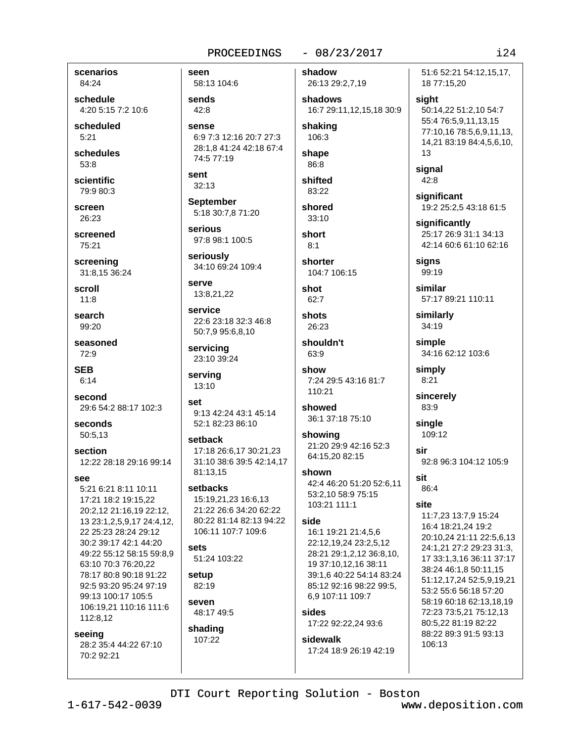**scenarios**
84:24

**schedule**
4:20 5:15 7:2 10:6

**scheduled**
5:21

**schedules**
53:8

**scientific**
79:9 80:3

**screen**
26:23

**screened**
75:21

**screening**
31:8,15 36:24

**scroll**
11:8

**search**
99:20

**seasoned**
72:9

**SEB**
6:14

**second**
29:6 54:2 88:17 102:3

**seconds**
50:5,13

**section**
12:22 28:18 29:16 99:14

**see**
5:21 6:21 8:11 10:11 17:21 18:2 19:15,22 20:2,12 21:16,19 22:12, 13 23:1,2,5,9,17 24:4,12, 22 25:23 28:24 29:12 30:2 39:17 42:1 44:20 49:22 55:12 58:15 59:8,9 63:10 70:3 76:20,22 78:17 80:8 90:18 91:22 92:5 93:20 95:24 97:19 99:13 100:17 105:5 106:19,21 110:16 111:6 112:8,12

**seeing**
28:2 35:4 44:22 67:10 70:2 92:21

**seen**
58:13 104:6

**sends**
42:8

**sense**
6:9 7:3 12:16 20:7 27:3 28:1,8 41:24 42:18 67:4 74:5 77:19

**sent**
32:13

**September**
5:18 30:7,8 71:20

**serious**
97:8 98:1 100:5

**seriously**
34:10 69:24 109:4

**serve**
13:8,21,22

**service**
22:6 23:18 32:3 46:8 50:7,9 95:6,8,10

**servicing**
23:10 39:24

**serving**
13:10

**set**
9:13 42:24 43:1 45:14 52:1 82:23 86:10

**setback**
17:18 26:6,17 30:21,23 31:10 38:6 39:5 42:14,17 81:13,15

**setbacks**
15:19,21,23 16:6,13 21:22 26:6 34:20 62:22 80:22 81:14 82:13 94:22 106:11 107:7 109:6

**sets**
51:24 103:22

**setup**
82:19

**seven**
48:17 49:5

**shading**
107:22

**shadow**
26:13 29:2,7,19

**shadows**
16:7 29:11,12,15,18 30:9

**shaking**
106:3

**shape**
86:8

**shifted**
83:22

**shored**
33:10

**short**
8:1

**shorter**
104:7 106:15

**shot**
62:7

**shots**
26:23

**shouldn't**
63:9

**show**
7:24 29:5 43:16 81:7 110:21

**showed**
36:1 37:18 75:10

**showing**
21:20 29:9 42:16 52:3 64:15,20 82:15

**shown**
42:4 46:20 51:20 52:6,11 53:2,10 58:9 75:15 103:21 111:1

**side**
16:1 19:21 21:4,5,6 22:12,19,24 23:2,5,12 28:21 29:1,2,12 36:8,10, 19 37:10,12,16 38:11 39:1,6 40:22 54:14 83:24 85:12 92:16 98:22 99:5, 6,9 107:11 109:7

**sides**
17:22 92:22,24 93:6

**sidewalk**
17:24 18:9 26:19 42:19 51:6 52:21 54:12,15,17, 18 77:15,20

**sight**
50:14,22 51:2,10 54:7 55:4 76:5,9,11,13,15 77:10,16 78:5,6,9,11,13, 14,21 83:19 84:4,5,6,10, 13

**signal**
42:8

**significant**
19:2 25:2,5 43:18 61:5

**significantly**
25:17 26:9 31:1 34:13 42:14 60:6 61:10 62:16

**signs**
99:19

**similar**
57:17 89:21 110:11

**similarly**
34:19

**simple**
34:16 62:12 103:6

**simply**
8:21

**sincerely**
83:9

**single**
109:12

**sir**
92:8 96:3 104:12 105:9

**sit**
86:4

**site**
11:7,23 13:7,9 15:24 16:4 18:21,24 19:2 20:10,24 21:11 22:5,6,13 24:1,21 27:2 29:23 31:3, 17 33:1,3,16 36:11 37:17 38:24 46:1,8 50:11,15 51:12,17,24 52:5,9,19,21 53:2 55:6 56:18 57:20 58:19 60:18 62:13,18,19 72:23 73:5,21 75:12,13 80:5,22 81:19 82:22 88:22 89:3 91:5 93:13 106:13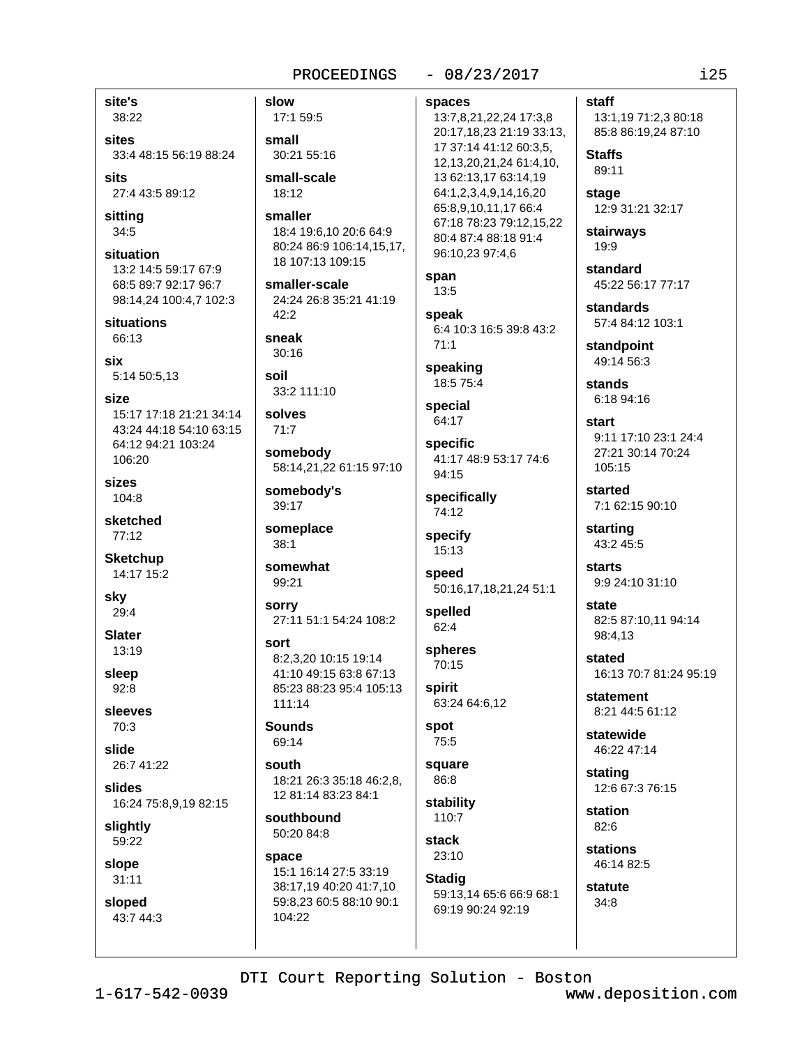**site's**
38:22

**sites**
33:4 48:15 56:19 88:24

**sits**
27:4 43:5 89:12

**sitting**
34:5

**situation**
13:2 14:5 59:17 67:9 68:5 89:7 92:17 96:7 98:14,24 100:4,7 102:3

**situations**
66:13

**six**
5:14 50:5,13

**size**
15:17 17:18 21:21 34:14 43:24 44:18 54:10 63:15 64:12 94:21 103:24 106:20

**sizes**
104:8

**sketched**
77:12

**Sketchup**
14:17 15:2

**sky**
29:4

**Slater**
13:19

**sleep**
92:8

**sleeves**
70:3

**slide**
26:7 41:22

**slides**
16:24 75:8,9,19 82:15

**slightly**
59:22

**slope**
31:11

**sloped**
43:7 44:3

**slow**
17:1 59:5

**small**
30:21 55:16

**small-scale**
18:12

**smaller**
18:4 19:6,10 20:6 64:9 80:24 86:9 106:14,15,17, 18 107:13 109:15

**smaller-scale**
24:24 26:8 35:21 41:19 42:2

**sneak**
30:16

**soil**
33:2 111:10

**solves**
71:7

**somebody**
58:14,21,22 61:15 97:10

**somebody's**
39:17

**someplace**
38:1

**somewhat**
99:21

**sorry**
27:11 51:1 54:24 108:2

**sort**
8:2,3,20 10:15 19:14 41:10 49:15 63:8 67:13 85:23 88:23 95:4 105:13 111:14

**Sounds**
69:14

**south**
18:21 26:3 35:18 46:2,8, 12 81:14 83:23 84:1

**southbound**
50:20 84:8

**space**
15:1 16:14 27:5 33:19 38:17,19 40:20 41:7,10 59:8,23 60:5 88:10 90:1 104:22

**spaces**
13:7,8,21,22,24 17:3,8 20:17,18,23 21:19 33:13, 17 37:14 41:12 60:3,5, 12,13,20,21,24 61:4,10, 13 62:13,17 63:14,19 64:1,2,3,4,9,14,16,20 65:8,9,10,11,17 66:4 67:18 78:23 79:12,15,22 80:4 87:4 88:18 91:4 96:10,23 97:4,6

**span**
13:5

**speak**
6:4 10:3 16:5 39:8 43:2 71:1

**speaking**
18:5 75:4

**special**
64:17

**specific**
41:17 48:9 53:17 74:6 94:15

**specifically**
74:12

**specify**
15:13

**speed**
50:16,17,18,21,24 51:1

**spelled**
62:4

**spheres**
70:15

**spirit**
63:24 64:6,12

**spot**
75:5

**square**
86:8

**stability**
110:7

**stack**
23:10

**Stadig**
59:13,14 65:6 66:9 68:1 69:19 90:24 92:19

**staff**
13:1,19 71:2,3 80:18 85:8 86:19,24 87:10

**Staffs**
89:11

**stage**
12:9 31:21 32:17

**stairways**
19:9

**standard**
45:22 56:17 77:17

**standards**
57:4 84:12 103:1

**standpoint**
49:14 56:3

**stands**
6:18 94:16

**start**
9:11 17:10 23:1 24:4 27:21 30:14 70:24 105:15

**started**
7:1 62:15 90:10

**starting**
43:2 45:5

**starts**
9:9 24:10 31:10

**state**
82:5 87:10,11 94:14 98:4,13

**stated**
16:13 70:7 81:24 95:19

**statement**
8:21 44:5 61:12

**statewide**
46:22 47:14

**stating**
12:6 67:3 76:15

**station**
82:6

**stations**
46:14 82:5

**statute**
34:8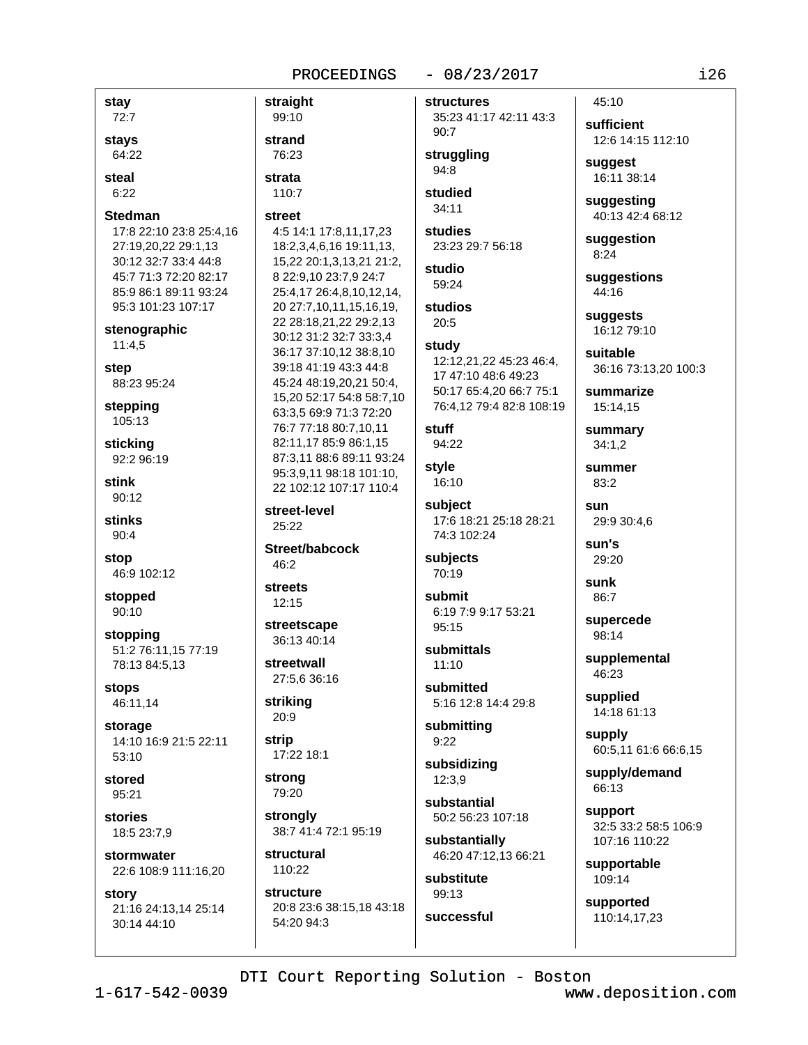**stay**
72:7

**stays**
64:22

**steal**
6:22

**Stedman**
17:8 22:10 23:8 25:4,16 27:19,20,22 29:1,13 30:12 32:7 33:4 44:8 45:7 71:3 72:20 82:17 85:9 86:1 89:11 93:24 95:3 101:23 107:17

**stenographic**
11:4,5

**step**
88:23 95:24

**stepping**
105:13

**sticking**
92:2 96:19

**stink**
90:12

**stinks**
90:4

**stop**
46:9 102:12

**stopped**
90:10

**stopping**
51:2 76:11,15 77:19 78:13 84:5,13

**stops**
46:11,14

**storage**
14:10 16:9 21:5 22:11 53:10

**stored**
95:21

**stories**
18:5 23:7,9

**stormwater**
22:6 108:9 111:16,20

**story**
21:16 24:13,14 25:14 30:14 44:10

**straight**
99:10

**strand**
76:23

**strata**
110:7

**street**
4:5 14:1 17:8,11,17,23 18:2,3,4,6,16 19:11,13, 15,22 20:1,3,13,21 21:2, 8 22:9,10 23:7,9 24:7 25:4,17 26:4,8,10,12,14, 20 27:7,10,11,15,16,19, 22 28:18,21,22 29:2,13 30:12 31:2 32:7 33:3,4 36:17 37:10,12 38:8,10 39:18 41:19 43:3 44:8 45:24 48:19,20,21 50:4, 15,20 52:17 54:8 58:7,10 63:3,5 69:9 71:3 72:20 76:7 77:18 80:7,10,11 82:11,17 85:9 86:1,15 87:3,11 88:6 89:11 93:24 95:3,9,11 98:18 101:10, 22 102:12 107:17 110:4

**street-level**
25:22

**Street/babcock**
46:2

**streets**
12:15

**streetscape**
36:13 40:14

**streetwall**
27:5,6 36:16

**striking**
20:9

**strip**
17:22 18:1

**strong**
79:20

**strongly**
38:7 41:4 72:1 95:19

**structural**
110:22

**structure**
20:8 23:6 38:15,18 43:18 54:20 94:3

**structures**
35:23 41:17 42:11 43:3 90:7

**struggling**
94:8

**studied**
34:11

**studies**
23:23 29:7 56:18

**studio**
59:24

**studios**
20:5

**study**
12:12,21,22 45:23 46:4, 17 47:10 48:6 49:23 50:17 65:4,20 66:7 75:1 76:4,12 79:4 82:8 108:19

**stuff**
94:22

**style**
16:10

**subject**
17:6 18:21 25:18 28:21 74:3 102:24

**subjects**
70:19

**submit**
6:19 7:9 9:17 53:21 95:15

**submittals**
11:10

**submitted**
5:16 12:8 14:4 29:8

**submitting**
9:22

**subsidizing**
12:3,9

**substantial**
50:2 56:23 107:18

**substantially**
46:20 47:12,13 66:21

**substitute**
99:13

**successful**
45:10

**sufficient**
12:6 14:15 112:10

**suggest**
16:11 38:14

**suggesting**
40:13 42:4 68:12

**suggestion**
8:24

**suggestions**
44:16

**suggests**
16:12 79:10

**suitable**
36:16 73:13,20 100:3

**summarize**
15:14,15

**summary**
34:1,2

**summer**
83:2

**sun**
29:9 30:4,6

**sun's**
29:20

**sunk**
86:7

**supercede**
98:14

**supplemental**
46:23

**supplied**
14:18 61:13

**supply**
60:5,11 61:6 66:6,15

**supply/demand**
66:13

**support**
32:5 33:2 58:5 106:9 107:16 110:22

**supportable**
109:14

**supported**
110:14,17,23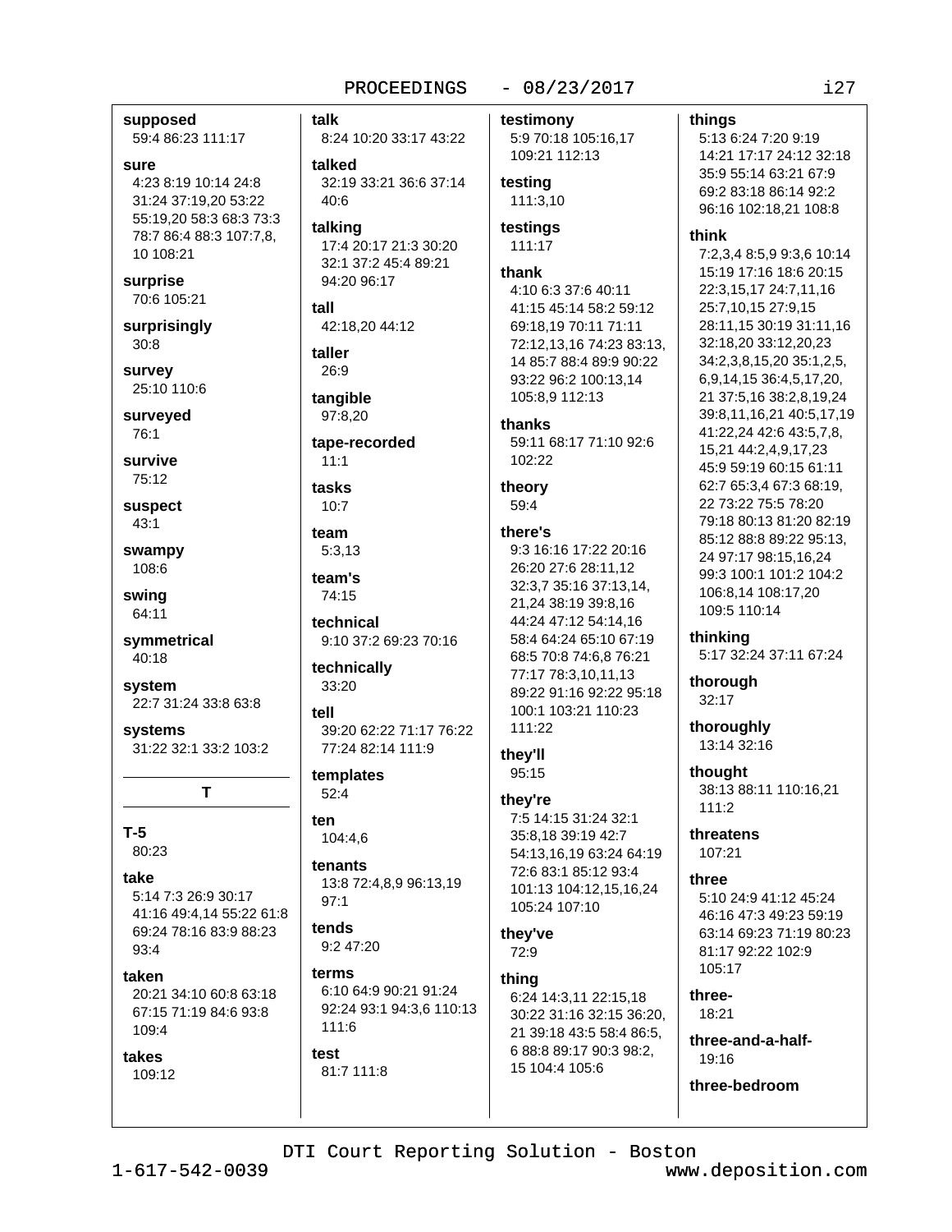**supposed**
59:4 86:23 111:17

**sure**
4:23 8:19 10:14 24:8 31:24 37:19,20 53:22 55:19,20 58:3 68:3 73:3 78:7 86:4 88:3 107:7,8, 10 108:21

**surprise**
70:6 105:21

**surprisingly**
30:8

**survey**
25:10 110:6

**surveyed**
76:1

**survive**
75:12

**suspect**
43:1

**swampy**
108:6

**swing**
64:11

**symmetrical**
40:18

**system**
22:7 31:24 33:8 63:8

**systems**
31:22 32:1 33:2 103:2

## T

**T-5**
80:23

**take**
5:14 7:3 26:9 30:17 41:16 49:4,14 55:22 61:8 69:24 78:16 83:9 88:23 93:4

**taken**
20:21 34:10 60:8 63:18 67:15 71:19 84:6 93:8 109:4

**takes**
109:12

**talk**
8:24 10:20 33:17 43:22

**talked**
32:19 33:21 36:6 37:14 40:6

**talking**
17:4 20:17 21:3 30:20 32:1 37:2 45:4 89:21 94:20 96:17

**tall**
42:18,20 44:12

**taller**
26:9

**tangible**
97:8,20

**tape-recorded**
11:1

**tasks**
10:7

**team**
5:3,13

**team's**
74:15

**technical**
9:10 37:2 69:23 70:16

**technically**
33:20

**tell**
39:20 62:22 71:17 76:22 77:24 82:14 111:9

**templates**
52:4

**ten**
104:4,6

**tenants**
13:8 72:4,8,9 96:13,19 97:1

**tends**
9:2 47:20

**terms**
6:10 64:9 90:21 91:24 92:24 93:1 94:3,6 110:13 111:6

**test**
81:7 111:8

**testimony**
5:9 70:18 105:16,17 109:21 112:13

**testing**
111:3,10

**testings**
111:17

**thank**
4:10 6:3 37:6 40:11 41:15 45:14 58:2 59:12 69:18,19 70:11 71:11 72:12,13,16 74:23 83:13, 14 85:7 88:4 89:9 90:22 93:22 96:2 100:13,14 105:8,9 112:13

**thanks**
59:11 68:17 71:10 92:6 102:22

**theory**
59:4

**there's**
9:3 16:16 17:22 20:16 26:20 27:6 28:11,12 32:3,7 35:16 37:13,14, 21,24 38:19 39:8,16 44:24 47:12 54:14,16 58:4 64:24 65:10 67:19 68:5 70:8 74:6,8 76:21 77:17 78:3,10,11,13 89:22 91:16 92:22 95:18 100:1 103:21 110:23 111:22

**they'll**
95:15

**they're**
7:5 14:15 31:24 32:1 35:8,18 39:19 42:7 54:13,16,19 63:24 64:19 72:6 83:1 85:12 93:4 101:13 104:12,15,16,24 105:24 107:10

**they've**
72:9

**thing**
6:24 14:3,11 22:15,18 30:22 31:16 32:15 36:20, 21 39:18 43:5 58:4 86:5, 6 88:8 89:17 90:3 98:2, 15 104:4 105:6

**things**
5:13 6:24 7:20 9:19 14:21 17:17 24:12 32:18 35:9 55:14 63:21 67:9 69:2 83:18 86:14 92:2 96:16 102:18,21 108:8

**think**
7:2,3,4 8:5,9 9:3,6 10:14 15:19 17:16 18:6 20:15 22:3,15,17 24:7,11,16 25:7,10,15 27:9,15 28:11,15 30:19 31:11,16 32:18,20 33:12,20,23 34:2,3,8,15,20 35:1,2,5, 6,9,14,15 36:4,5,17,20, 21 37:5,16 38:2,8,19,24 39:8,11,16,21 40:5,17,19 41:22,24 42:6 43:5,7,8, 15,21 44:2,4,9,17,23 45:9 59:19 60:15 61:11 62:7 65:3,4 67:3 68:19, 22 73:22 75:5 78:20 79:18 80:13 81:20 82:19 85:12 88:8 89:22 95:13, 24 97:17 98:15,16,24 99:3 100:1 101:2 104:2 106:8,14 108:17,20 109:5 110:14

**thinking**
5:17 32:24 37:11 67:24

**thorough**
32:17

**thoroughly**
13:14 32:16

**thought**
38:13 88:11 110:16,21 111:2

**threatens**
107:21

**three**
5:10 24:9 41:12 45:24 46:16 47:3 49:23 59:19 63:14 69:23 71:19 80:23 81:17 92:22 102:9 105:17

**three-**
18:21

**three-and-a-half-**
19:16

**three-bedroom**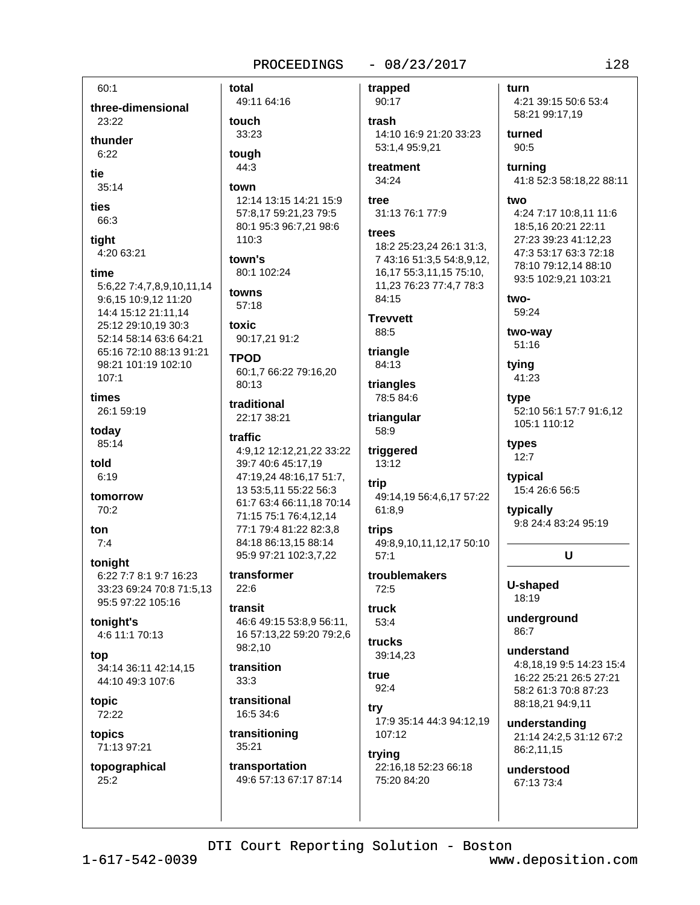60:1

**three-dimensional**
23:22

**thunder**
6:22

**tie**
35:14

**ties**
66:3

**tight**
4:20 63:21

**time**
5:6,22 7:4,7,8,9,10,11,14 9:6,15 10:9,12 11:20 14:4 15:12 21:11,14 25:12 29:10,19 30:3 52:14 58:14 63:6 64:21 65:16 72:10 88:13 91:21 98:21 101:19 102:10 107:1

**times**
26:1 59:19

**today**
85:14

**told**
6:19

**tomorrow**
70:2

**ton**
7:4

**tonight**
6:22 7:7 8:1 9:7 16:23 33:23 69:24 70:8 71:5,13 95:5 97:22 105:16

**tonight's**
4:6 11:1 70:13

**top**
34:14 36:11 42:14,15 44:10 49:3 107:6

**topic**
72:22

**topics**
71:13 97:21

**topographical**
25:2

**total**
49:11 64:16

**touch**
33:23

**tough**
44:3

**town**
12:14 13:15 14:21 15:9 57:8,17 59:21,23 79:5 80:1 95:3 96:7,21 98:6 110:3

**town's**
80:1 102:24

**towns**
57:18

**toxic**
90:17,21 91:2

**TPOD**
60:1,7 66:22 79:16,20 80:13

**traditional**
22:17 38:21

**traffic**
4:9,12 12:12,21,22 33:22 39:7 40:6 45:17,19 47:19,24 48:16,17 51:7,13 53:5,11 55:22 56:3 61:7 63:4 66:11,18 70:14 71:15 75:1 76:4,12,14 77:1 79:4 81:22 82:3,8 84:18 86:13,15 88:14 95:9 97:21 102:3,7,22

**transformer**
22:6

**transit**
46:6 49:15 53:8,9 56:11,16 57:13,22 59:20 79:2,6 98:2,10

**transition**
33:3

**transitional**
16:5 34:6

**transitioning**
35:21

**transportation**
49:6 57:13 67:17 87:14

**trapped**
90:17

**trash**
14:10 16:9 21:20 33:23 53:1,4 95:9,21

**treatment**
34:24

**tree**
31:13 76:1 77:9

**trees**
18:2 25:23,24 26:1 31:3,7 43:16 51:3,5 54:8,9,12,16,17 55:3,11,15 75:10,11,23 76:23 77:4,7 78:3 84:15

**Trevvett**
88:5

**triangle**
84:13

**triangles**
78:5 84:6

**triangular**
58:9

**triggered**
13:12

**trip**
49:14,19 56:4,6,17 57:22 61:8,9

**trips**
49:8,9,10,11,12,17 50:10 57:1

**troublemakers**
72:5

**truck**
53:4

**trucks**
39:14,23

**true**
92:4

**try**
17:9 35:14 44:3 94:12,19 107:12

**trying**
22:16,18 52:23 66:18 75:20 84:20

**turn**
4:21 39:15 50:6 53:4 58:21 99:17,19

**turned**
90:5

**turning**
41:8 52:3 58:18,22 88:11

**two**
4:24 7:17 10:8,11 11:6 18:5,16 20:21 22:11 27:23 39:23 41:12,23 47:3 53:17 63:3 72:18 78:10 79:12,14 88:10 93:5 102:9,21 103:21

**two-**
59:24

**two-way**
51:16

**tying**
41:23

**type**
52:10 56:1 57:7 91:6,12 105:1 110:12

**types**
12:7

**typical**
15:4 26:6 56:5

**typically**
9:8 24:4 83:24 95:19

## U

**U-shaped**
18:19

**underground**
86:7

**understand**
4:8,18,19 9:5 14:23 15:4 16:22 25:21 26:5 27:21 58:2 61:3 70:8 87:23 88:18,21 94:9,11

**understanding**
21:14 24:2,5 31:12 67:2 86:2,11,15

**understood**
67:13 73:4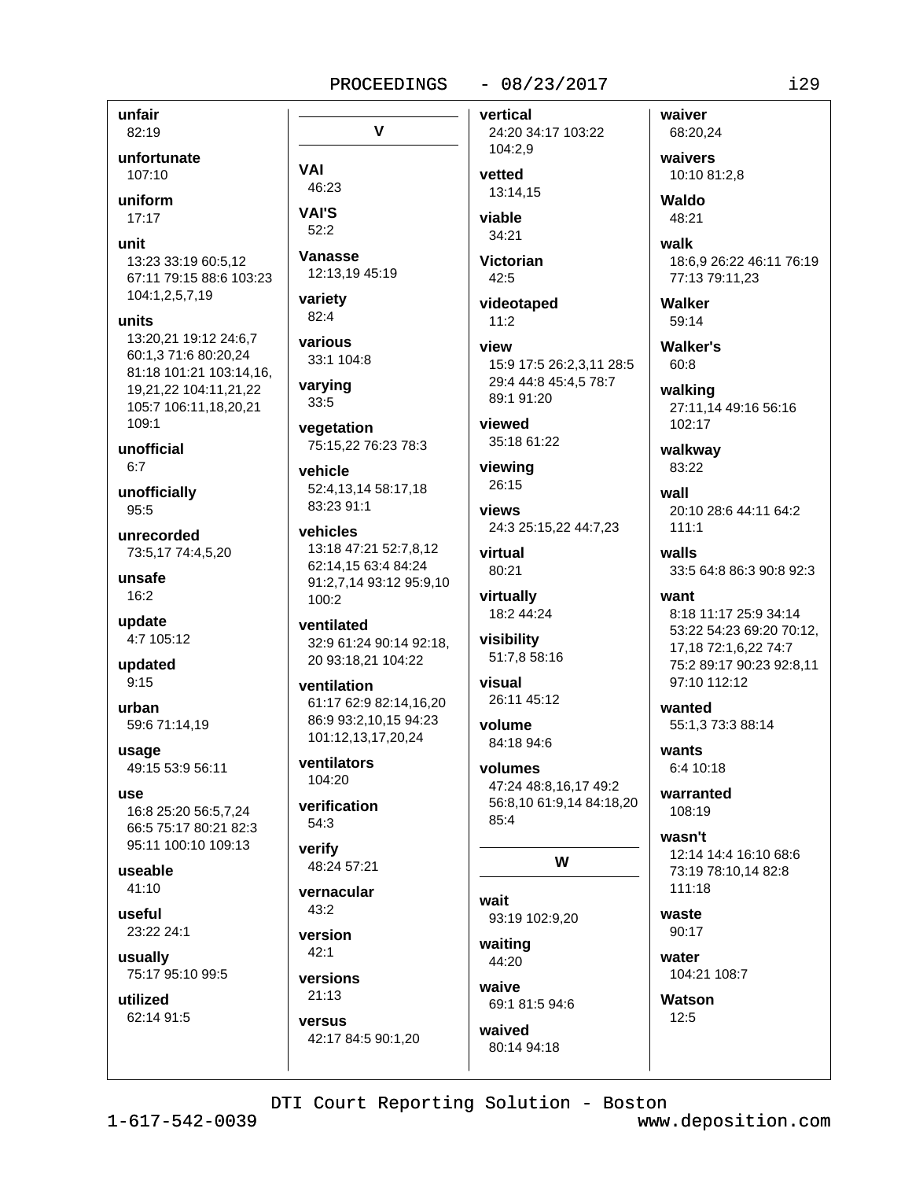**unfair**
82:19

**unfortunate**
107:10

**uniform**
17:17

**unit**
13:23 33:19 60:5,12 67:11 79:15 88:6 103:23 104:1,2,5,7,19

**units**
13:20,21 19:12 24:6,7 60:1,3 71:6 80:20,24 81:18 101:21 103:14,16, 19,21,22 104:11,21,22 105:7 106:11,18,20,21 109:1

**unofficial**
6:7

**unofficially**
95:5

**unrecorded**
73:5,17 74:4,5,20

**unsafe**
16:2

**update**
4:7 105:12

**updated**
9:15

**urban**
59:6 71:14,19

**usage**
49:15 53:9 56:11

**use**
16:8 25:20 56:5,7,24 66:5 75:17 80:21 82:3 95:11 100:10 109:13

**useable**
41:10

**useful**
23:22 24:1

**usually**
75:17 95:10 99:5

**utilized**
62:14 91:5

## V

**VAI**
46:23

**VAI'S**
52:2

**Vanasse**
12:13,19 45:19

**variety**
82:4

**various**
33:1 104:8

**varying**
33:5

**vegetation**
75:15,22 76:23 78:3

**vehicle**
52:4,13,14 58:17,18 83:23 91:1

**vehicles**
13:18 47:21 52:7,8,12 62:14,15 63:4 84:24 91:2,7,14 93:12 95:9,10 100:2

**ventilated**
32:9 61:24 90:14 92:18, 20 93:18,21 104:22

**ventilation**
61:17 62:9 82:14,16,20 86:9 93:2,10,15 94:23 101:12,13,17,20,24

**ventilators**
104:20

**verification**
54:3

**verify**
48:24 57:21

**vernacular**
43:2

**version**
42:1

**versions**
21:13

**versus**
42:17 84:5 90:1,20

**vertical**
24:20 34:17 103:22 104:2,9

**vetted**
13:14,15

**viable**
34:21

**Victorian**
42:5

**videotaped**
11:2

**view**
15:9 17:5 26:2,3,11 28:5 29:4 44:8 45:4,5 78:7 89:1 91:20

**viewed**
35:18 61:22

**viewing**
26:15

**views**
24:3 25:15,22 44:7,23

**virtual**
80:21

**virtually**
18:2 44:24

**visibility**
51:7,8 58:16

**visual**
26:11 45:12

**volume**
84:18 94:6

**volumes**
47:24 48:8,16,17 49:2 56:8,10 61:9,14 84:18,20 85:4

## W

**wait**
93:19 102:9,20

**waiting**
44:20

**waive**
69:1 81:5 94:6

**waived**
80:14 94:18

**waiver**
68:20,24

**waivers**
10:10 81:2,8

**Waldo**
48:21

**walk**
18:6,9 26:22 46:11 76:19 77:13 79:11,23

**Walker**
59:14

**Walker's**
60:8

**walking**
27:11,14 49:16 56:16 102:17

**walkway**
83:22

**wall**
20:10 28:6 44:11 64:2 111:1

**walls**
33:5 64:8 86:3 90:8 92:3

**want**
8:18 11:17 25:9 34:14 53:22 54:23 69:20 70:12, 17,18 72:1,6,22 74:7 75:2 89:17 90:23 92:8,11 97:10 112:12

**wanted**
55:1,3 73:3 88:14

**wants**
6:4 10:18

**warranted**
108:19

**wasn't**
12:14 14:4 16:10 68:6 73:19 78:10,14 82:8 111:18

**waste**
90:17

**water**
104:21 108:7

**Watson**
12:5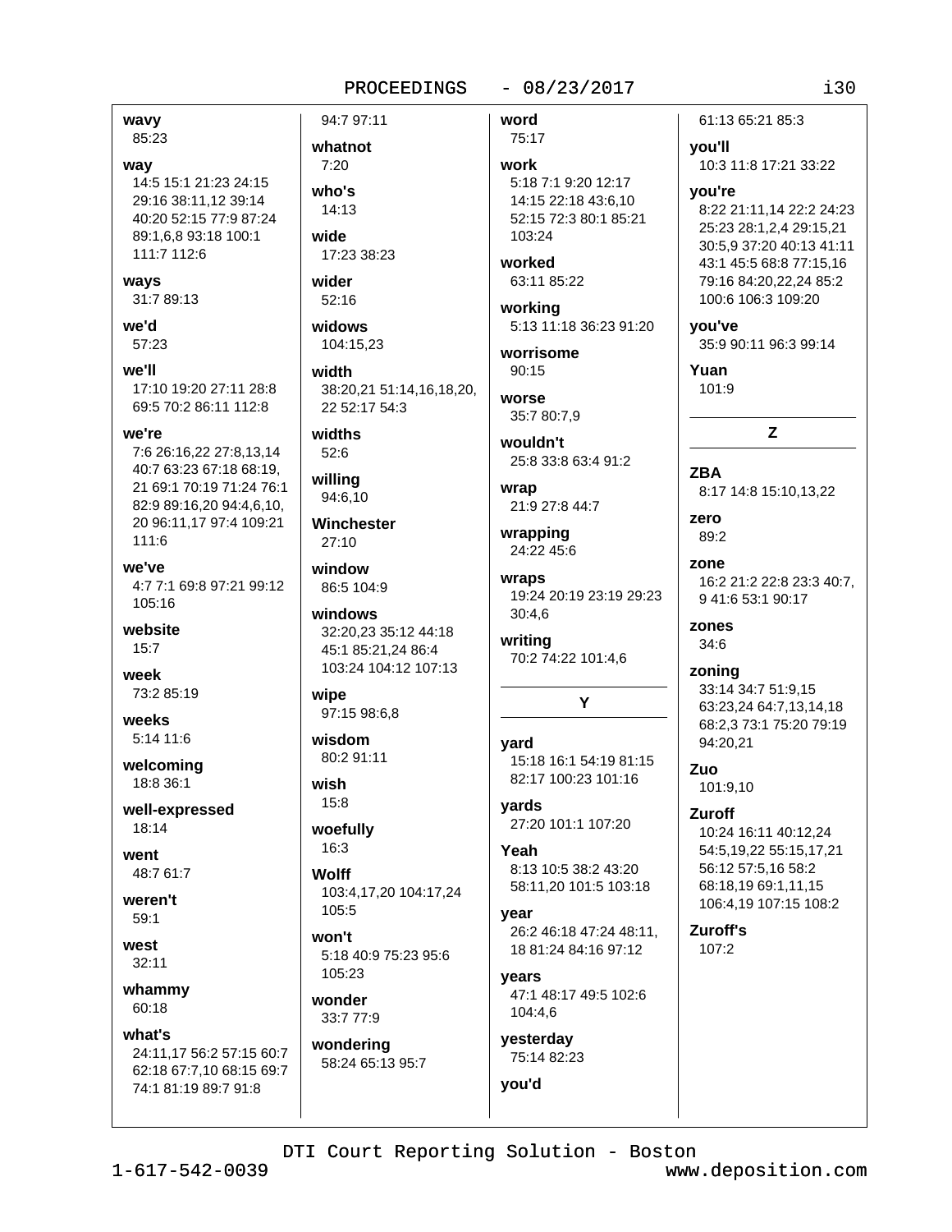**wavy**
85:23

**way**
14:5 15:1 21:23 24:15 29:16 38:11,12 39:14 40:20 52:15 77:9 87:24 89:1,6,8 93:18 100:1 111:7 112:6

**ways**
31:7 89:13

**we'd**
57:23

**we'll**
17:10 19:20 27:11 28:8 69:5 70:2 86:11 112:8

**we're**
7:6 26:16,22 27:8,13,14 40:7 63:23 67:18 68:19, 21 69:1 70:19 71:24 76:1 82:9 89:16,20 94:4,6,10, 20 96:11,17 97:4 109:21 111:6

**we've**
4:7 7:1 69:8 97:21 99:12 105:16

**website**
15:7

**week**
73:2 85:19

**weeks**
5:14 11:6

**welcoming**
18:8 36:1

**well-expressed**
18:14

**went**
48:7 61:7

**weren't**
59:1

**west**
32:11

**whammy**
60:18

**what's**
24:11,17 56:2 57:15 60:7 62:18 67:7,10 68:15 69:7 74:1 81:19 89:7 91:8 94:7 97:11

**whatnot**
7:20

**who's**
14:13

**wide**
17:23 38:23

**wider**
52:16

**widows**
104:15,23

**width**
38:20,21 51:14,16,18,20, 22 52:17 54:3

**widths**
52:6

**willing**
94:6,10

**Winchester**
27:10

**window**
86:5 104:9

**windows**
32:20,23 35:12 44:18 45:1 85:21,24 86:4 103:24 104:12 107:13

**wipe**
97:15 98:6,8

**wisdom**
80:2 91:11

**wish**
15:8

**woefully**
16:3

**Wolff**
103:4,17,20 104:17,24 105:5

**won't**
5:18 40:9 75:23 95:6 105:23

**wonder**
33:7 77:9

**wondering**
58:24 65:13 95:7

**word**
75:17

**work**
5:18 7:1 9:20 12:17 14:15 22:18 43:6,10 52:15 72:3 80:1 85:21 103:24

**worked**
63:11 85:22

**working**
5:13 11:18 36:23 91:20

**worrisome**
90:15

**worse**
35:7 80:7,9

**wouldn't**
25:8 33:8 63:4 91:2

**wrap**
21:9 27:8 44:7

**wrapping**
24:22 45:6

**wraps**
19:24 20:19 23:19 29:23 30:4,6

**writing**
70:2 74:22 101:4,6

## Y

**yard**
15:18 16:1 54:19 81:15 82:17 100:23 101:16

**yards**
27:20 101:1 107:20

**Yeah**
8:13 10:5 38:2 43:20 58:11,20 101:5 103:18

**year**
26:2 46:18 47:24 48:11, 18 81:24 84:16 97:12

**years**
47:1 48:17 49:5 102:6 104:4,6

**yesterday**
75:14 82:23

**you'd**
61:13 65:21 85:3

**you'll**
10:3 11:8 17:21 33:22

**you're**
8:22 21:11,14 22:2 24:23 25:23 28:1,2,4 29:15,21 30:5,9 37:20 40:13 41:11 43:1 45:5 68:8 77:15,16 79:16 84:20,22,24 85:2 100:6 106:3 109:20

**you've**
35:9 90:11 96:3 99:14

**Yuan**
101:9

## Z

**ZBA**
8:17 14:8 15:10,13,22

**zero**
89:2

**zone**
16:2 21:2 22:8 23:3 40:7, 9 41:6 53:1 90:17

**zones**
34:6

**zoning**
33:14 34:7 51:9,15 63:23,24 64:7,13,14,18 68:2,3 73:1 75:20 79:19 94:20,21

**Zuo**
101:9,10

**Zuroff**
10:24 16:11 40:12,24 54:5,19,22 55:15,17,21 56:12 57:5,16 58:2 68:18,19 69:1,11,15 106:4,19 107:15 108:2

**Zuroff's**
107:2